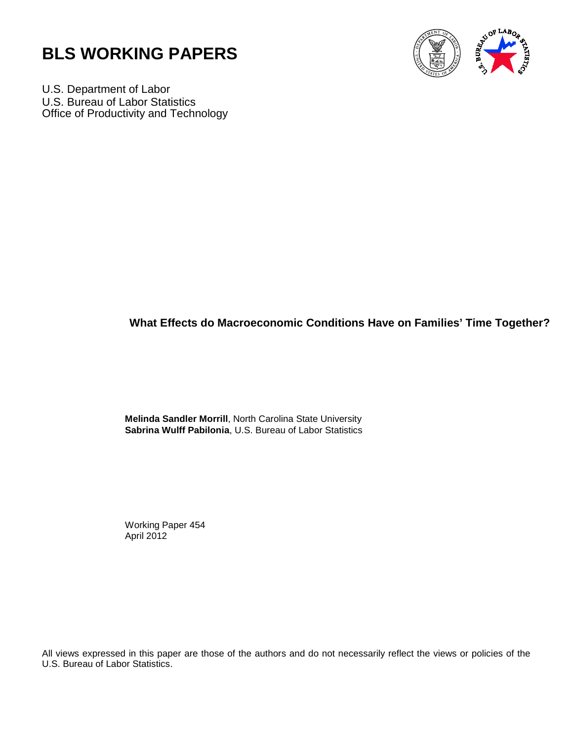# BLS WORKING PAPERS

U.S. Department of Labor
U.S. Bureau of Labor Statistics
Office of Productivity and Technology

## What Effects do Macroeconomic Conditions Have on Families' Time Together?

**Melinda Sandler Morrill**, North Carolina State University
**Sabrina Wulff Pabilonia**, U.S. Bureau of Labor Statistics

Working Paper 454
April 2012

All views expressed in this paper are those of the authors and do not necessarily reflect the views or policies of the U.S. Bureau of Labor Statistics.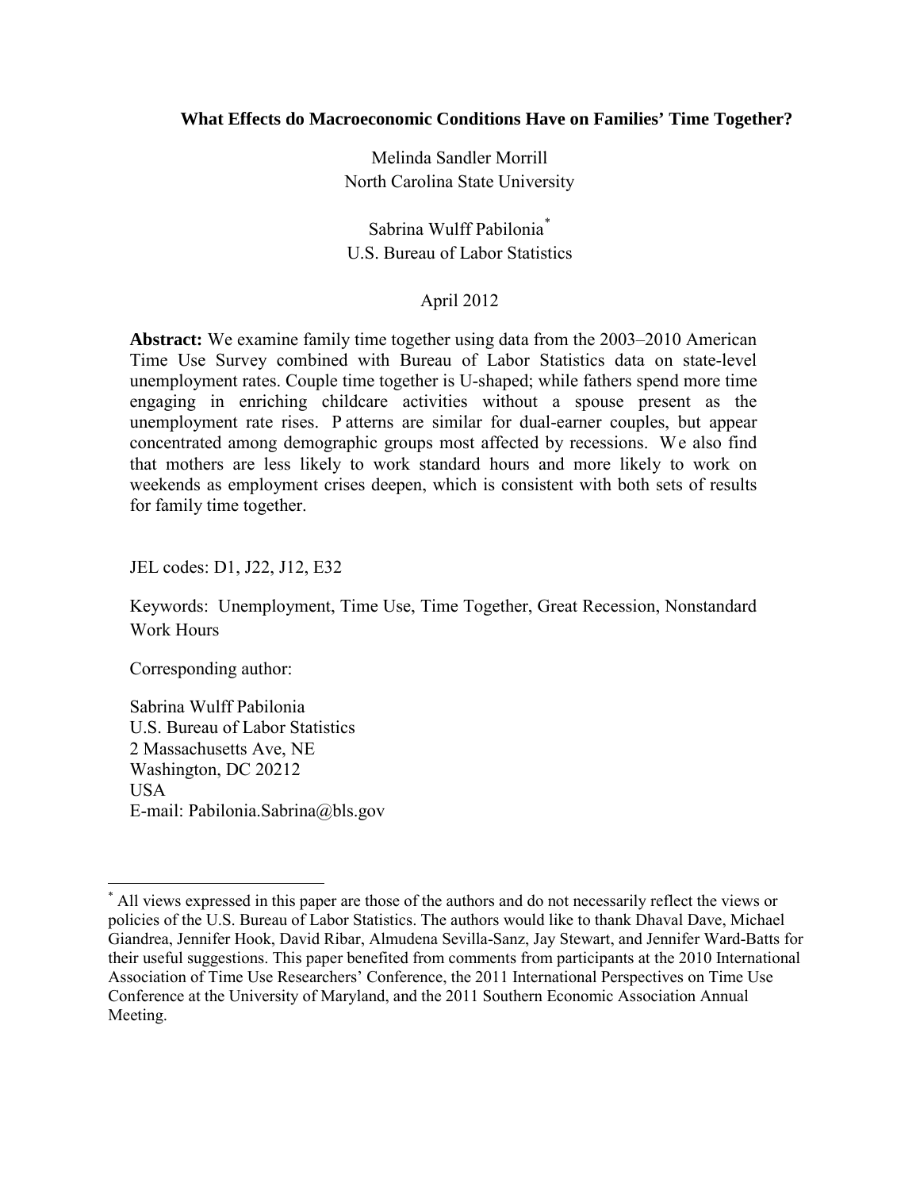**What Effects do Macroeconomic Conditions Have on Families' Time Together?**

Melinda Sandler Morrill
North Carolina State University

Sabrina Wulff Pabilonia[*]
U.S. Bureau of Labor Statistics

April 2012

**Abstract:** We examine family time together using data from the 2003–2010 American Time Use Survey combined with Bureau of Labor Statistics data on state-level unemployment rates. Couple time together is U-shaped; while fathers spend more time engaging in enriching childcare activities without a spouse present as the unemployment rate rises. Patterns are similar for dual-earner couples, but appear concentrated among demographic groups most affected by recessions. We also find that mothers are less likely to work standard hours and more likely to work on weekends as employment crises deepen, which is consistent with both sets of results for family time together.

JEL codes: D1, J22, J12, E32

Keywords: Unemployment, Time Use, Time Together, Great Recession, Nonstandard Work Hours

Corresponding author:

Sabrina Wulff Pabilonia
U.S. Bureau of Labor Statistics
2 Massachusetts Ave, NE
Washington, DC 20212
USA
E-mail: Pabilonia.Sabrina@bls.gov

---

[*] All views expressed in this paper are those of the authors and do not necessarily reflect the views or policies of the U.S. Bureau of Labor Statistics. The authors would like to thank Dhaval Dave, Michael Giandrea, Jennifer Hook, David Ribar, Almudena Sevilla-Sanz, Jay Stewart, and Jennifer Ward-Batts for their useful suggestions. This paper benefited from comments from participants at the 2010 International Association of Time Use Researchers' Conference, the 2011 International Perspectives on Time Use Conference at the University of Maryland, and the 2011 Southern Economic Association Annual Meeting.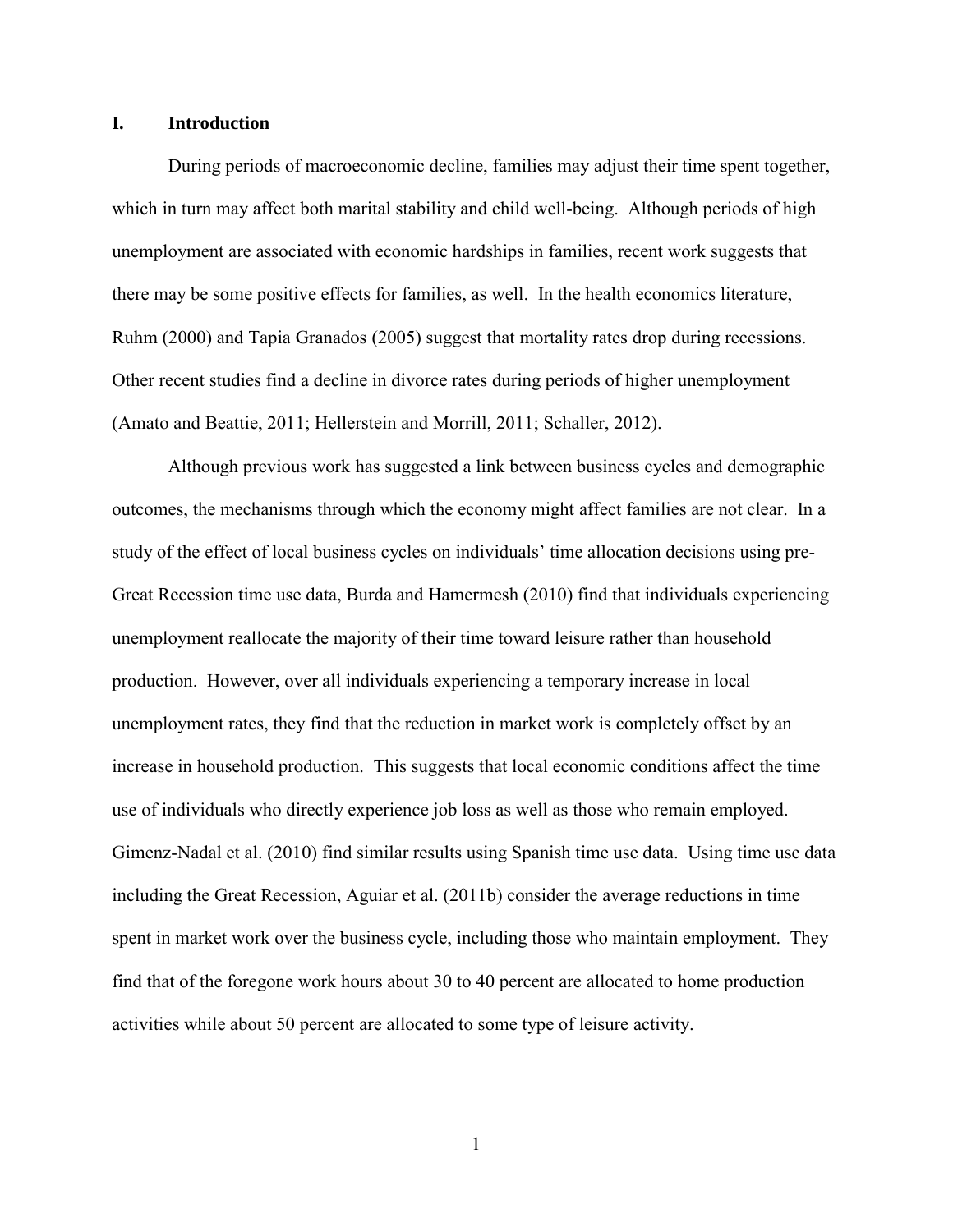## I. Introduction

During periods of macroeconomic decline, families may adjust their time spent together, which in turn may affect both marital stability and child well-being. Although periods of high unemployment are associated with economic hardships in families, recent work suggests that there may be some positive effects for families, as well. In the health economics literature, Ruhm (2000) and Tapia Granados (2005) suggest that mortality rates drop during recessions. Other recent studies find a decline in divorce rates during periods of higher unemployment (Amato and Beattie, 2011; Hellerstein and Morrill, 2011; Schaller, 2012).

Although previous work has suggested a link between business cycles and demographic outcomes, the mechanisms through which the economy might affect families are not clear. In a study of the effect of local business cycles on individuals' time allocation decisions using pre-Great Recession time use data, Burda and Hamermesh (2010) find that individuals experiencing unemployment reallocate the majority of their time toward leisure rather than household production. However, over all individuals experiencing a temporary increase in local unemployment rates, they find that the reduction in market work is completely offset by an increase in household production. This suggests that local economic conditions affect the time use of individuals who directly experience job loss as well as those who remain employed. Gimenz-Nadal et al. (2010) find similar results using Spanish time use data. Using time use data including the Great Recession, Aguiar et al. (2011b) consider the average reductions in time spent in market work over the business cycle, including those who maintain employment. They find that of the foregone work hours about 30 to 40 percent are allocated to home production activities while about 50 percent are allocated to some type of leisure activity.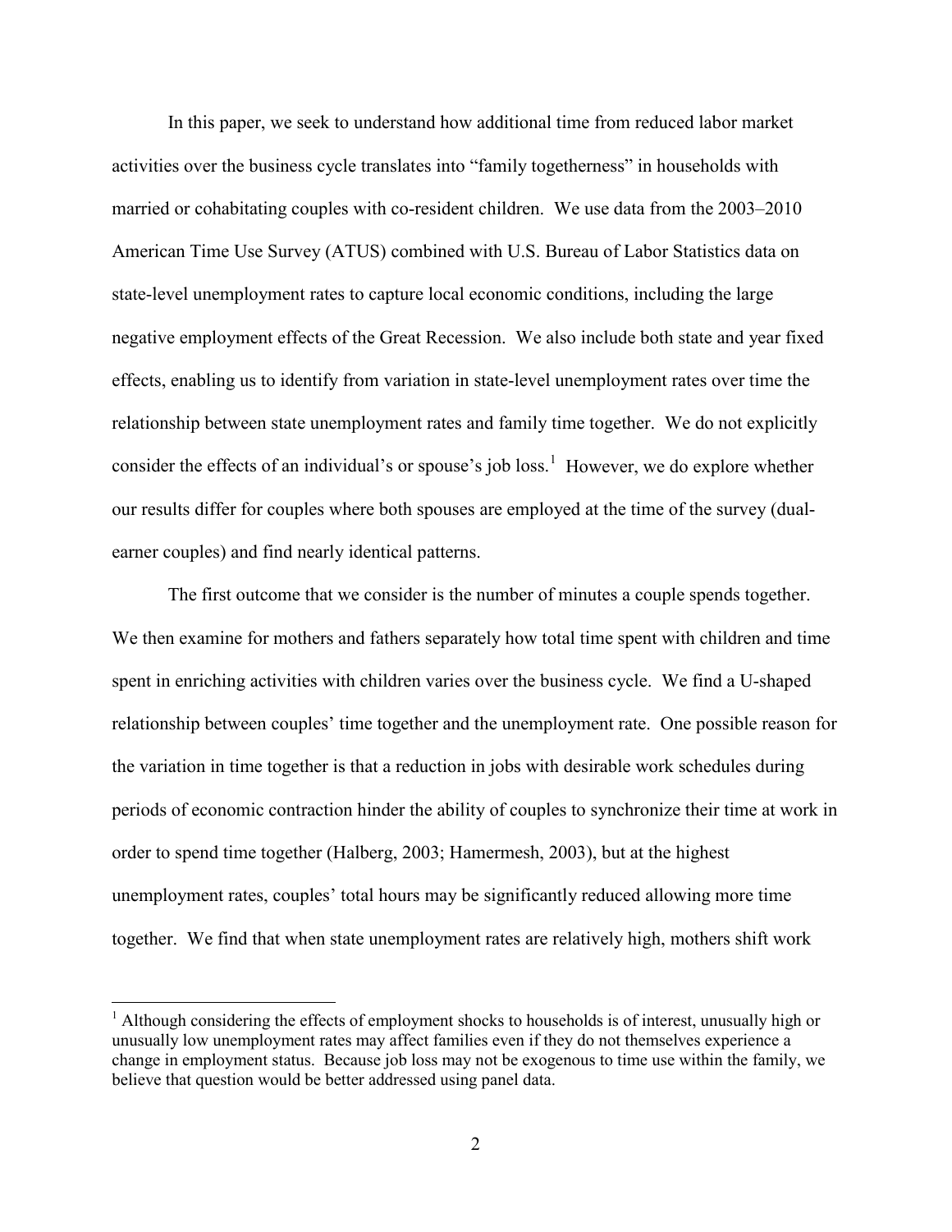In this paper, we seek to understand how additional time from reduced labor market activities over the business cycle translates into "family togetherness" in households with married or cohabitating couples with co-resident children. We use data from the 2003–2010 American Time Use Survey (ATUS) combined with U.S. Bureau of Labor Statistics data on state-level unemployment rates to capture local economic conditions, including the large negative employment effects of the Great Recession. We also include both state and year fixed effects, enabling us to identify from variation in state-level unemployment rates over time the relationship between state unemployment rates and family time together. We do not explicitly consider the effects of an individual's or spouse's job loss.[1] However, we do explore whether our results differ for couples where both spouses are employed at the time of the survey (dual-earner couples) and find nearly identical patterns.

The first outcome that we consider is the number of minutes a couple spends together. We then examine for mothers and fathers separately how total time spent with children and time spent in enriching activities with children varies over the business cycle. We find a U-shaped relationship between couples' time together and the unemployment rate. One possible reason for the variation in time together is that a reduction in jobs with desirable work schedules during periods of economic contraction hinder the ability of couples to synchronize their time at work in order to spend time together (Halberg, 2003; Hamermesh, 2003), but at the highest unemployment rates, couples' total hours may be significantly reduced allowing more time together. We find that when state unemployment rates are relatively high, mothers shift work

[1] Although considering the effects of employment shocks to households is of interest, unusually high or unusually low unemployment rates may affect families even if they do not themselves experience a change in employment status. Because job loss may not be exogenous to time use within the family, we believe that question would be better addressed using panel data.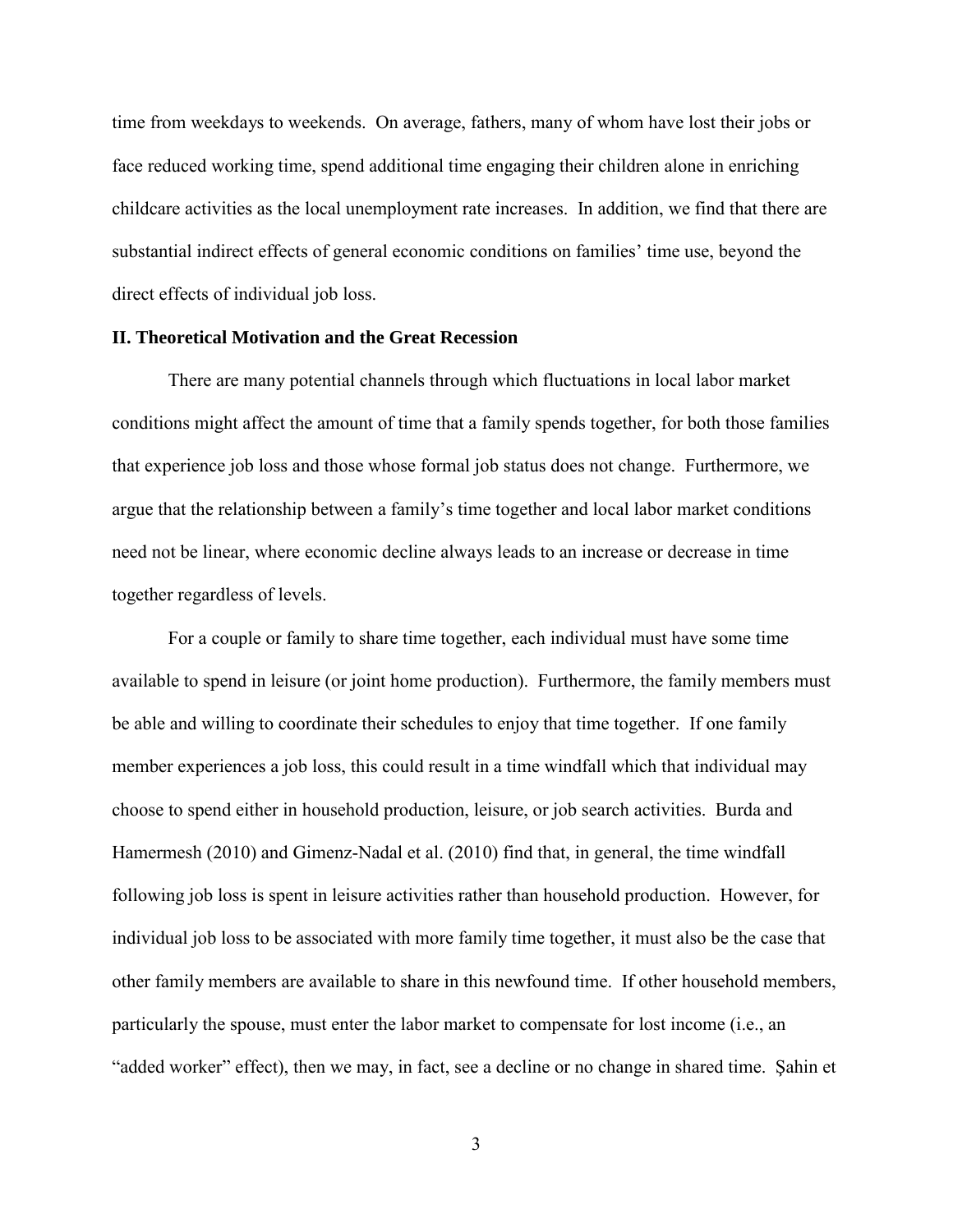time from weekdays to weekends. On average, fathers, many of whom have lost their jobs or face reduced working time, spend additional time engaging their children alone in enriching childcare activities as the local unemployment rate increases. In addition, we find that there are substantial indirect effects of general economic conditions on families' time use, beyond the direct effects of individual job loss.

## II. Theoretical Motivation and the Great Recession

There are many potential channels through which fluctuations in local labor market conditions might affect the amount of time that a family spends together, for both those families that experience job loss and those whose formal job status does not change. Furthermore, we argue that the relationship between a family's time together and local labor market conditions need not be linear, where economic decline always leads to an increase or decrease in time together regardless of levels.

For a couple or family to share time together, each individual must have some time available to spend in leisure (or joint home production). Furthermore, the family members must be able and willing to coordinate their schedules to enjoy that time together. If one family member experiences a job loss, this could result in a time windfall which that individual may choose to spend either in household production, leisure, or job search activities. Burda and Hamermesh (2010) and Gimenz-Nadal et al. (2010) find that, in general, the time windfall following job loss is spent in leisure activities rather than household production. However, for individual job loss to be associated with more family time together, it must also be the case that other family members are available to share in this newfound time. If other household members, particularly the spouse, must enter the labor market to compensate for lost income (i.e., an "added worker" effect), then we may, in fact, see a decline or no change in shared time. Şahin et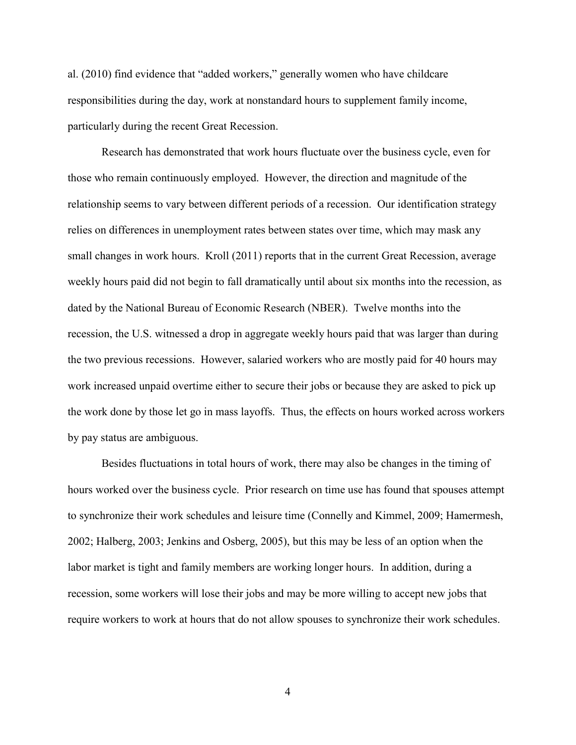al. (2010) find evidence that "added workers," generally women who have childcare responsibilities during the day, work at nonstandard hours to supplement family income, particularly during the recent Great Recession.

Research has demonstrated that work hours fluctuate over the business cycle, even for those who remain continuously employed. However, the direction and magnitude of the relationship seems to vary between different periods of a recession. Our identification strategy relies on differences in unemployment rates between states over time, which may mask any small changes in work hours. Kroll (2011) reports that in the current Great Recession, average weekly hours paid did not begin to fall dramatically until about six months into the recession, as dated by the National Bureau of Economic Research (NBER). Twelve months into the recession, the U.S. witnessed a drop in aggregate weekly hours paid that was larger than during the two previous recessions. However, salaried workers who are mostly paid for 40 hours may work increased unpaid overtime either to secure their jobs or because they are asked to pick up the work done by those let go in mass layoffs. Thus, the effects on hours worked across workers by pay status are ambiguous.

Besides fluctuations in total hours of work, there may also be changes in the timing of hours worked over the business cycle. Prior research on time use has found that spouses attempt to synchronize their work schedules and leisure time (Connelly and Kimmel, 2009; Hamermesh, 2002; Halberg, 2003; Jenkins and Osberg, 2005), but this may be less of an option when the labor market is tight and family members are working longer hours. In addition, during a recession, some workers will lose their jobs and may be more willing to accept new jobs that require workers to work at hours that do not allow spouses to synchronize their work schedules.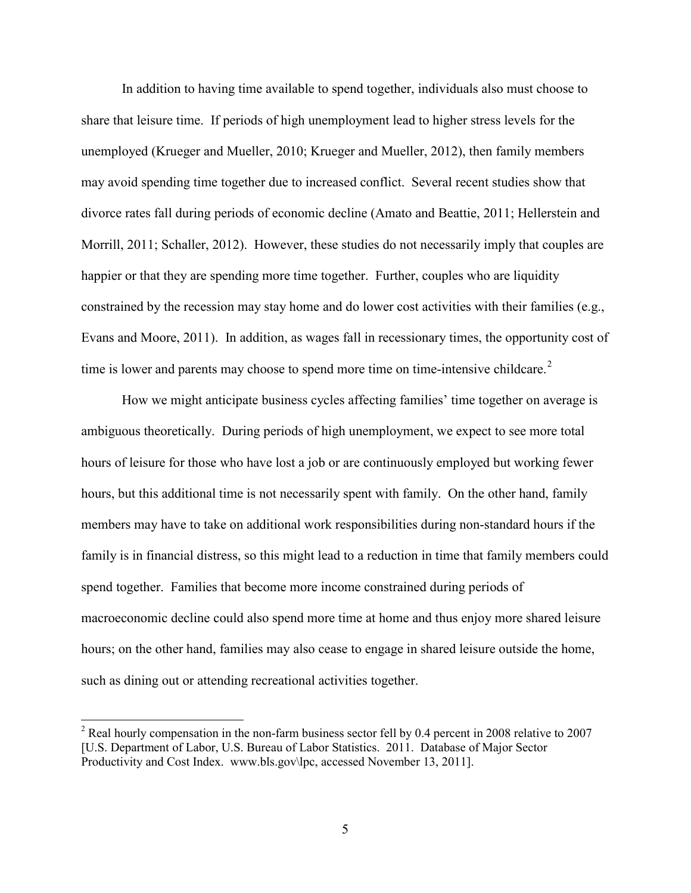In addition to having time available to spend together, individuals also must choose to share that leisure time. If periods of high unemployment lead to higher stress levels for the unemployed (Krueger and Mueller, 2010; Krueger and Mueller, 2012), then family members may avoid spending time together due to increased conflict. Several recent studies show that divorce rates fall during periods of economic decline (Amato and Beattie, 2011; Hellerstein and Morrill, 2011; Schaller, 2012). However, these studies do not necessarily imply that couples are happier or that they are spending more time together. Further, couples who are liquidity constrained by the recession may stay home and do lower cost activities with their families (e.g., Evans and Moore, 2011). In addition, as wages fall in recessionary times, the opportunity cost of time is lower and parents may choose to spend more time on time-intensive childcare.[2]

How we might anticipate business cycles affecting families' time together on average is ambiguous theoretically. During periods of high unemployment, we expect to see more total hours of leisure for those who have lost a job or are continuously employed but working fewer hours, but this additional time is not necessarily spent with family. On the other hand, family members may have to take on additional work responsibilities during non-standard hours if the family is in financial distress, so this might lead to a reduction in time that family members could spend together. Families that become more income constrained during periods of macroeconomic decline could also spend more time at home and thus enjoy more shared leisure hours; on the other hand, families may also cease to engage in shared leisure outside the home, such as dining out or attending recreational activities together.

[2] Real hourly compensation in the non-farm business sector fell by 0.4 percent in 2008 relative to 2007 [U.S. Department of Labor, U.S. Bureau of Labor Statistics. 2011. Database of Major Sector Productivity and Cost Index. www.bls.gov\lpc, accessed November 13, 2011].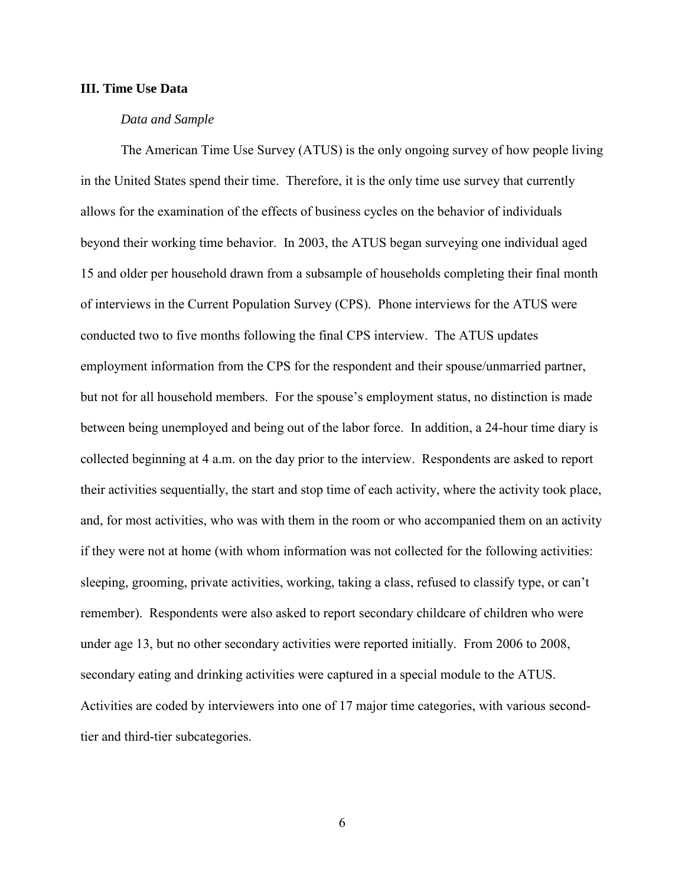## III. Time Use Data

### *Data and Sample*

The American Time Use Survey (ATUS) is the only ongoing survey of how people living in the United States spend their time. Therefore, it is the only time use survey that currently allows for the examination of the effects of business cycles on the behavior of individuals beyond their working time behavior. In 2003, the ATUS began surveying one individual aged 15 and older per household drawn from a subsample of households completing their final month of interviews in the Current Population Survey (CPS). Phone interviews for the ATUS were conducted two to five months following the final CPS interview. The ATUS updates employment information from the CPS for the respondent and their spouse/unmarried partner, but not for all household members. For the spouse's employment status, no distinction is made between being unemployed and being out of the labor force. In addition, a 24-hour time diary is collected beginning at 4 a.m. on the day prior to the interview. Respondents are asked to report their activities sequentially, the start and stop time of each activity, where the activity took place, and, for most activities, who was with them in the room or who accompanied them on an activity if they were not at home (with whom information was not collected for the following activities: sleeping, grooming, private activities, working, taking a class, refused to classify type, or can't remember). Respondents were also asked to report secondary childcare of children who were under age 13, but no other secondary activities were reported initially. From 2006 to 2008, secondary eating and drinking activities were captured in a special module to the ATUS. Activities are coded by interviewers into one of 17 major time categories, with various second-tier and third-tier subcategories.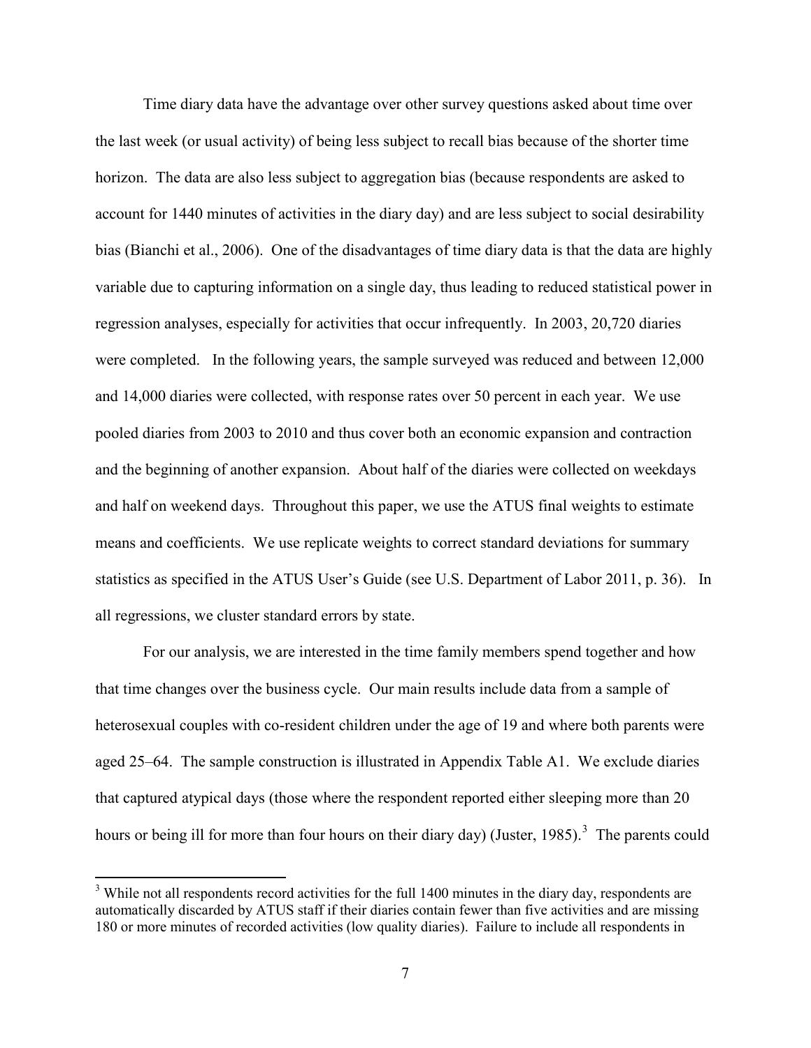Time diary data have the advantage over other survey questions asked about time over the last week (or usual activity) of being less subject to recall bias because of the shorter time horizon. The data are also less subject to aggregation bias (because respondents are asked to account for 1440 minutes of activities in the diary day) and are less subject to social desirability bias (Bianchi et al., 2006). One of the disadvantages of time diary data is that the data are highly variable due to capturing information on a single day, thus leading to reduced statistical power in regression analyses, especially for activities that occur infrequently. In 2003, 20,720 diaries were completed. In the following years, the sample surveyed was reduced and between 12,000 and 14,000 diaries were collected, with response rates over 50 percent in each year. We use pooled diaries from 2003 to 2010 and thus cover both an economic expansion and contraction and the beginning of another expansion. About half of the diaries were collected on weekdays and half on weekend days. Throughout this paper, we use the ATUS final weights to estimate means and coefficients. We use replicate weights to correct standard deviations for summary statistics as specified in the ATUS User's Guide (see U.S. Department of Labor 2011, p. 36). In all regressions, we cluster standard errors by state.

For our analysis, we are interested in the time family members spend together and how that time changes over the business cycle. Our main results include data from a sample of heterosexual couples with co-resident children under the age of 19 and where both parents were aged 25–64. The sample construction is illustrated in Appendix Table A1. We exclude diaries that captured atypical days (those where the respondent reported either sleeping more than 20 hours or being ill for more than four hours on their diary day) (Juster, 1985).[3] The parents could

[3] While not all respondents record activities for the full 1400 minutes in the diary day, respondents are automatically discarded by ATUS staff if their diaries contain fewer than five activities and are missing 180 or more minutes of recorded activities (low quality diaries). Failure to include all respondents in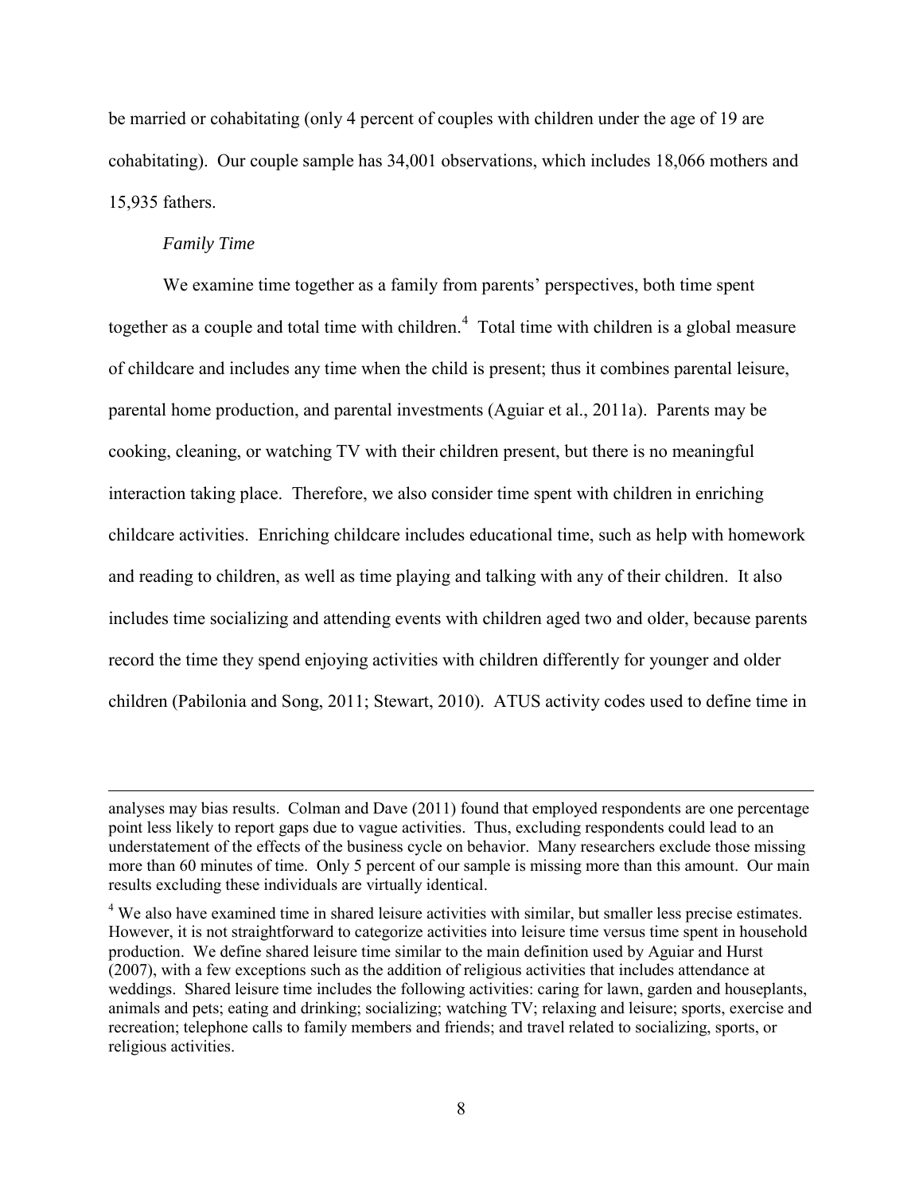be married or cohabitating (only 4 percent of couples with children under the age of 19 are cohabitating). Our couple sample has 34,001 observations, which includes 18,066 mothers and 15,935 fathers.

*Family Time*

We examine time together as a family from parents' perspectives, both time spent together as a couple and total time with children.[4] Total time with children is a global measure of childcare and includes any time when the child is present; thus it combines parental leisure, parental home production, and parental investments (Aguiar et al., 2011a). Parents may be cooking, cleaning, or watching TV with their children present, but there is no meaningful interaction taking place. Therefore, we also consider time spent with children in enriching childcare activities. Enriching childcare includes educational time, such as help with homework and reading to children, as well as time playing and talking with any of their children. It also includes time socializing and attending events with children aged two and older, because parents record the time they spend enjoying activities with children differently for younger and older children (Pabilonia and Song, 2011; Stewart, 2010). ATUS activity codes used to define time in

---

analyses may bias results. Colman and Dave (2011) found that employed respondents are one percentage point less likely to report gaps due to vague activities. Thus, excluding respondents could lead to an understatement of the effects of the business cycle on behavior. Many researchers exclude those missing more than 60 minutes of time. Only 5 percent of our sample is missing more than this amount. Our main results excluding these individuals are virtually identical.

[4] We also have examined time in shared leisure activities with similar, but smaller less precise estimates. However, it is not straightforward to categorize activities into leisure time versus time spent in household production. We define shared leisure time similar to the main definition used by Aguiar and Hurst (2007), with a few exceptions such as the addition of religious activities that includes attendance at weddings. Shared leisure time includes the following activities: caring for lawn, garden and houseplants, animals and pets; eating and drinking; socializing; watching TV; relaxing and leisure; sports, exercise and recreation; telephone calls to family members and friends; and travel related to socializing, sports, or religious activities.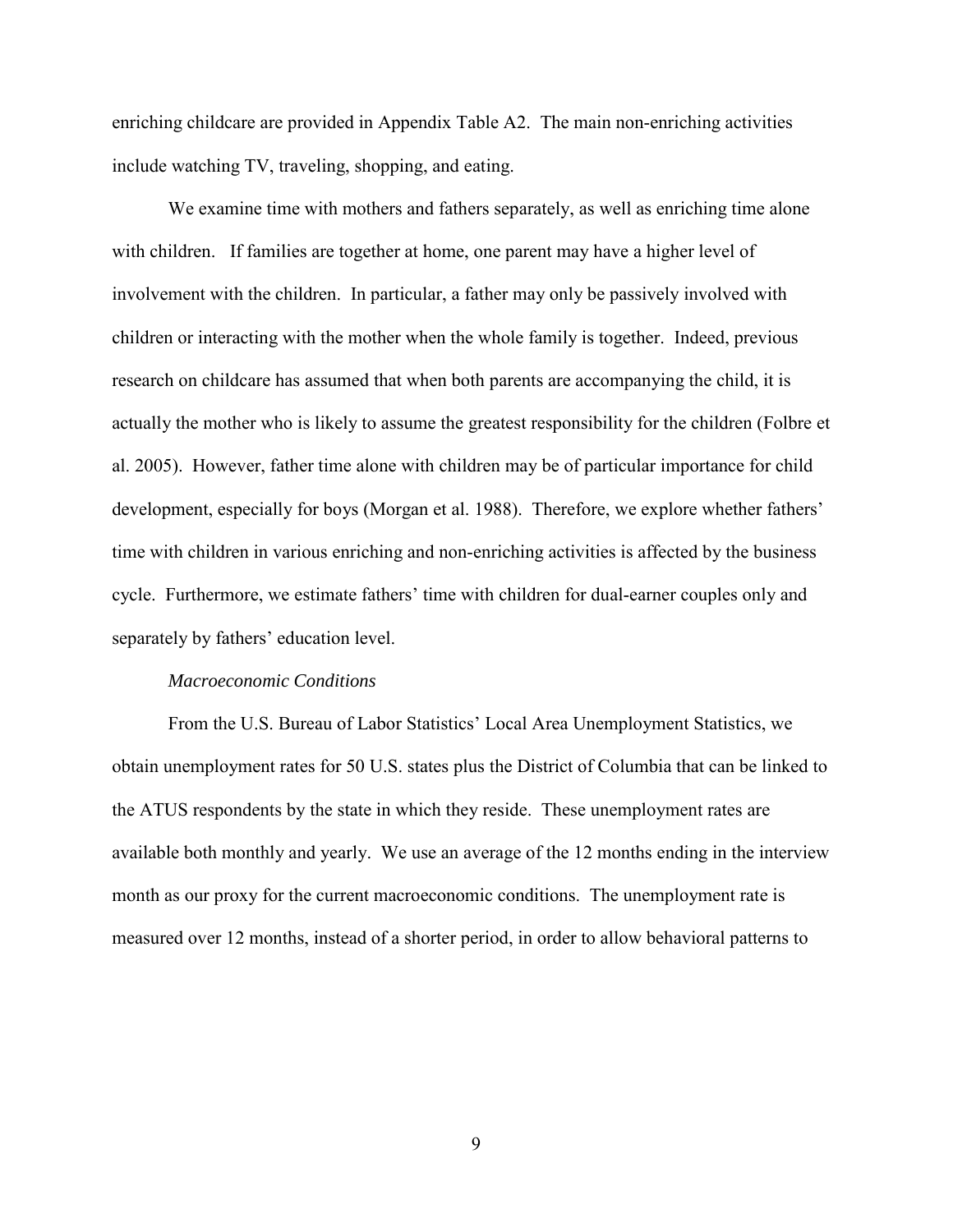enriching childcare are provided in Appendix Table A2. The main non-enriching activities include watching TV, traveling, shopping, and eating.

We examine time with mothers and fathers separately, as well as enriching time alone with children. If families are together at home, one parent may have a higher level of involvement with the children. In particular, a father may only be passively involved with children or interacting with the mother when the whole family is together. Indeed, previous research on childcare has assumed that when both parents are accompanying the child, it is actually the mother who is likely to assume the greatest responsibility for the children (Folbre et al. 2005). However, father time alone with children may be of particular importance for child development, especially for boys (Morgan et al. 1988). Therefore, we explore whether fathers' time with children in various enriching and non-enriching activities is affected by the business cycle. Furthermore, we estimate fathers' time with children for dual-earner couples only and separately by fathers' education level.

*Macroeconomic Conditions*

From the U.S. Bureau of Labor Statistics' Local Area Unemployment Statistics, we obtain unemployment rates for 50 U.S. states plus the District of Columbia that can be linked to the ATUS respondents by the state in which they reside. These unemployment rates are available both monthly and yearly. We use an average of the 12 months ending in the interview month as our proxy for the current macroeconomic conditions. The unemployment rate is measured over 12 months, instead of a shorter period, in order to allow behavioral patterns to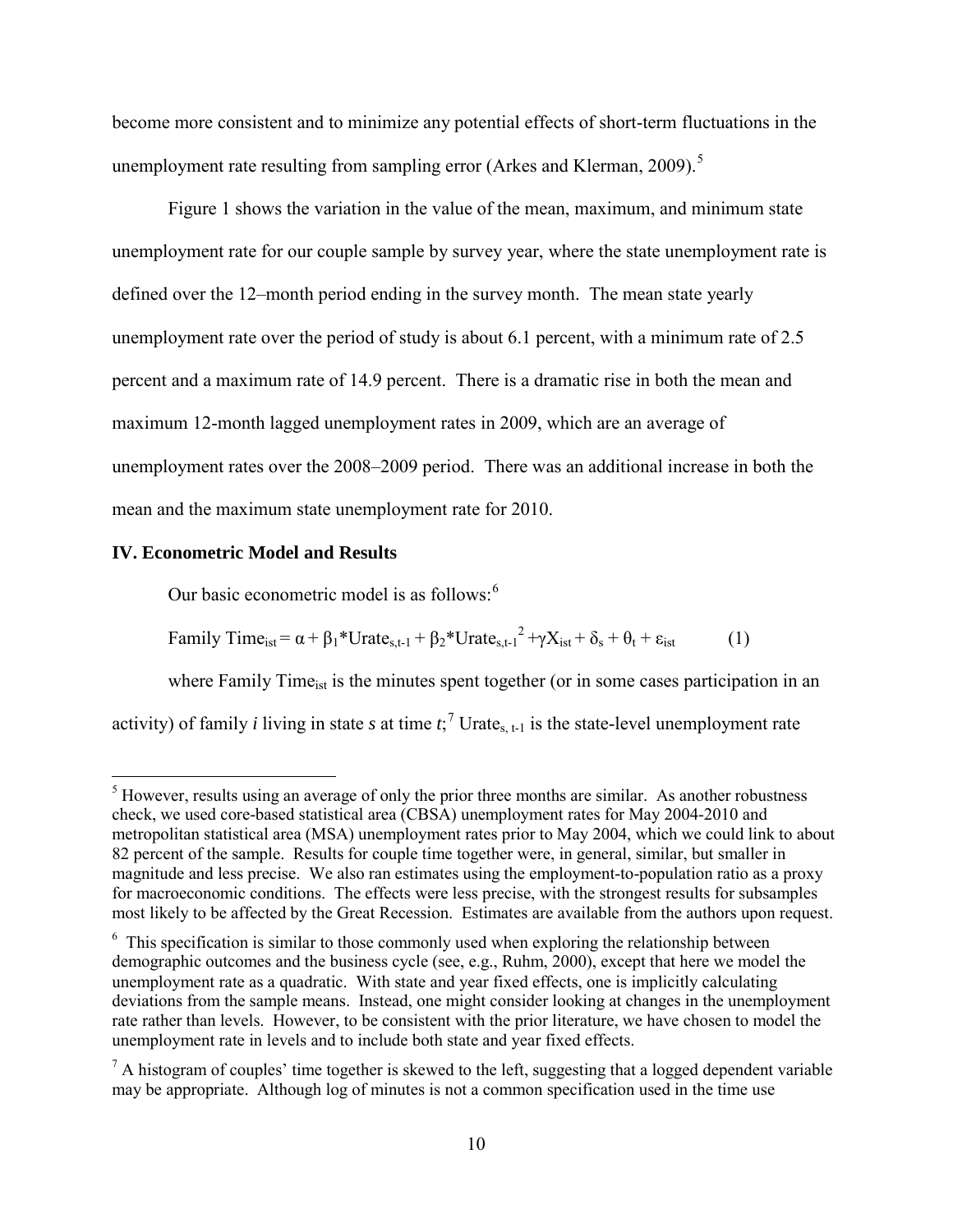become more consistent and to minimize any potential effects of short-term fluctuations in the unemployment rate resulting from sampling error (Arkes and Klerman, 2009).[5]

Figure 1 shows the variation in the value of the mean, maximum, and minimum state unemployment rate for our couple sample by survey year, where the state unemployment rate is defined over the 12–month period ending in the survey month. The mean state yearly unemployment rate over the period of study is about 6.1 percent, with a minimum rate of 2.5 percent and a maximum rate of 14.9 percent. There is a dramatic rise in both the mean and maximum 12-month lagged unemployment rates in 2009, which are an average of unemployment rates over the 2008–2009 period. There was an additional increase in both the mean and the maximum state unemployment rate for 2010.

## IV. Econometric Model and Results

Our basic econometric model is as follows:[6]

$$\text{Family Time}_{ist} = \alpha + \beta_1 * \text{Urate}_{s,t-1} + \beta_2 * \text{Urate}_{s,t-1}^2 + \gamma X_{ist} + \delta_s + \theta_t + \varepsilon_{ist} \qquad (1)$$

where Family $\text{Time}_{ist}$ is the minutes spent together (or in some cases participation in an activity) of family *i* living in state *s* at time *t*;[7] $\text{Urate}_{s,\,t-1}$ is the state-level unemployment rate

---

[5] However, results using an average of only the prior three months are similar. As another robustness check, we used core-based statistical area (CBSA) unemployment rates for May 2004-2010 and metropolitan statistical area (MSA) unemployment rates prior to May 2004, which we could link to about 82 percent of the sample. Results for couple time together were, in general, similar, but smaller in magnitude and less precise. We also ran estimates using the employment-to-population ratio as a proxy for macroeconomic conditions. The effects were less precise, with the strongest results for subsamples most likely to be affected by the Great Recession. Estimates are available from the authors upon request.

[6] This specification is similar to those commonly used when exploring the relationship between demographic outcomes and the business cycle (see, e.g., Ruhm, 2000), except that here we model the unemployment rate as a quadratic. With state and year fixed effects, one is implicitly calculating deviations from the sample means. Instead, one might consider looking at changes in the unemployment rate rather than levels. However, to be consistent with the prior literature, we have chosen to model the unemployment rate in levels and to include both state and year fixed effects.

[7] A histogram of couples' time together is skewed to the left, suggesting that a logged dependent variable may be appropriate. Although log of minutes is not a common specification used in the time use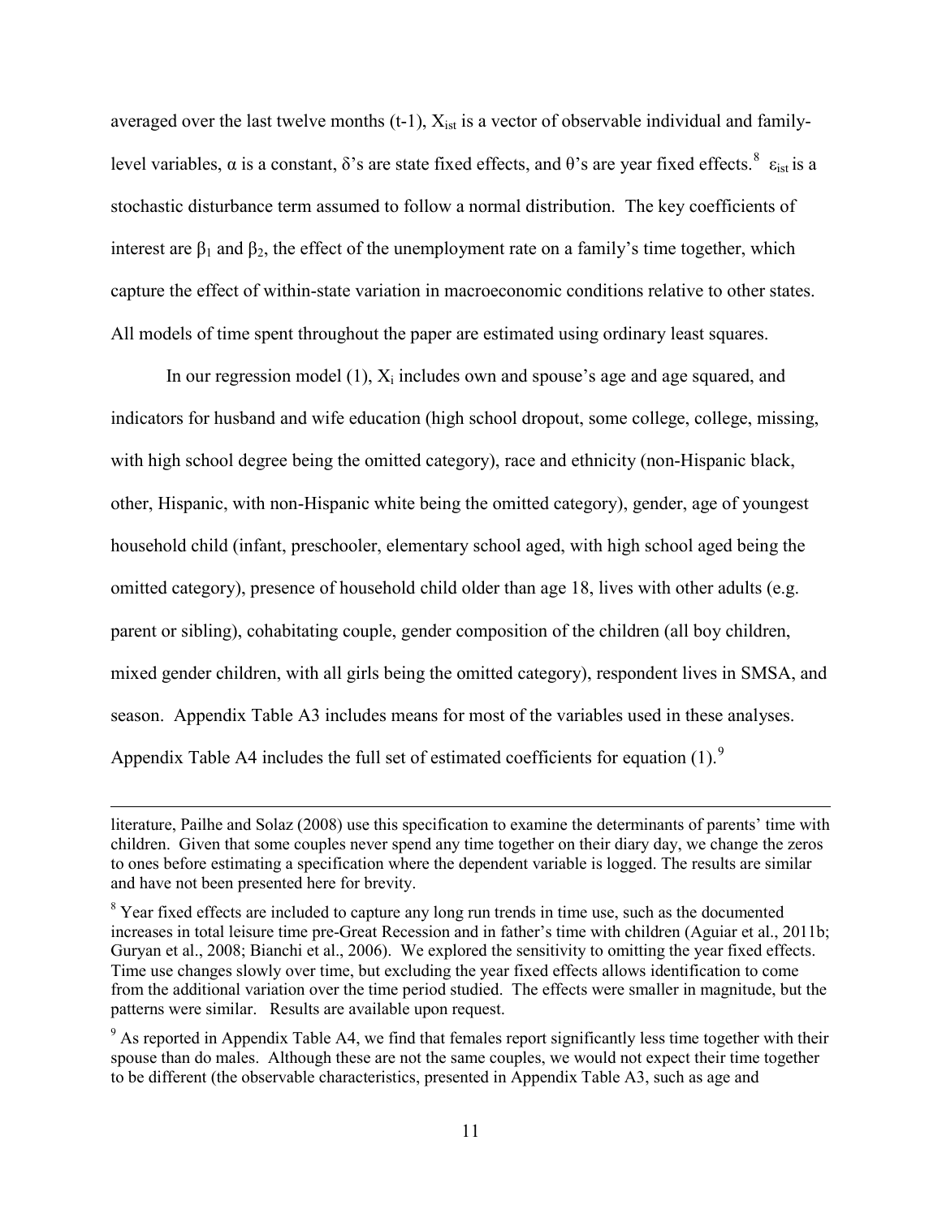averaged over the last twelve months (t-1), $X_{ist}$ is a vector of observable individual and family-level variables, $\alpha$ is a constant, $\delta$'s are state fixed effects, and $\theta$'s are year fixed effects.[8] $\varepsilon_{ist}$ is a stochastic disturbance term assumed to follow a normal distribution. The key coefficients of interest are $\beta_1$ and $\beta_2$, the effect of the unemployment rate on a family's time together, which capture the effect of within-state variation in macroeconomic conditions relative to other states. All models of time spent throughout the paper are estimated using ordinary least squares.

In our regression model (1), $X_i$ includes own and spouse's age and age squared, and indicators for husband and wife education (high school dropout, some college, college, missing, with high school degree being the omitted category), race and ethnicity (non-Hispanic black, other, Hispanic, with non-Hispanic white being the omitted category), gender, age of youngest household child (infant, preschooler, elementary school aged, with high school aged being the omitted category), presence of household child older than age 18, lives with other adults (e.g. parent or sibling), cohabitating couple, gender composition of the children (all boy children, mixed gender children, with all girls being the omitted category), respondent lives in SMSA, and season. Appendix Table A3 includes means for most of the variables used in these analyses. Appendix Table A4 includes the full set of estimated coefficients for equation (1).[9]

---

literature, Pailhe and Solaz (2008) use this specification to examine the determinants of parents' time with children. Given that some couples never spend any time together on their diary day, we change the zeros to ones before estimating a specification where the dependent variable is logged. The results are similar and have not been presented here for brevity.

[8] Year fixed effects are included to capture any long run trends in time use, such as the documented increases in total leisure time pre-Great Recession and in father's time with children (Aguiar et al., 2011b; Guryan et al., 2008; Bianchi et al., 2006). We explored the sensitivity to omitting the year fixed effects. Time use changes slowly over time, but excluding the year fixed effects allows identification to come from the additional variation over the time period studied. The effects were smaller in magnitude, but the patterns were similar. Results are available upon request.

[9] As reported in Appendix Table A4, we find that females report significantly less time together with their spouse than do males. Although these are not the same couples, we would not expect their time together to be different (the observable characteristics, presented in Appendix Table A3, such as age and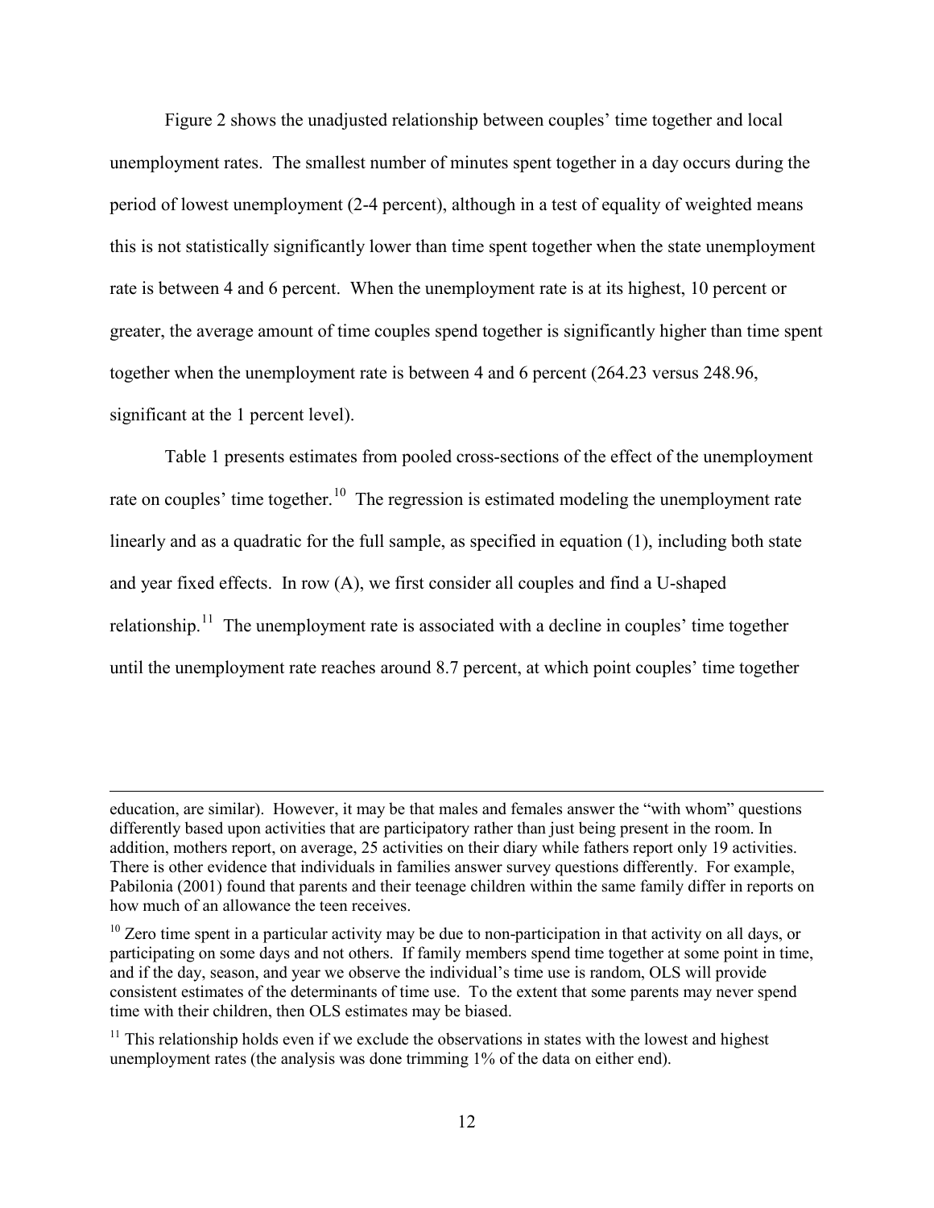Figure 2 shows the unadjusted relationship between couples' time together and local unemployment rates. The smallest number of minutes spent together in a day occurs during the period of lowest unemployment (2-4 percent), although in a test of equality of weighted means this is not statistically significantly lower than time spent together when the state unemployment rate is between 4 and 6 percent. When the unemployment rate is at its highest, 10 percent or greater, the average amount of time couples spend together is significantly higher than time spent together when the unemployment rate is between 4 and 6 percent (264.23 versus 248.96, significant at the 1 percent level).

Table 1 presents estimates from pooled cross-sections of the effect of the unemployment rate on couples' time together.[10] The regression is estimated modeling the unemployment rate linearly and as a quadratic for the full sample, as specified in equation (1), including both state and year fixed effects. In row (A), we first consider all couples and find a U-shaped relationship.[11] The unemployment rate is associated with a decline in couples' time together until the unemployment rate reaches around 8.7 percent, at which point couples' time together

---

education, are similar). However, it may be that males and females answer the "with whom" questions differently based upon activities that are participatory rather than just being present in the room. In addition, mothers report, on average, 25 activities on their diary while fathers report only 19 activities. There is other evidence that individuals in families answer survey questions differently. For example, Pabilonia (2001) found that parents and their teenage children within the same family differ in reports on how much of an allowance the teen receives.

[10] Zero time spent in a particular activity may be due to non-participation in that activity on all days, or participating on some days and not others. If family members spend time together at some point in time, and if the day, season, and year we observe the individual's time use is random, OLS will provide consistent estimates of the determinants of time use. To the extent that some parents may never spend time with their children, then OLS estimates may be biased.

[11] This relationship holds even if we exclude the observations in states with the lowest and highest unemployment rates (the analysis was done trimming 1% of the data on either end).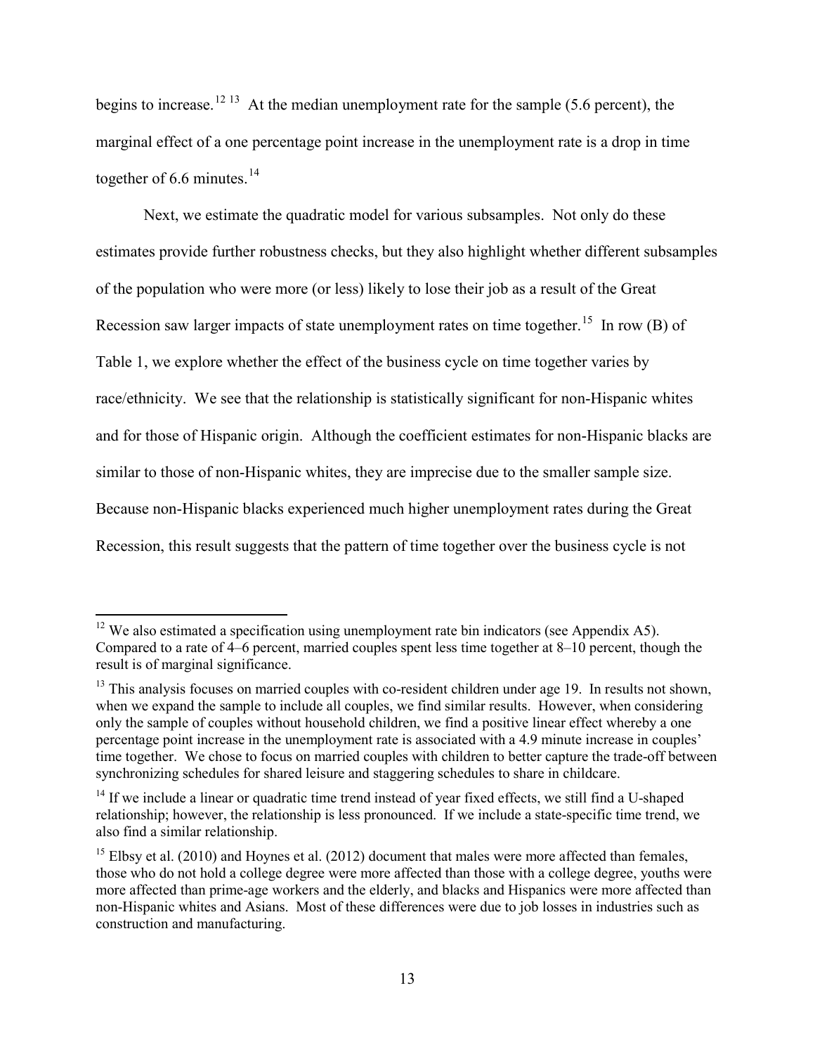begins to increase.[12] [13] At the median unemployment rate for the sample (5.6 percent), the marginal effect of a one percentage point increase in the unemployment rate is a drop in time together of 6.6 minutes.[14]

Next, we estimate the quadratic model for various subsamples. Not only do these estimates provide further robustness checks, but they also highlight whether different subsamples of the population who were more (or less) likely to lose their job as a result of the Great Recession saw larger impacts of state unemployment rates on time together.[15] In row (B) of Table 1, we explore whether the effect of the business cycle on time together varies by race/ethnicity. We see that the relationship is statistically significant for non-Hispanic whites and for those of Hispanic origin. Although the coefficient estimates for non-Hispanic blacks are similar to those of non-Hispanic whites, they are imprecise due to the smaller sample size. Because non-Hispanic blacks experienced much higher unemployment rates during the Great Recession, this result suggests that the pattern of time together over the business cycle is not

---

[12] We also estimated a specification using unemployment rate bin indicators (see Appendix A5). Compared to a rate of 4–6 percent, married couples spent less time together at 8–10 percent, though the result is of marginal significance.

[13] This analysis focuses on married couples with co-resident children under age 19. In results not shown, when we expand the sample to include all couples, we find similar results. However, when considering only the sample of couples without household children, we find a positive linear effect whereby a one percentage point increase in the unemployment rate is associated with a 4.9 minute increase in couples' time together. We chose to focus on married couples with children to better capture the trade-off between synchronizing schedules for shared leisure and staggering schedules to share in childcare.

[14] If we include a linear or quadratic time trend instead of year fixed effects, we still find a U-shaped relationship; however, the relationship is less pronounced. If we include a state-specific time trend, we also find a similar relationship.

[15] Elbsy et al. (2010) and Hoynes et al. (2012) document that males were more affected than females, those who do not hold a college degree were more affected than those with a college degree, youths were more affected than prime-age workers and the elderly, and blacks and Hispanics were more affected than non-Hispanic whites and Asians. Most of these differences were due to job losses in industries such as construction and manufacturing.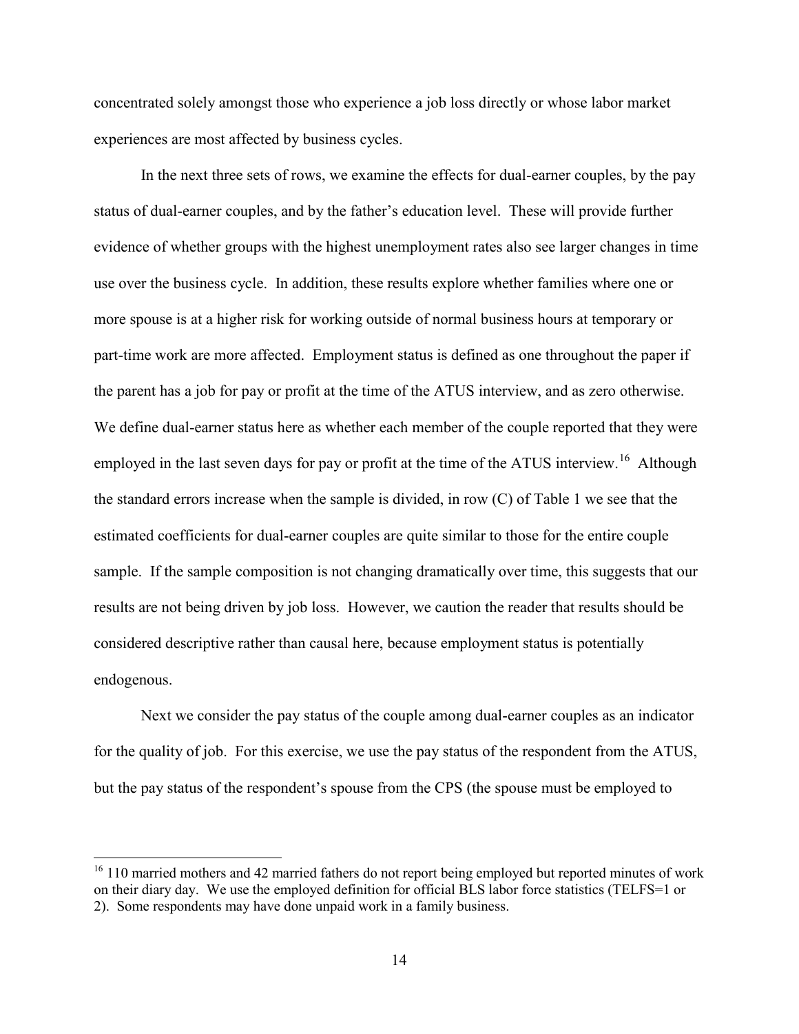concentrated solely amongst those who experience a job loss directly or whose labor market experiences are most affected by business cycles.

In the next three sets of rows, we examine the effects for dual-earner couples, by the pay status of dual-earner couples, and by the father's education level. These will provide further evidence of whether groups with the highest unemployment rates also see larger changes in time use over the business cycle. In addition, these results explore whether families where one or more spouse is at a higher risk for working outside of normal business hours at temporary or part-time work are more affected. Employment status is defined as one throughout the paper if the parent has a job for pay or profit at the time of the ATUS interview, and as zero otherwise. We define dual-earner status here as whether each member of the couple reported that they were employed in the last seven days for pay or profit at the time of the ATUS interview.[16] Although the standard errors increase when the sample is divided, in row (C) of Table 1 we see that the estimated coefficients for dual-earner couples are quite similar to those for the entire couple sample. If the sample composition is not changing dramatically over time, this suggests that our results are not being driven by job loss. However, we caution the reader that results should be considered descriptive rather than causal here, because employment status is potentially endogenous.

Next we consider the pay status of the couple among dual-earner couples as an indicator for the quality of job. For this exercise, we use the pay status of the respondent from the ATUS, but the pay status of the respondent's spouse from the CPS (the spouse must be employed to

[16] 110 married mothers and 42 married fathers do not report being employed but reported minutes of work on their diary day. We use the employed definition for official BLS labor force statistics (TELFS=1 or 2). Some respondents may have done unpaid work in a family business.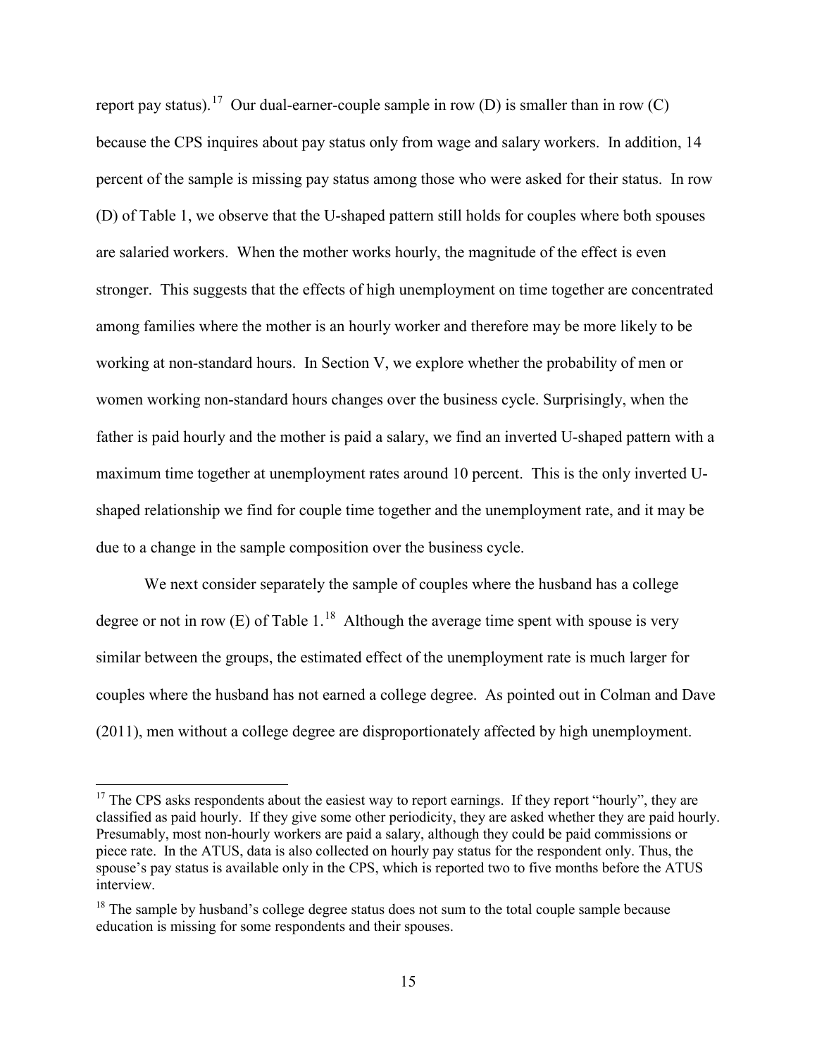report pay status).[17] Our dual-earner-couple sample in row (D) is smaller than in row (C) because the CPS inquires about pay status only from wage and salary workers. In addition, 14 percent of the sample is missing pay status among those who were asked for their status. In row (D) of Table 1, we observe that the U-shaped pattern still holds for couples where both spouses are salaried workers. When the mother works hourly, the magnitude of the effect is even stronger. This suggests that the effects of high unemployment on time together are concentrated among families where the mother is an hourly worker and therefore may be more likely to be working at non-standard hours. In Section V, we explore whether the probability of men or women working non-standard hours changes over the business cycle. Surprisingly, when the father is paid hourly and the mother is paid a salary, we find an inverted U-shaped pattern with a maximum time together at unemployment rates around 10 percent. This is the only inverted U-shaped relationship we find for couple time together and the unemployment rate, and it may be due to a change in the sample composition over the business cycle.

We next consider separately the sample of couples where the husband has a college degree or not in row (E) of Table 1.[18] Although the average time spent with spouse is very similar between the groups, the estimated effect of the unemployment rate is much larger for couples where the husband has not earned a college degree. As pointed out in Colman and Dave (2011), men without a college degree are disproportionately affected by high unemployment.

---

[17] The CPS asks respondents about the easiest way to report earnings. If they report "hourly", they are classified as paid hourly. If they give some other periodicity, they are asked whether they are paid hourly. Presumably, most non-hourly workers are paid a salary, although they could be paid commissions or piece rate. In the ATUS, data is also collected on hourly pay status for the respondent only. Thus, the spouse's pay status is available only in the CPS, which is reported two to five months before the ATUS interview.

[18] The sample by husband's college degree status does not sum to the total couple sample because education is missing for some respondents and their spouses.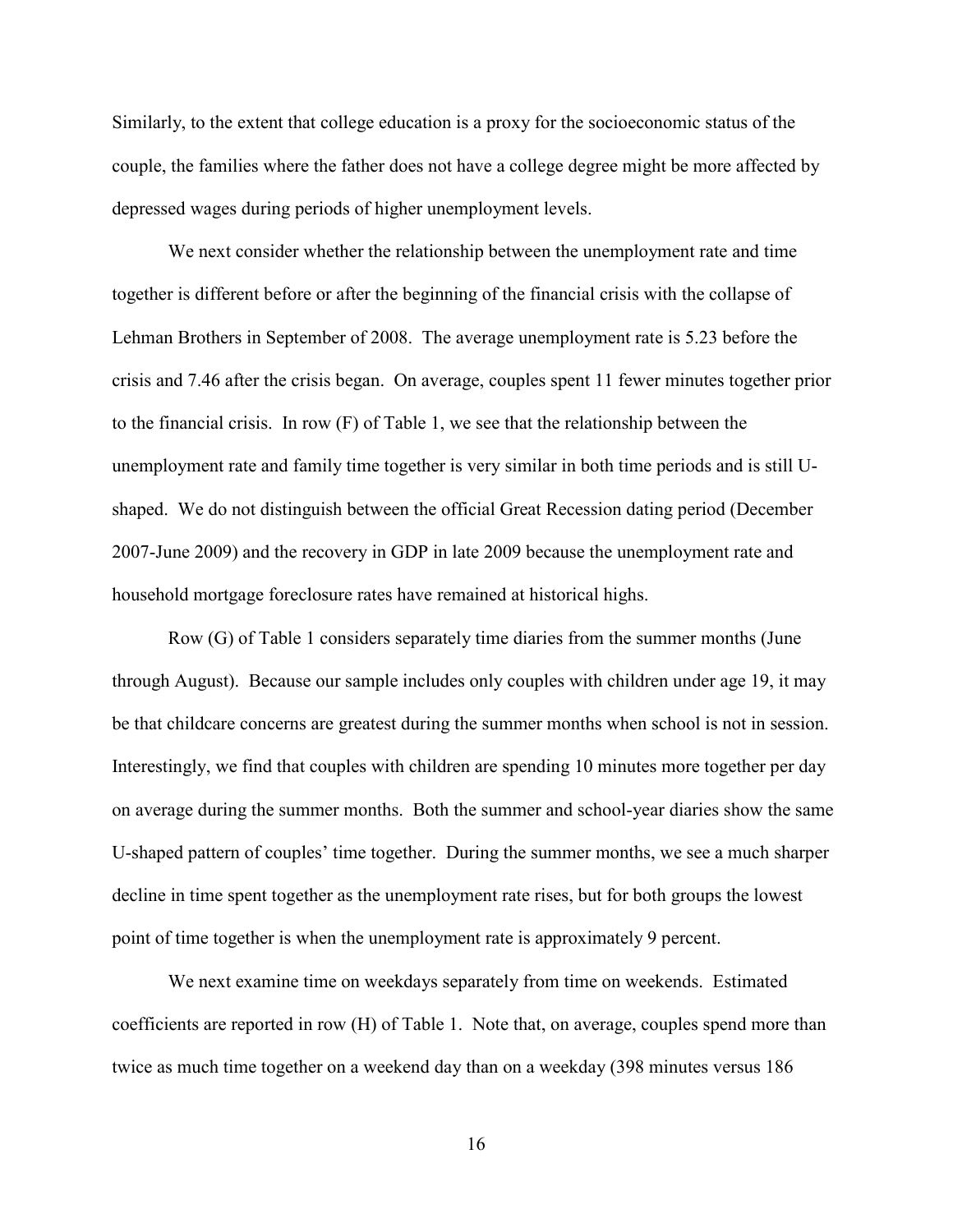Similarly, to the extent that college education is a proxy for the socioeconomic status of the couple, the families where the father does not have a college degree might be more affected by depressed wages during periods of higher unemployment levels.

We next consider whether the relationship between the unemployment rate and time together is different before or after the beginning of the financial crisis with the collapse of Lehman Brothers in September of 2008. The average unemployment rate is 5.23 before the crisis and 7.46 after the crisis began. On average, couples spent 11 fewer minutes together prior to the financial crisis. In row (F) of Table 1, we see that the relationship between the unemployment rate and family time together is very similar in both time periods and is still U-shaped. We do not distinguish between the official Great Recession dating period (December 2007-June 2009) and the recovery in GDP in late 2009 because the unemployment rate and household mortgage foreclosure rates have remained at historical highs.

Row (G) of Table 1 considers separately time diaries from the summer months (June through August). Because our sample includes only couples with children under age 19, it may be that childcare concerns are greatest during the summer months when school is not in session. Interestingly, we find that couples with children are spending 10 minutes more together per day on average during the summer months. Both the summer and school-year diaries show the same U-shaped pattern of couples' time together. During the summer months, we see a much sharper decline in time spent together as the unemployment rate rises, but for both groups the lowest point of time together is when the unemployment rate is approximately 9 percent.

We next examine time on weekdays separately from time on weekends. Estimated coefficients are reported in row (H) of Table 1. Note that, on average, couples spend more than twice as much time together on a weekend day than on a weekday (398 minutes versus 186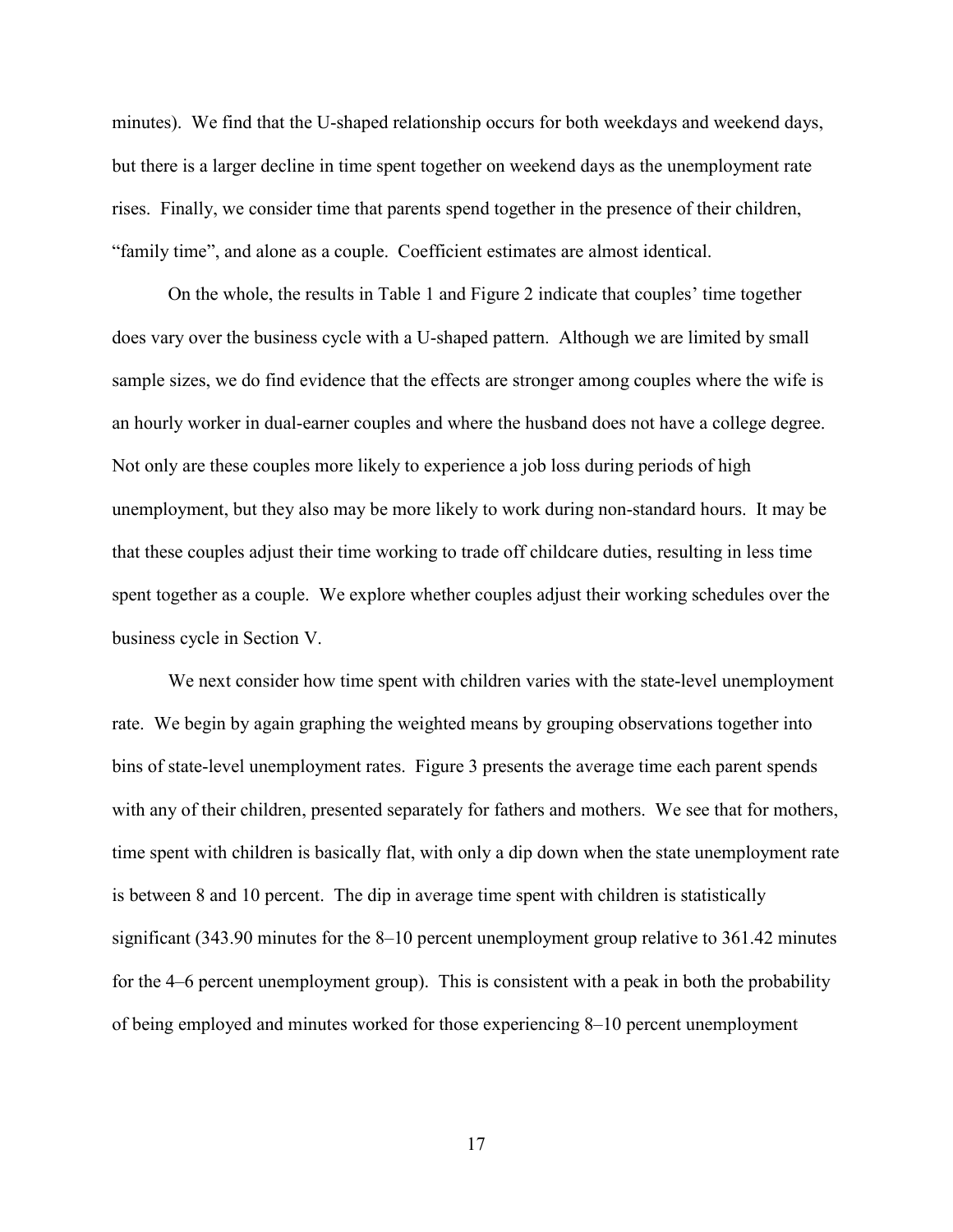minutes). We find that the U-shaped relationship occurs for both weekdays and weekend days, but there is a larger decline in time spent together on weekend days as the unemployment rate rises. Finally, we consider time that parents spend together in the presence of their children, "family time", and alone as a couple. Coefficient estimates are almost identical.

On the whole, the results in Table 1 and Figure 2 indicate that couples' time together does vary over the business cycle with a U-shaped pattern. Although we are limited by small sample sizes, we do find evidence that the effects are stronger among couples where the wife is an hourly worker in dual-earner couples and where the husband does not have a college degree. Not only are these couples more likely to experience a job loss during periods of high unemployment, but they also may be more likely to work during non-standard hours. It may be that these couples adjust their time working to trade off childcare duties, resulting in less time spent together as a couple. We explore whether couples adjust their working schedules over the business cycle in Section V.

We next consider how time spent with children varies with the state-level unemployment rate. We begin by again graphing the weighted means by grouping observations together into bins of state-level unemployment rates. Figure 3 presents the average time each parent spends with any of their children, presented separately for fathers and mothers. We see that for mothers, time spent with children is basically flat, with only a dip down when the state unemployment rate is between 8 and 10 percent. The dip in average time spent with children is statistically significant (343.90 minutes for the 8–10 percent unemployment group relative to 361.42 minutes for the 4–6 percent unemployment group). This is consistent with a peak in both the probability of being employed and minutes worked for those experiencing 8–10 percent unemployment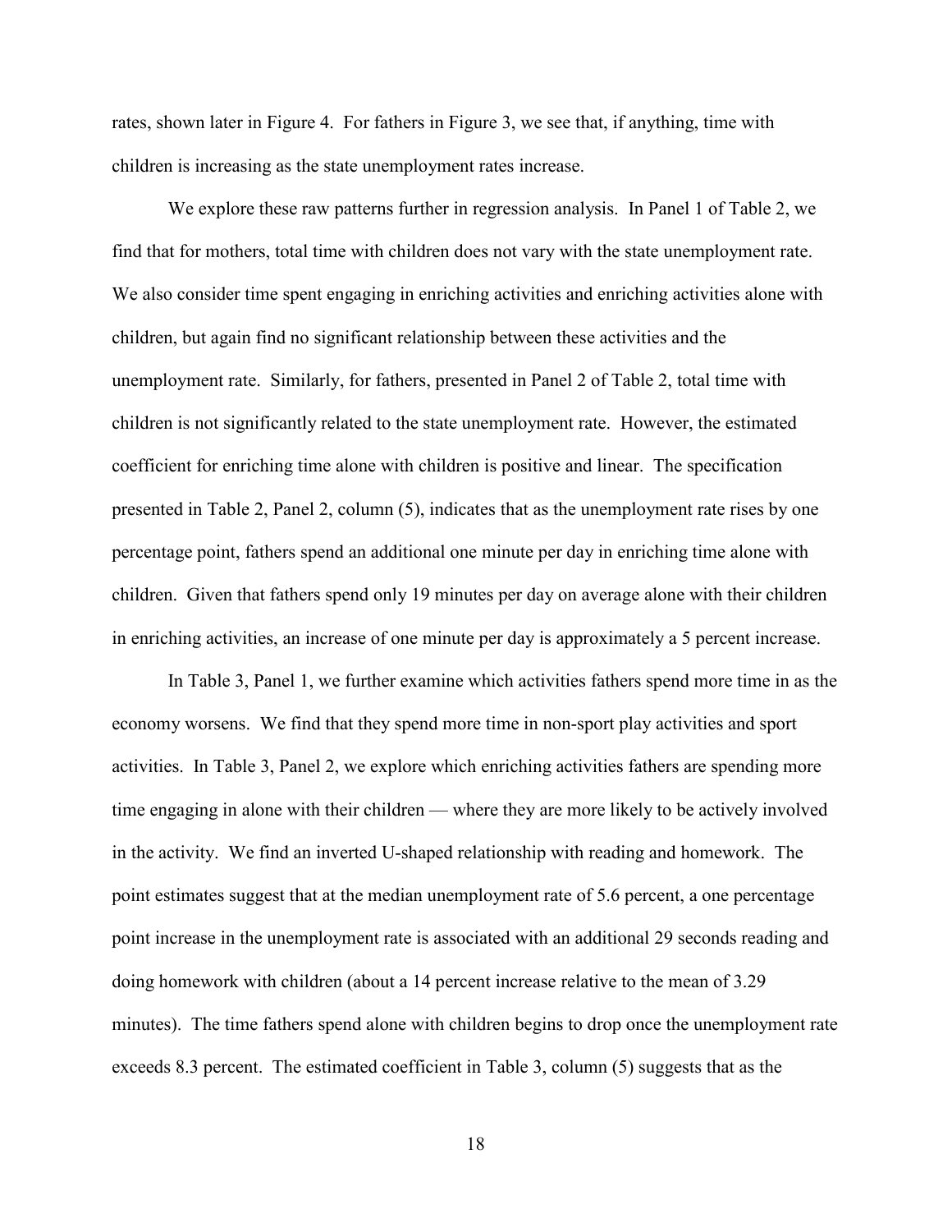rates, shown later in Figure 4. For fathers in Figure 3, we see that, if anything, time with children is increasing as the state unemployment rates increase.

We explore these raw patterns further in regression analysis. In Panel 1 of Table 2, we find that for mothers, total time with children does not vary with the state unemployment rate. We also consider time spent engaging in enriching activities and enriching activities alone with children, but again find no significant relationship between these activities and the unemployment rate. Similarly, for fathers, presented in Panel 2 of Table 2, total time with children is not significantly related to the state unemployment rate. However, the estimated coefficient for enriching time alone with children is positive and linear. The specification presented in Table 2, Panel 2, column (5), indicates that as the unemployment rate rises by one percentage point, fathers spend an additional one minute per day in enriching time alone with children. Given that fathers spend only 19 minutes per day on average alone with their children in enriching activities, an increase of one minute per day is approximately a 5 percent increase.

In Table 3, Panel 1, we further examine which activities fathers spend more time in as the economy worsens. We find that they spend more time in non-sport play activities and sport activities. In Table 3, Panel 2, we explore which enriching activities fathers are spending more time engaging in alone with their children — where they are more likely to be actively involved in the activity. We find an inverted U-shaped relationship with reading and homework. The point estimates suggest that at the median unemployment rate of 5.6 percent, a one percentage point increase in the unemployment rate is associated with an additional 29 seconds reading and doing homework with children (about a 14 percent increase relative to the mean of 3.29 minutes). The time fathers spend alone with children begins to drop once the unemployment rate exceeds 8.3 percent. The estimated coefficient in Table 3, column (5) suggests that as the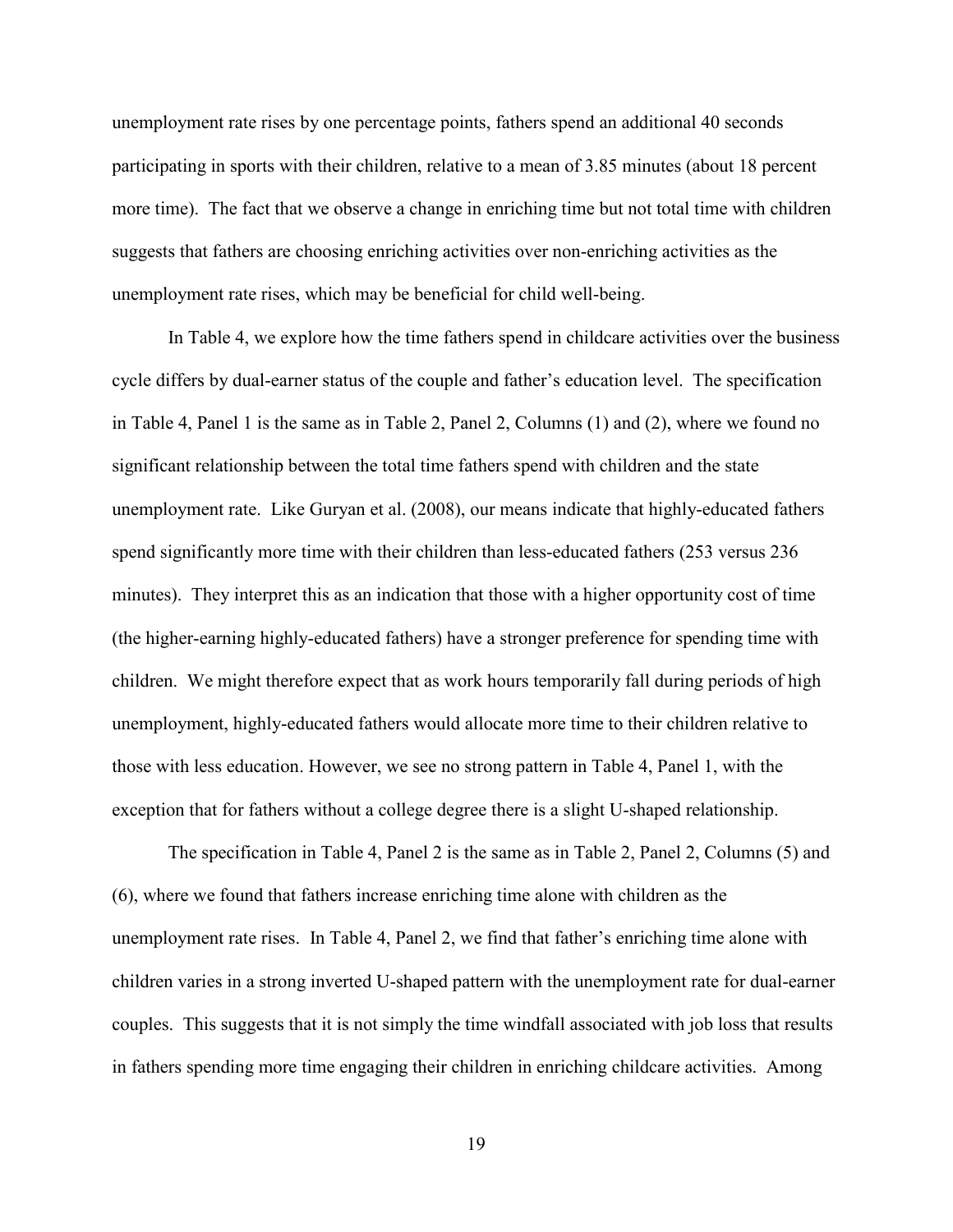unemployment rate rises by one percentage points, fathers spend an additional 40 seconds participating in sports with their children, relative to a mean of 3.85 minutes (about 18 percent more time). The fact that we observe a change in enriching time but not total time with children suggests that fathers are choosing enriching activities over non-enriching activities as the unemployment rate rises, which may be beneficial for child well-being.

In Table 4, we explore how the time fathers spend in childcare activities over the business cycle differs by dual-earner status of the couple and father's education level. The specification in Table 4, Panel 1 is the same as in Table 2, Panel 2, Columns (1) and (2), where we found no significant relationship between the total time fathers spend with children and the state unemployment rate. Like Guryan et al. (2008), our means indicate that highly-educated fathers spend significantly more time with their children than less-educated fathers (253 versus 236 minutes). They interpret this as an indication that those with a higher opportunity cost of time (the higher-earning highly-educated fathers) have a stronger preference for spending time with children. We might therefore expect that as work hours temporarily fall during periods of high unemployment, highly-educated fathers would allocate more time to their children relative to those with less education. However, we see no strong pattern in Table 4, Panel 1, with the exception that for fathers without a college degree there is a slight U-shaped relationship.

The specification in Table 4, Panel 2 is the same as in Table 2, Panel 2, Columns (5) and (6), where we found that fathers increase enriching time alone with children as the unemployment rate rises. In Table 4, Panel 2, we find that father's enriching time alone with children varies in a strong inverted U-shaped pattern with the unemployment rate for dual-earner couples. This suggests that it is not simply the time windfall associated with job loss that results in fathers spending more time engaging their children in enriching childcare activities. Among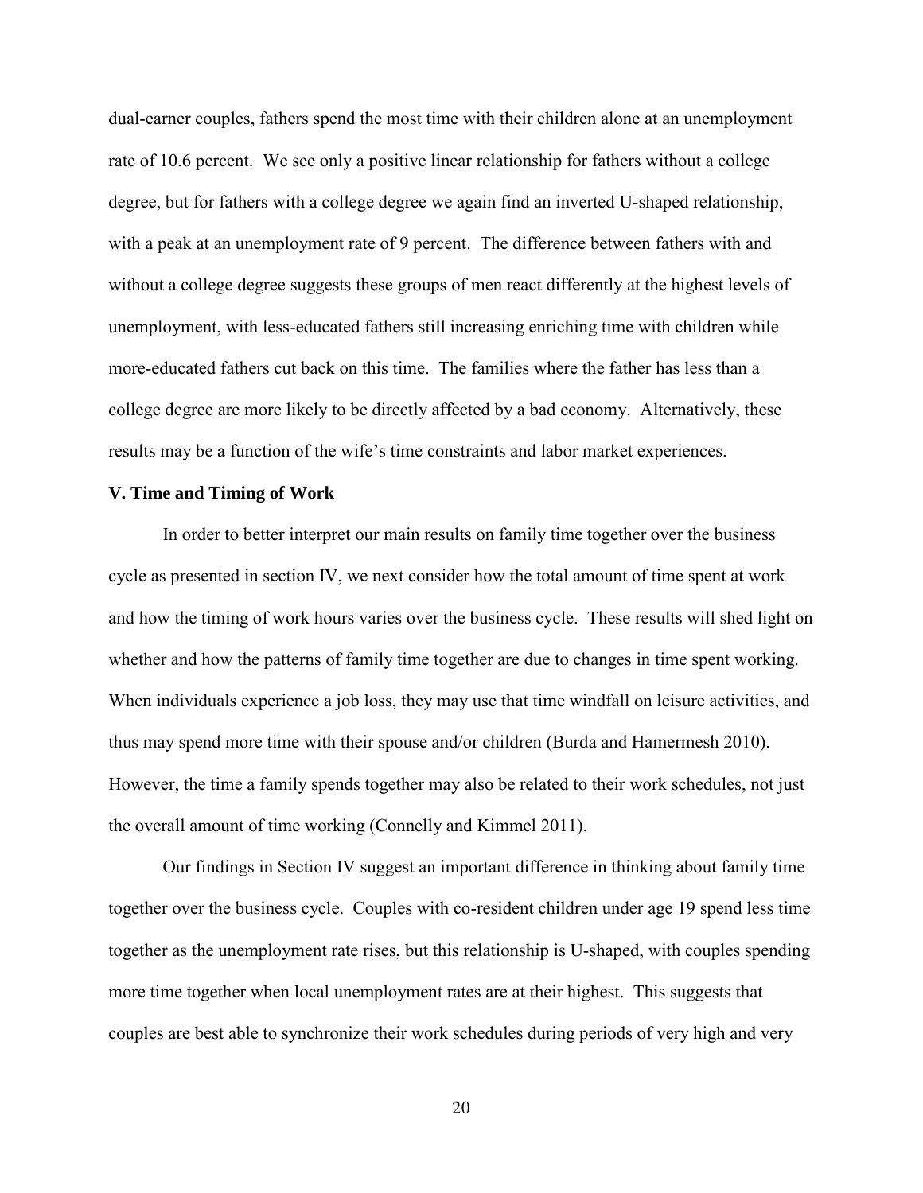dual-earner couples, fathers spend the most time with their children alone at an unemployment rate of 10.6 percent. We see only a positive linear relationship for fathers without a college degree, but for fathers with a college degree we again find an inverted U-shaped relationship, with a peak at an unemployment rate of 9 percent. The difference between fathers with and without a college degree suggests these groups of men react differently at the highest levels of unemployment, with less-educated fathers still increasing enriching time with children while more-educated fathers cut back on this time. The families where the father has less than a college degree are more likely to be directly affected by a bad economy. Alternatively, these results may be a function of the wife's time constraints and labor market experiences.

## V. Time and Timing of Work

In order to better interpret our main results on family time together over the business cycle as presented in section IV, we next consider how the total amount of time spent at work and how the timing of work hours varies over the business cycle. These results will shed light on whether and how the patterns of family time together are due to changes in time spent working. When individuals experience a job loss, they may use that time windfall on leisure activities, and thus may spend more time with their spouse and/or children (Burda and Hamermesh 2010). However, the time a family spends together may also be related to their work schedules, not just the overall amount of time working (Connelly and Kimmel 2011).

Our findings in Section IV suggest an important difference in thinking about family time together over the business cycle. Couples with co-resident children under age 19 spend less time together as the unemployment rate rises, but this relationship is U-shaped, with couples spending more time together when local unemployment rates are at their highest. This suggests that couples are best able to synchronize their work schedules during periods of very high and very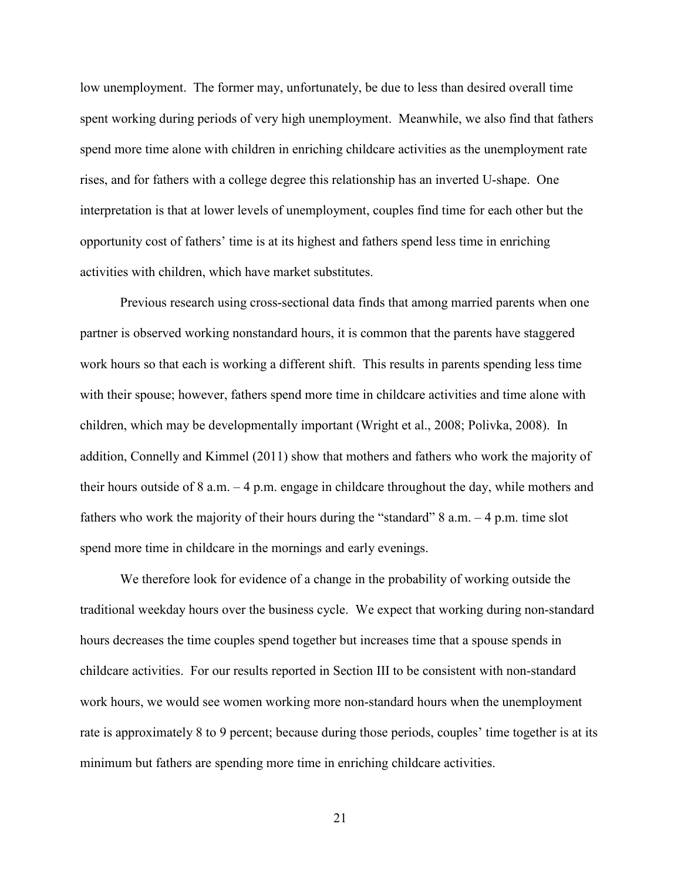low unemployment. The former may, unfortunately, be due to less than desired overall time spent working during periods of very high unemployment. Meanwhile, we also find that fathers spend more time alone with children in enriching childcare activities as the unemployment rate rises, and for fathers with a college degree this relationship has an inverted U-shape. One interpretation is that at lower levels of unemployment, couples find time for each other but the opportunity cost of fathers' time is at its highest and fathers spend less time in enriching activities with children, which have market substitutes.

Previous research using cross-sectional data finds that among married parents when one partner is observed working nonstandard hours, it is common that the parents have staggered work hours so that each is working a different shift. This results in parents spending less time with their spouse; however, fathers spend more time in childcare activities and time alone with children, which may be developmentally important (Wright et al., 2008; Polivka, 2008). In addition, Connelly and Kimmel (2011) show that mothers and fathers who work the majority of their hours outside of 8 a.m. – 4 p.m. engage in childcare throughout the day, while mothers and fathers who work the majority of their hours during the "standard" 8 a.m. – 4 p.m. time slot spend more time in childcare in the mornings and early evenings.

We therefore look for evidence of a change in the probability of working outside the traditional weekday hours over the business cycle. We expect that working during non-standard hours decreases the time couples spend together but increases time that a spouse spends in childcare activities. For our results reported in Section III to be consistent with non-standard work hours, we would see women working more non-standard hours when the unemployment rate is approximately 8 to 9 percent; because during those periods, couples' time together is at its minimum but fathers are spending more time in enriching childcare activities.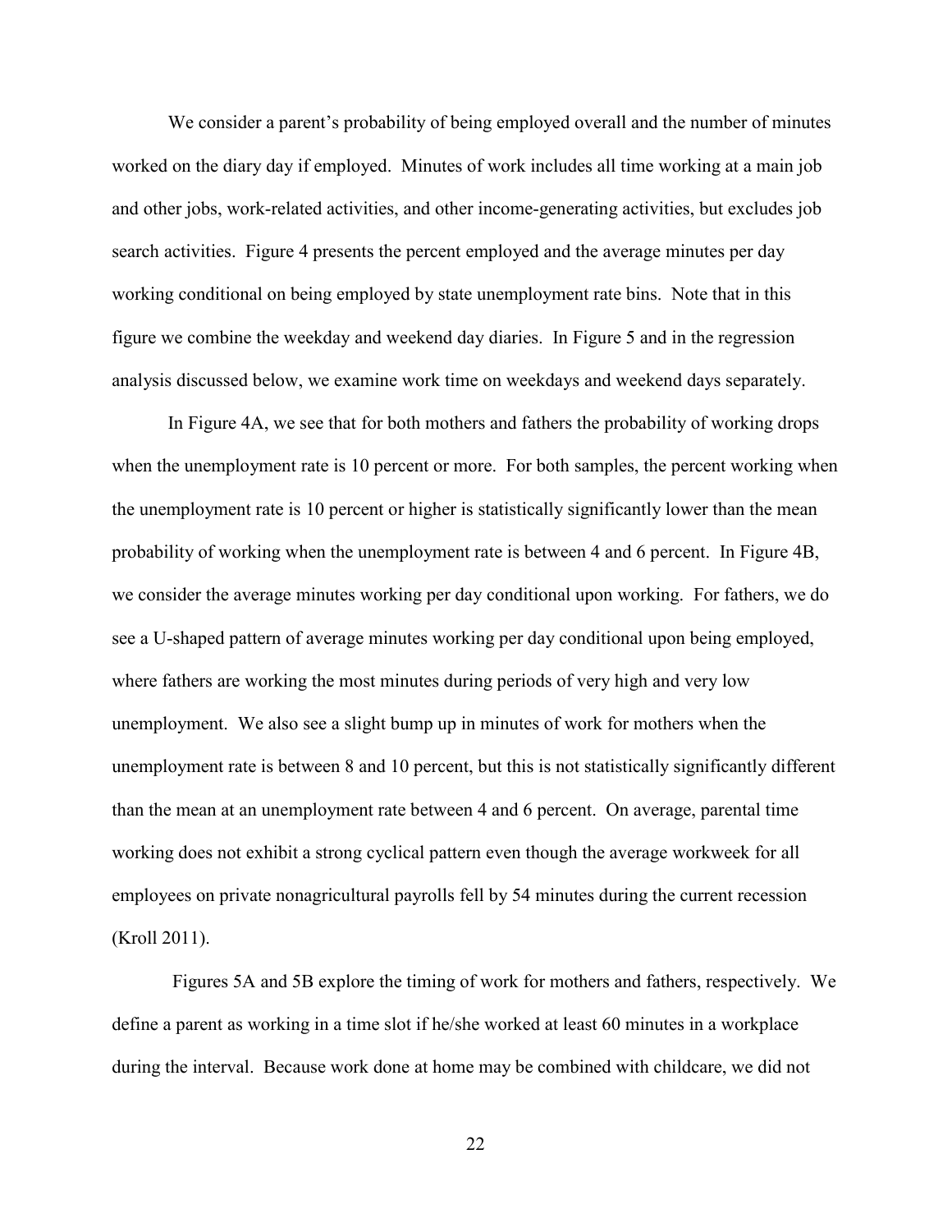We consider a parent's probability of being employed overall and the number of minutes worked on the diary day if employed. Minutes of work includes all time working at a main job and other jobs, work-related activities, and other income-generating activities, but excludes job search activities. Figure 4 presents the percent employed and the average minutes per day working conditional on being employed by state unemployment rate bins. Note that in this figure we combine the weekday and weekend day diaries. In Figure 5 and in the regression analysis discussed below, we examine work time on weekdays and weekend days separately.

In Figure 4A, we see that for both mothers and fathers the probability of working drops when the unemployment rate is 10 percent or more. For both samples, the percent working when the unemployment rate is 10 percent or higher is statistically significantly lower than the mean probability of working when the unemployment rate is between 4 and 6 percent. In Figure 4B, we consider the average minutes working per day conditional upon working. For fathers, we do see a U-shaped pattern of average minutes working per day conditional upon being employed, where fathers are working the most minutes during periods of very high and very low unemployment. We also see a slight bump up in minutes of work for mothers when the unemployment rate is between 8 and 10 percent, but this is not statistically significantly different than the mean at an unemployment rate between 4 and 6 percent. On average, parental time working does not exhibit a strong cyclical pattern even though the average workweek for all employees on private nonagricultural payrolls fell by 54 minutes during the current recession (Kroll 2011).

Figures 5A and 5B explore the timing of work for mothers and fathers, respectively. We define a parent as working in a time slot if he/she worked at least 60 minutes in a workplace during the interval. Because work done at home may be combined with childcare, we did not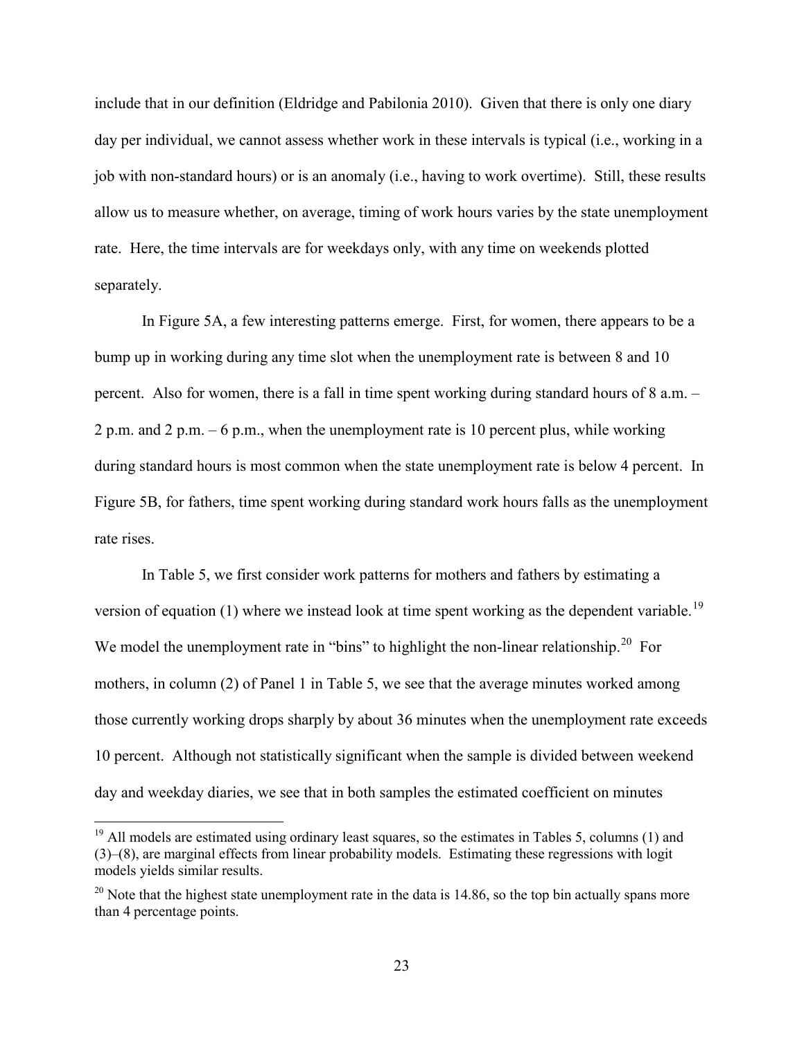include that in our definition (Eldridge and Pabilonia 2010). Given that there is only one diary day per individual, we cannot assess whether work in these intervals is typical (i.e., working in a job with non-standard hours) or is an anomaly (i.e., having to work overtime). Still, these results allow us to measure whether, on average, timing of work hours varies by the state unemployment rate. Here, the time intervals are for weekdays only, with any time on weekends plotted separately.

In Figure 5A, a few interesting patterns emerge. First, for women, there appears to be a bump up in working during any time slot when the unemployment rate is between 8 and 10 percent. Also for women, there is a fall in time spent working during standard hours of 8 a.m. – 2 p.m. and 2 p.m. – 6 p.m., when the unemployment rate is 10 percent plus, while working during standard hours is most common when the state unemployment rate is below 4 percent. In Figure 5B, for fathers, time spent working during standard work hours falls as the unemployment rate rises.

In Table 5, we first consider work patterns for mothers and fathers by estimating a version of equation (1) where we instead look at time spent working as the dependent variable.[19] We model the unemployment rate in "bins" to highlight the non-linear relationship.[20] For mothers, in column (2) of Panel 1 in Table 5, we see that the average minutes worked among those currently working drops sharply by about 36 minutes when the unemployment rate exceeds 10 percent. Although not statistically significant when the sample is divided between weekend day and weekday diaries, we see that in both samples the estimated coefficient on minutes

---

[19] All models are estimated using ordinary least squares, so the estimates in Tables 5, columns (1) and (3)–(8), are marginal effects from linear probability models. Estimating these regressions with logit models yields similar results.

[20] Note that the highest state unemployment rate in the data is 14.86, so the top bin actually spans more than 4 percentage points.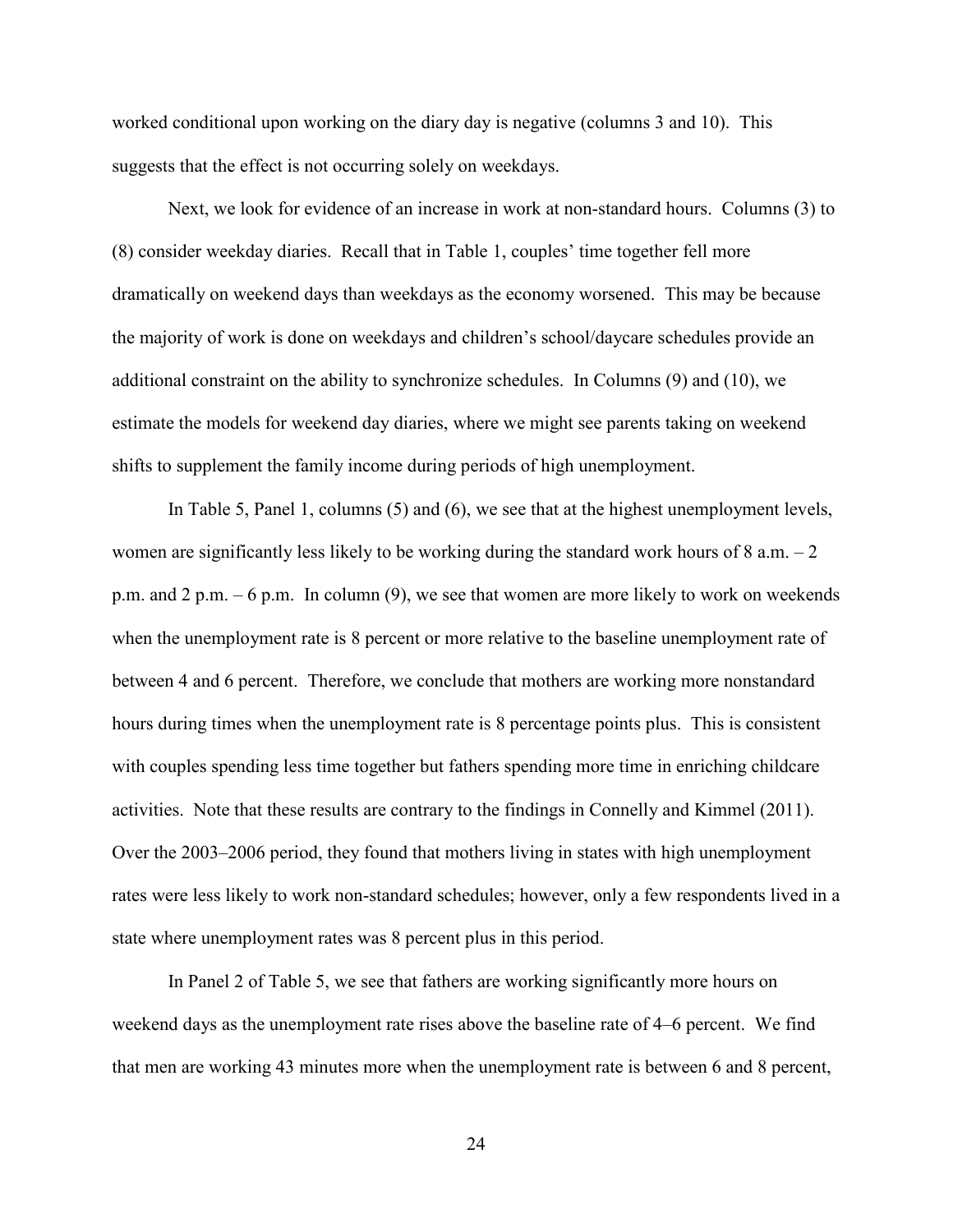worked conditional upon working on the diary day is negative (columns 3 and 10). This suggests that the effect is not occurring solely on weekdays.

Next, we look for evidence of an increase in work at non-standard hours. Columns (3) to (8) consider weekday diaries. Recall that in Table 1, couples' time together fell more dramatically on weekend days than weekdays as the economy worsened. This may be because the majority of work is done on weekdays and children's school/daycare schedules provide an additional constraint on the ability to synchronize schedules. In Columns (9) and (10), we estimate the models for weekend day diaries, where we might see parents taking on weekend shifts to supplement the family income during periods of high unemployment.

In Table 5, Panel 1, columns (5) and (6), we see that at the highest unemployment levels, women are significantly less likely to be working during the standard work hours of 8 a.m. – 2 p.m. and 2 p.m. – 6 p.m. In column (9), we see that women are more likely to work on weekends when the unemployment rate is 8 percent or more relative to the baseline unemployment rate of between 4 and 6 percent. Therefore, we conclude that mothers are working more nonstandard hours during times when the unemployment rate is 8 percentage points plus. This is consistent with couples spending less time together but fathers spending more time in enriching childcare activities. Note that these results are contrary to the findings in Connelly and Kimmel (2011). Over the 2003–2006 period, they found that mothers living in states with high unemployment rates were less likely to work non-standard schedules; however, only a few respondents lived in a state where unemployment rates was 8 percent plus in this period.

In Panel 2 of Table 5, we see that fathers are working significantly more hours on weekend days as the unemployment rate rises above the baseline rate of 4–6 percent. We find that men are working 43 minutes more when the unemployment rate is between 6 and 8 percent,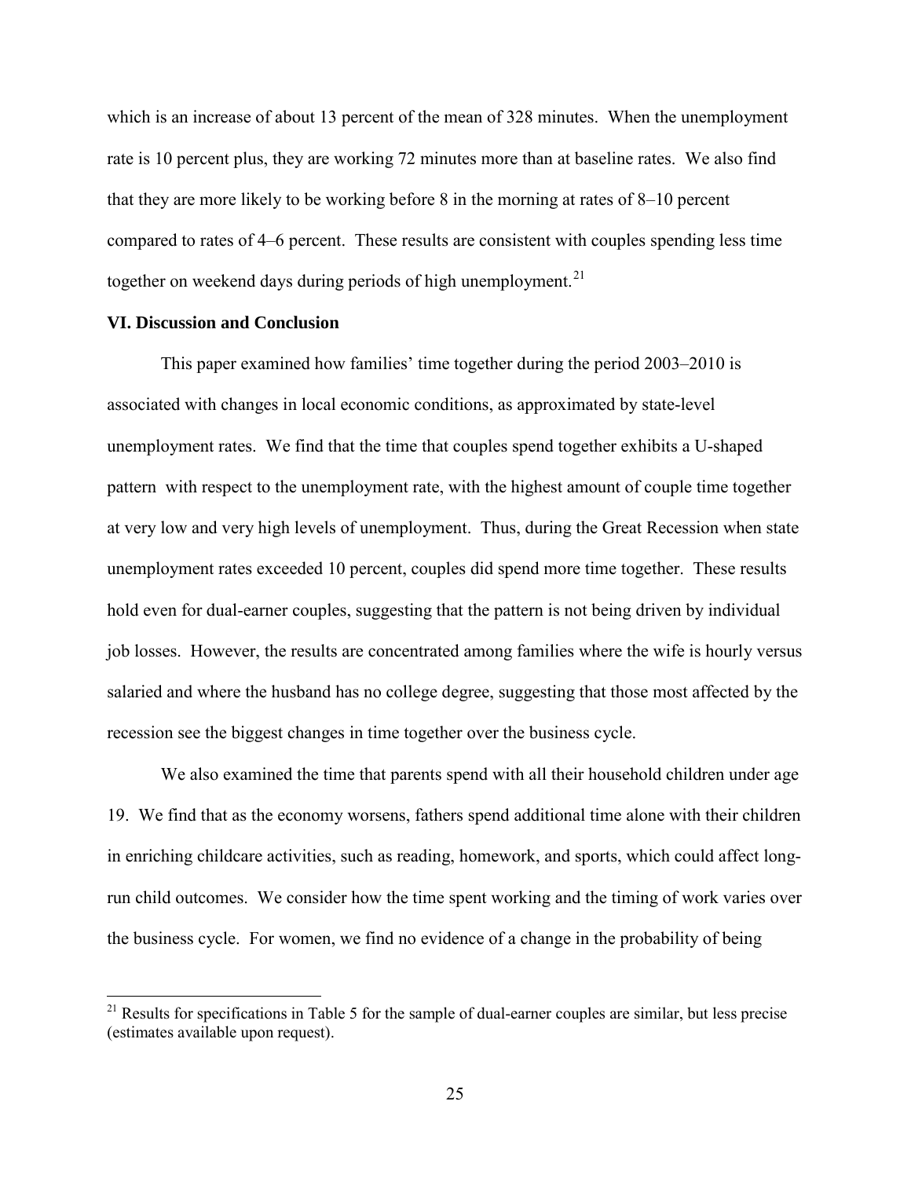which is an increase of about 13 percent of the mean of 328 minutes. When the unemployment rate is 10 percent plus, they are working 72 minutes more than at baseline rates. We also find that they are more likely to be working before 8 in the morning at rates of 8–10 percent compared to rates of 4–6 percent. These results are consistent with couples spending less time together on weekend days during periods of high unemployment.[21]

## VI. Discussion and Conclusion

This paper examined how families' time together during the period 2003–2010 is associated with changes in local economic conditions, as approximated by state-level unemployment rates. We find that the time that couples spend together exhibits a U-shaped pattern with respect to the unemployment rate, with the highest amount of couple time together at very low and very high levels of unemployment. Thus, during the Great Recession when state unemployment rates exceeded 10 percent, couples did spend more time together. These results hold even for dual-earner couples, suggesting that the pattern is not being driven by individual job losses. However, the results are concentrated among families where the wife is hourly versus salaried and where the husband has no college degree, suggesting that those most affected by the recession see the biggest changes in time together over the business cycle.

We also examined the time that parents spend with all their household children under age 19. We find that as the economy worsens, fathers spend additional time alone with their children in enriching childcare activities, such as reading, homework, and sports, which could affect long-run child outcomes. We consider how the time spent working and the timing of work varies over the business cycle. For women, we find no evidence of a change in the probability of being

[21] Results for specifications in Table 5 for the sample of dual-earner couples are similar, but less precise (estimates available upon request).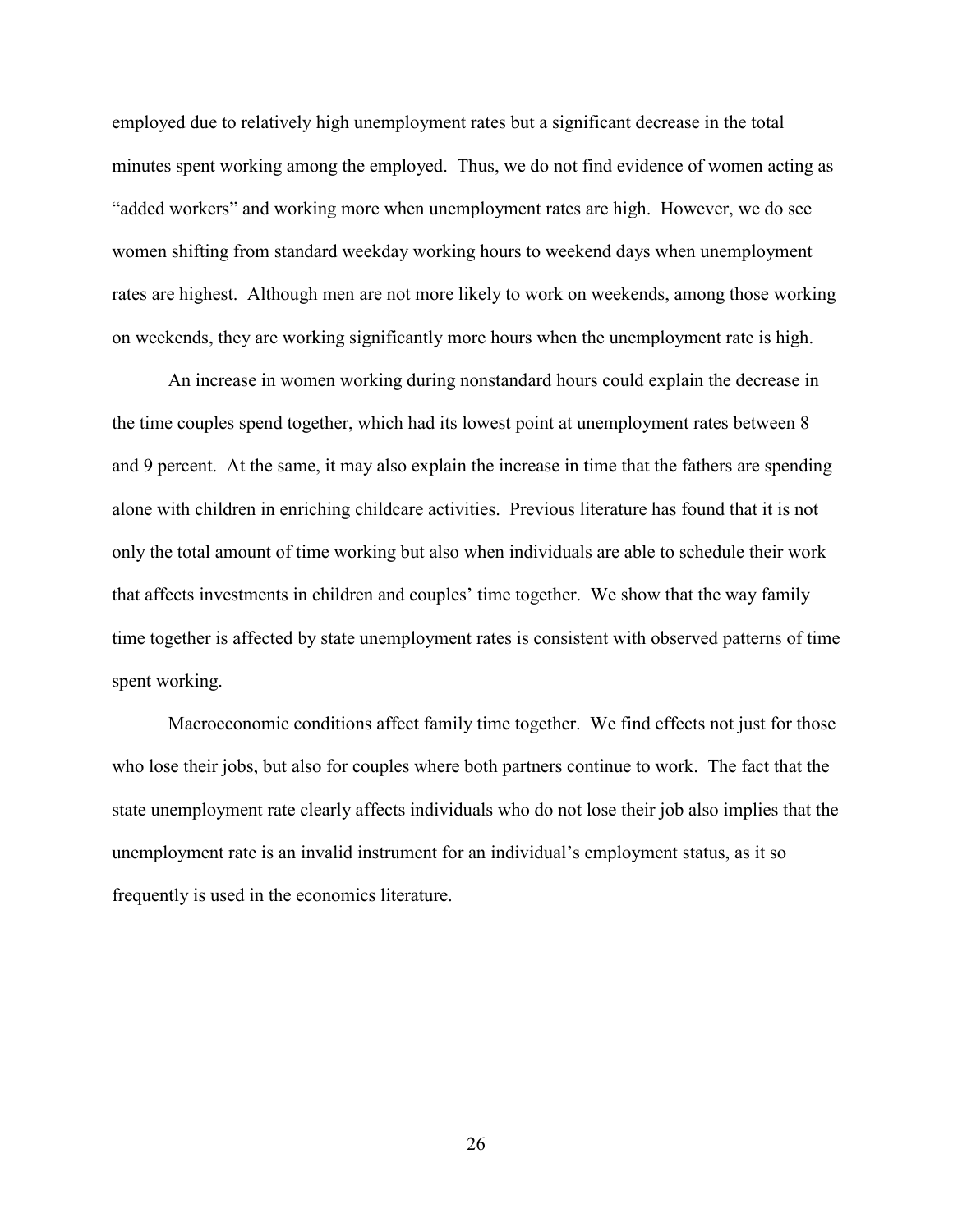employed due to relatively high unemployment rates but a significant decrease in the total minutes spent working among the employed. Thus, we do not find evidence of women acting as "added workers" and working more when unemployment rates are high. However, we do see women shifting from standard weekday working hours to weekend days when unemployment rates are highest. Although men are not more likely to work on weekends, among those working on weekends, they are working significantly more hours when the unemployment rate is high.

An increase in women working during nonstandard hours could explain the decrease in the time couples spend together, which had its lowest point at unemployment rates between 8 and 9 percent. At the same, it may also explain the increase in time that the fathers are spending alone with children in enriching childcare activities. Previous literature has found that it is not only the total amount of time working but also when individuals are able to schedule their work that affects investments in children and couples' time together. We show that the way family time together is affected by state unemployment rates is consistent with observed patterns of time spent working.

Macroeconomic conditions affect family time together. We find effects not just for those who lose their jobs, but also for couples where both partners continue to work. The fact that the state unemployment rate clearly affects individuals who do not lose their job also implies that the unemployment rate is an invalid instrument for an individual's employment status, as it so frequently is used in the economics literature.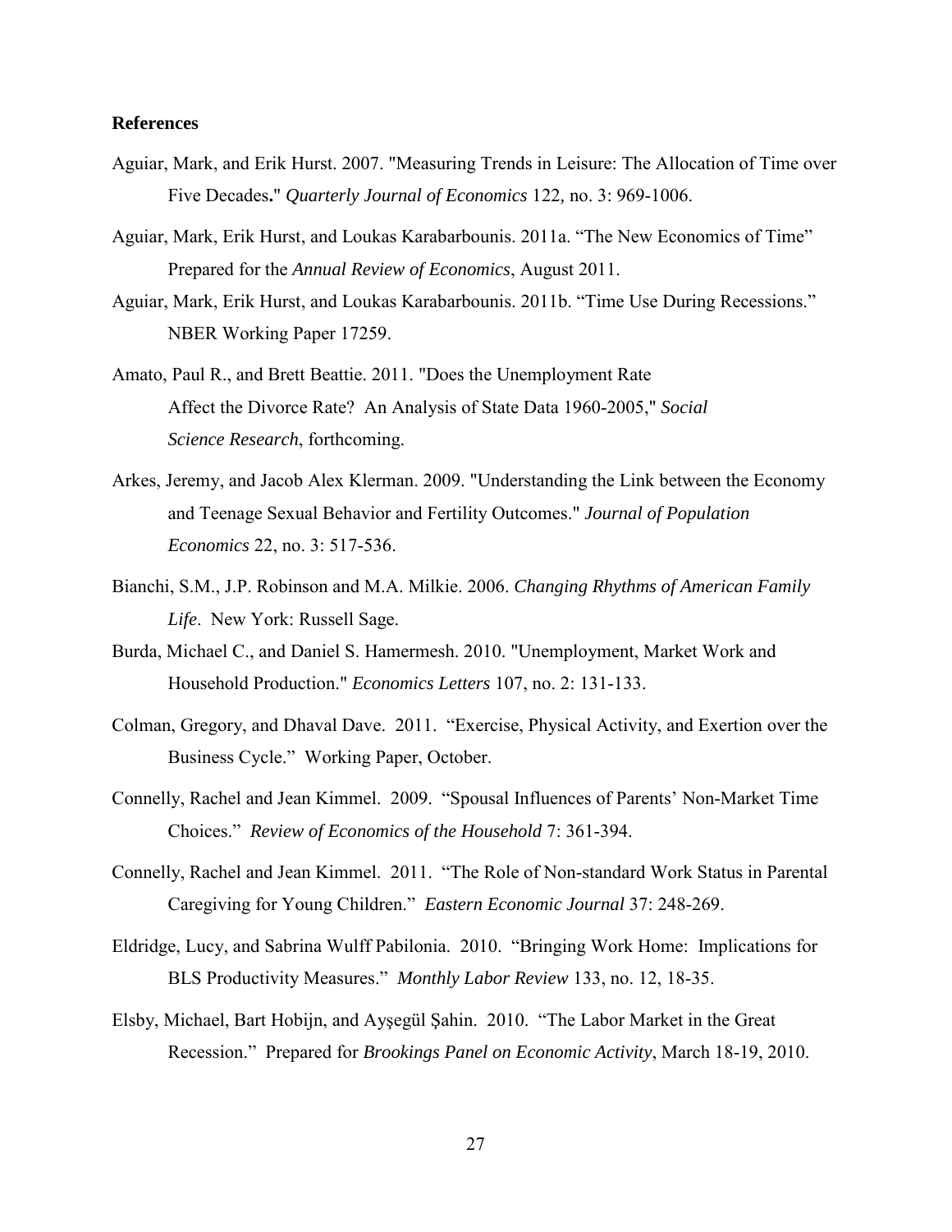**References**

Aguiar, Mark, and Erik Hurst. 2007. "Measuring Trends in Leisure: The Allocation of Time over Five Decades**.**" *Quarterly Journal of Economics* 122*,* no. 3: 969-1006.

Aguiar, Mark, Erik Hurst, and Loukas Karabarbounis. 2011a. "The New Economics of Time" Prepared for the *Annual Review of Economics*, August 2011.

Aguiar, Mark, Erik Hurst, and Loukas Karabarbounis. 2011b. "Time Use During Recessions." NBER Working Paper 17259.

Amato, Paul R., and Brett Beattie. 2011. "Does the Unemployment Rate Affect the Divorce Rate? An Analysis of State Data 1960-2005," *Social Science Research*, forthcoming.

Arkes, Jeremy, and Jacob Alex Klerman. 2009. "Understanding the Link between the Economy and Teenage Sexual Behavior and Fertility Outcomes." *Journal of Population Economics* 22, no. 3: 517-536.

Bianchi, S.M., J.P. Robinson and M.A. Milkie. 2006. *Changing Rhythms of American Family Life*. New York: Russell Sage.

Burda, Michael C., and Daniel S. Hamermesh. 2010. "Unemployment, Market Work and Household Production." *Economics Letters* 107, no. 2: 131-133.

Colman, Gregory, and Dhaval Dave. 2011. "Exercise, Physical Activity, and Exertion over the Business Cycle." Working Paper, October.

Connelly, Rachel and Jean Kimmel. 2009. "Spousal Influences of Parents' Non-Market Time Choices." *Review of Economics of the Household* 7: 361-394.

Connelly, Rachel and Jean Kimmel. 2011. "The Role of Non-standard Work Status in Parental Caregiving for Young Children." *Eastern Economic Journal* 37: 248-269.

Eldridge, Lucy, and Sabrina Wulff Pabilonia. 2010. "Bringing Work Home: Implications for BLS Productivity Measures." *Monthly Labor Review* 133, no. 12, 18-35.

Elsby, Michael, Bart Hobijn, and Ayşegül Şahin. 2010. "The Labor Market in the Great Recession." Prepared for *Brookings Panel on Economic Activity*, March 18-19, 2010.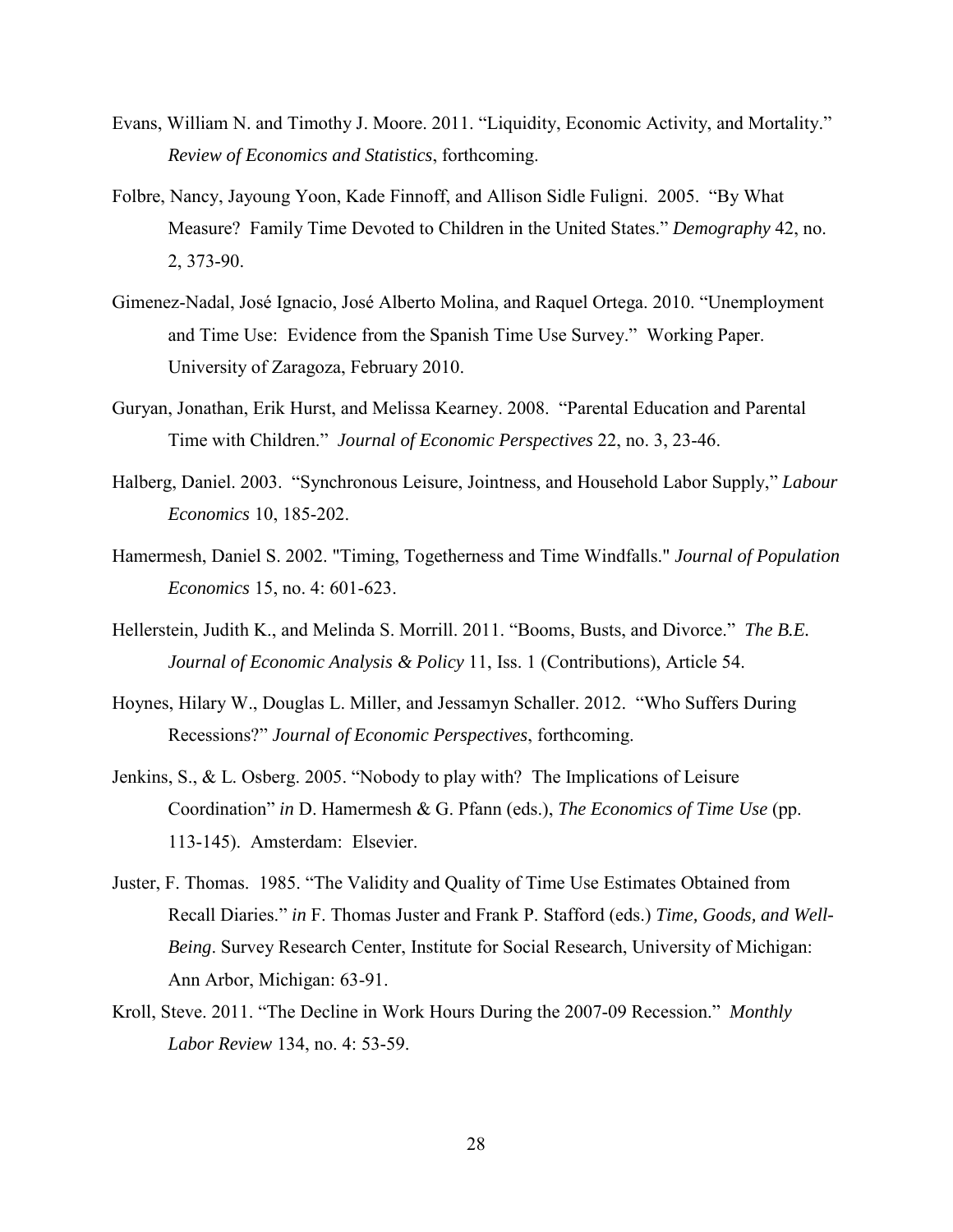Evans, William N. and Timothy J. Moore. 2011. "Liquidity, Economic Activity, and Mortality." *Review of Economics and Statistics*, forthcoming.

Folbre, Nancy, Jayoung Yoon, Kade Finnoff, and Allison Sidle Fuligni. 2005. "By What Measure? Family Time Devoted to Children in the United States." *Demography* 42, no. 2, 373-90.

Gimenez-Nadal, José Ignacio, José Alberto Molina, and Raquel Ortega. 2010. "Unemployment and Time Use: Evidence from the Spanish Time Use Survey." Working Paper. University of Zaragoza, February 2010.

Guryan, Jonathan, Erik Hurst, and Melissa Kearney. 2008. "Parental Education and Parental Time with Children." *Journal of Economic Perspectives* 22, no. 3, 23-46.

Halberg, Daniel. 2003. "Synchronous Leisure, Jointness, and Household Labor Supply," *Labour Economics* 10, 185-202.

Hamermesh, Daniel S. 2002. "Timing, Togetherness and Time Windfalls." *Journal of Population Economics* 15, no. 4: 601-623.

Hellerstein, Judith K., and Melinda S. Morrill. 2011. "Booms, Busts, and Divorce." *The B.E. Journal of Economic Analysis & Policy* 11, Iss. 1 (Contributions), Article 54.

Hoynes, Hilary W., Douglas L. Miller, and Jessamyn Schaller. 2012. "Who Suffers During Recessions?" *Journal of Economic Perspectives*, forthcoming.

Jenkins, S., & L. Osberg. 2005. "Nobody to play with? The Implications of Leisure Coordination" *in* D. Hamermesh & G. Pfann (eds.), *The Economics of Time Use* (pp. 113-145). Amsterdam: Elsevier.

Juster, F. Thomas. 1985. "The Validity and Quality of Time Use Estimates Obtained from Recall Diaries." *in* F. Thomas Juster and Frank P. Stafford (eds.) *Time, Goods, and Well-Being*. Survey Research Center, Institute for Social Research, University of Michigan: Ann Arbor, Michigan: 63-91.

Kroll, Steve. 2011. "The Decline in Work Hours During the 2007-09 Recession." *Monthly Labor Review* 134, no. 4: 53-59.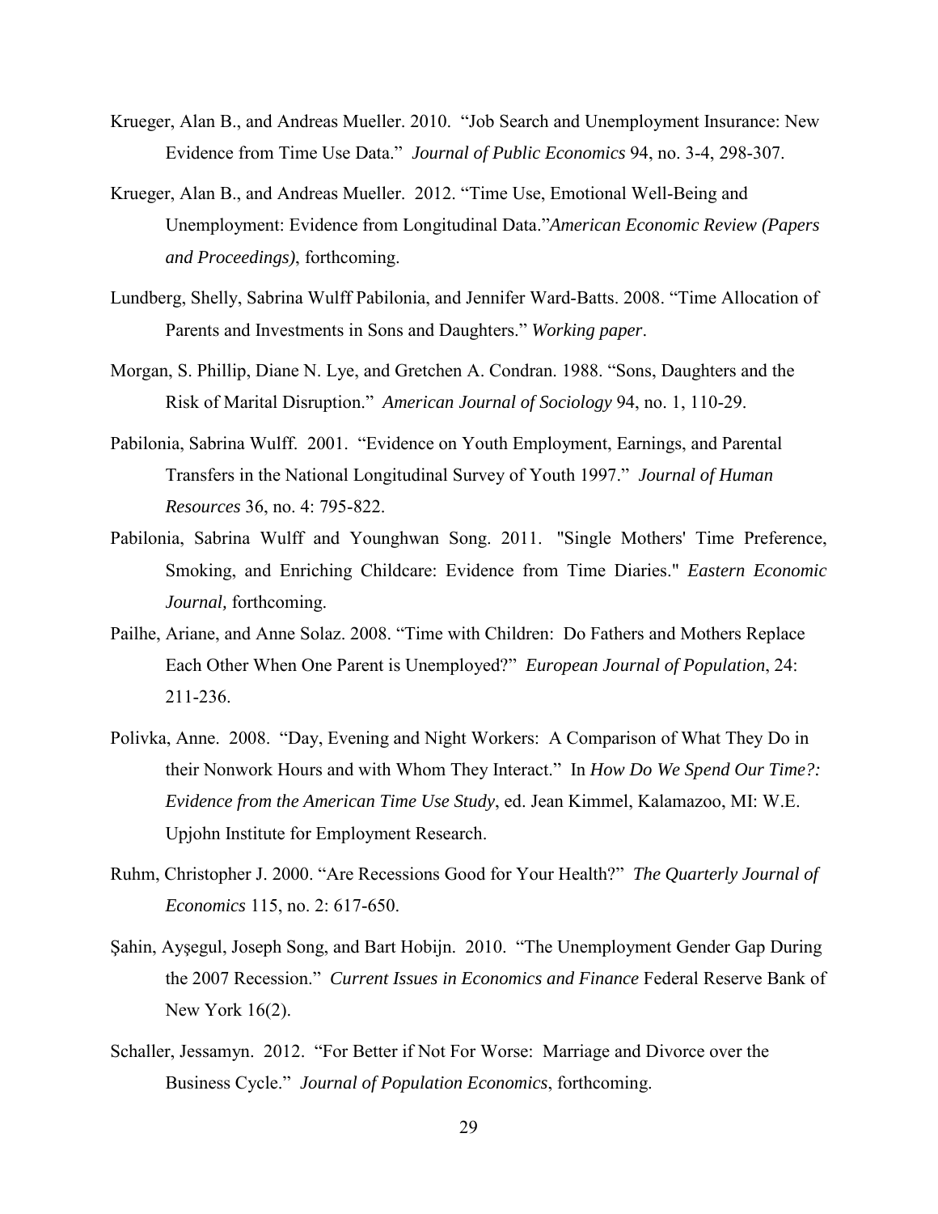Krueger, Alan B., and Andreas Mueller. 2010. "Job Search and Unemployment Insurance: New Evidence from Time Use Data." *Journal of Public Economics* 94, no. 3-4, 298-307.

Krueger, Alan B., and Andreas Mueller. 2012. "Time Use, Emotional Well-Being and Unemployment: Evidence from Longitudinal Data."*American Economic Review (Papers and Proceedings)*, forthcoming.

Lundberg, Shelly, Sabrina Wulff Pabilonia, and Jennifer Ward-Batts. 2008. "Time Allocation of Parents and Investments in Sons and Daughters." *Working paper*.

Morgan, S. Phillip, Diane N. Lye, and Gretchen A. Condran. 1988. "Sons, Daughters and the Risk of Marital Disruption." *American Journal of Sociology* 94, no. 1, 110-29.

Pabilonia, Sabrina Wulff. 2001. "Evidence on Youth Employment, Earnings, and Parental Transfers in the National Longitudinal Survey of Youth 1997." *Journal of Human Resources* 36, no. 4: 795-822.

Pabilonia, Sabrina Wulff and Younghwan Song. 2011. "Single Mothers' Time Preference, Smoking, and Enriching Childcare: Evidence from Time Diaries." *Eastern Economic Journal,* forthcoming.

Pailhe, Ariane, and Anne Solaz. 2008. "Time with Children: Do Fathers and Mothers Replace Each Other When One Parent is Unemployed?" *European Journal of Population*, 24: 211-236.

Polivka, Anne. 2008. "Day, Evening and Night Workers: A Comparison of What They Do in their Nonwork Hours and with Whom They Interact." In *How Do We Spend Our Time?: Evidence from the American Time Use Study*, ed. Jean Kimmel, Kalamazoo, MI: W.E. Upjohn Institute for Employment Research.

Ruhm, Christopher J. 2000. "Are Recessions Good for Your Health?" *The Quarterly Journal of Economics* 115, no. 2: 617-650.

Şahin, Ayşegul, Joseph Song, and Bart Hobijn. 2010. "The Unemployment Gender Gap During the 2007 Recession." *Current Issues in Economics and Finance* Federal Reserve Bank of New York 16(2).

Schaller, Jessamyn. 2012. "For Better if Not For Worse: Marriage and Divorce over the Business Cycle." *Journal of Population Economics*, forthcoming.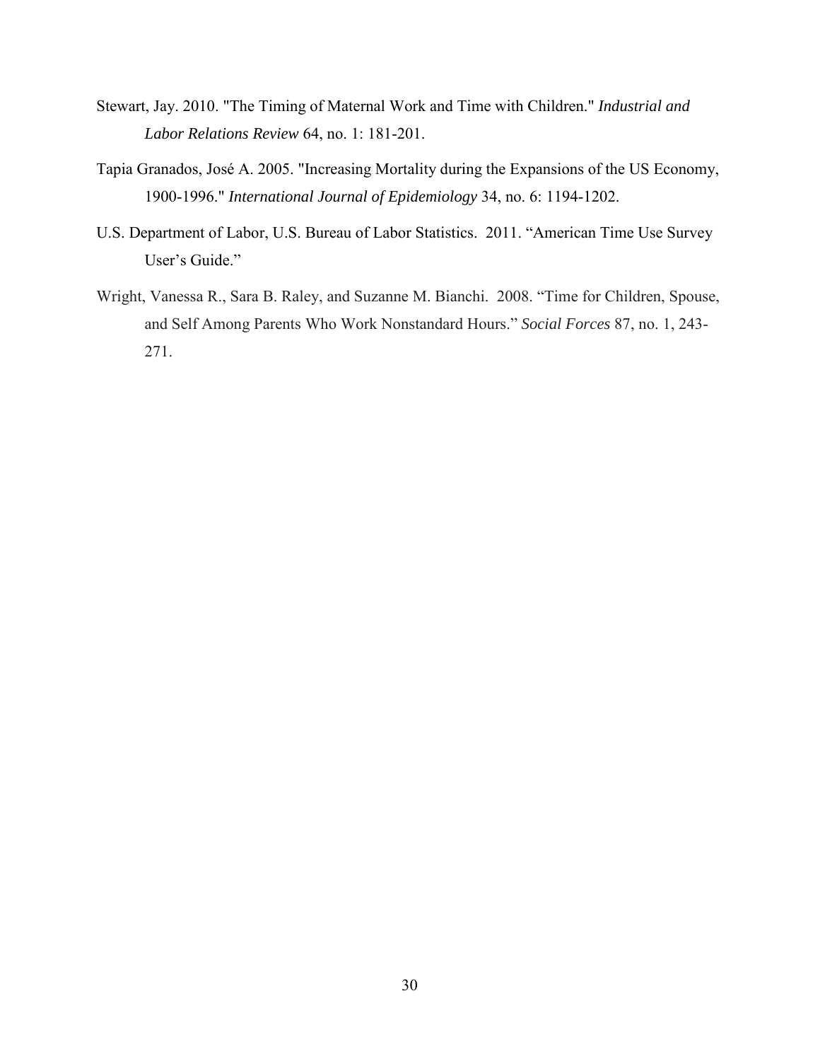Stewart, Jay. 2010. "The Timing of Maternal Work and Time with Children." *Industrial and Labor Relations Review* 64, no. 1: 181-201.

Tapia Granados, José A. 2005. "Increasing Mortality during the Expansions of the US Economy, 1900-1996." *International Journal of Epidemiology* 34, no. 6: 1194-1202.

U.S. Department of Labor, U.S. Bureau of Labor Statistics. 2011. "American Time Use Survey User's Guide."

Wright, Vanessa R., Sara B. Raley, and Suzanne M. Bianchi. 2008. "Time for Children, Spouse, and Self Among Parents Who Work Nonstandard Hours." *Social Forces* 87, no. 1, 243-271.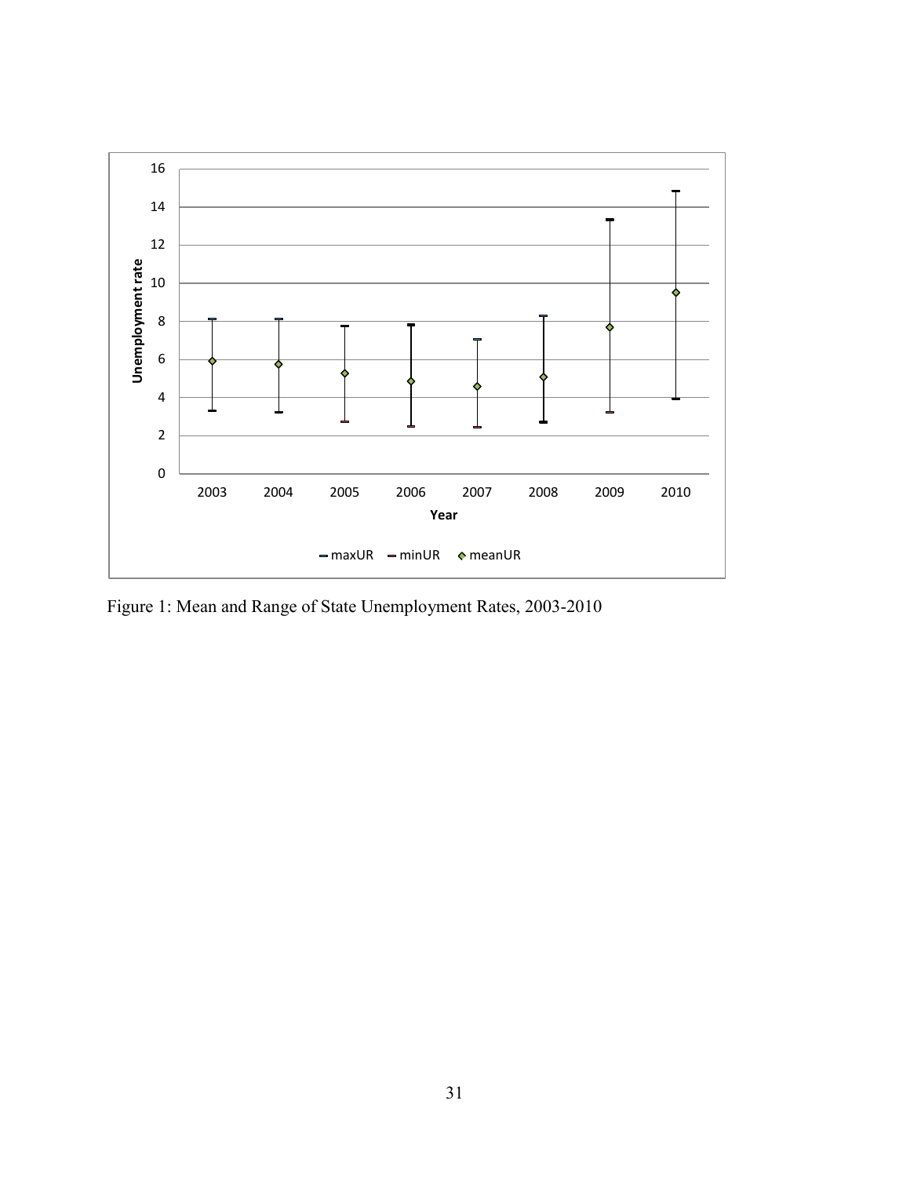Figure 1: Mean and Range of State Unemployment Rates, 2003-2010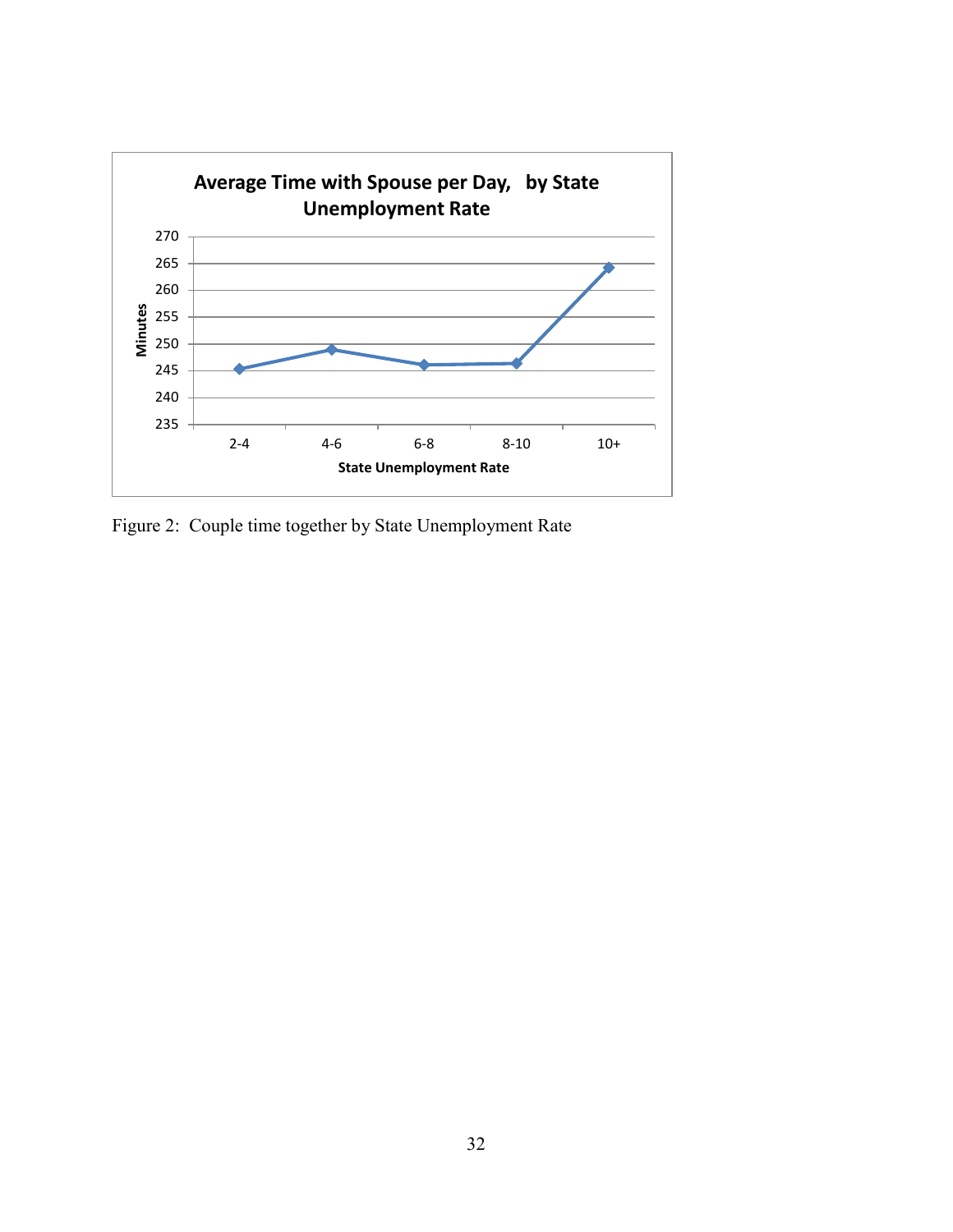Figure 2: Couple time together by State Unemployment Rate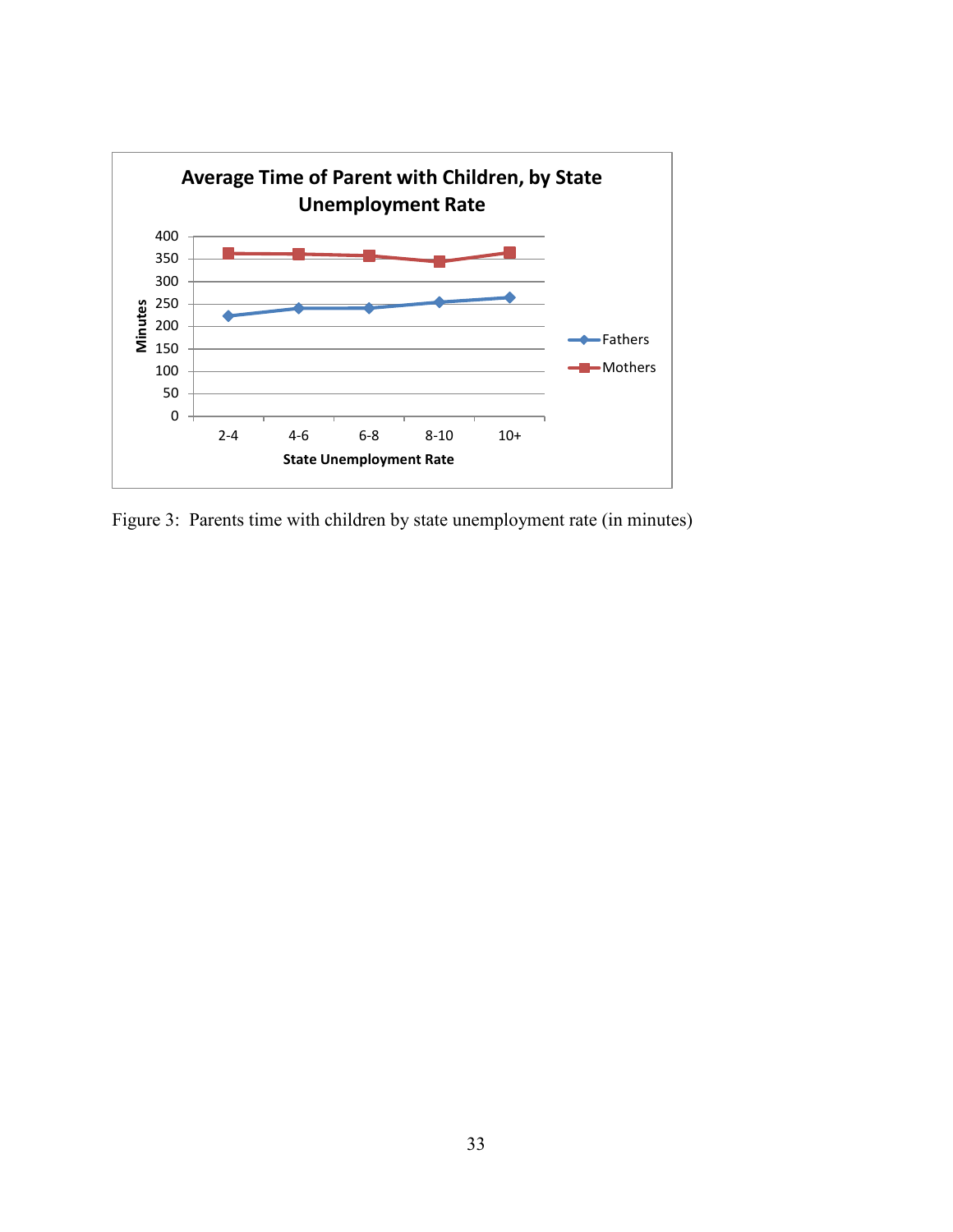Figure 3: Parents time with children by state unemployment rate (in minutes)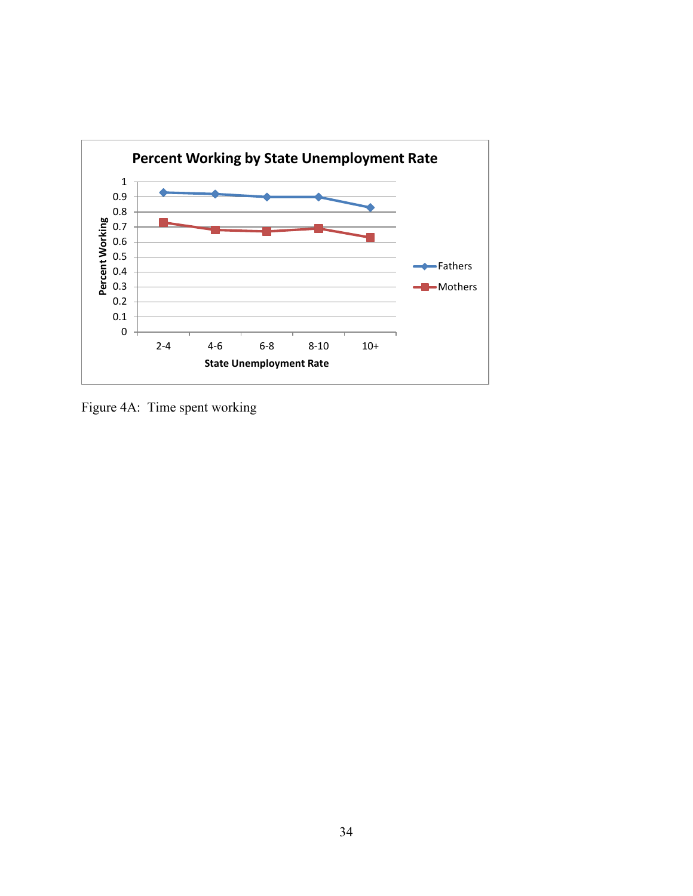Figure 4A: Time spent working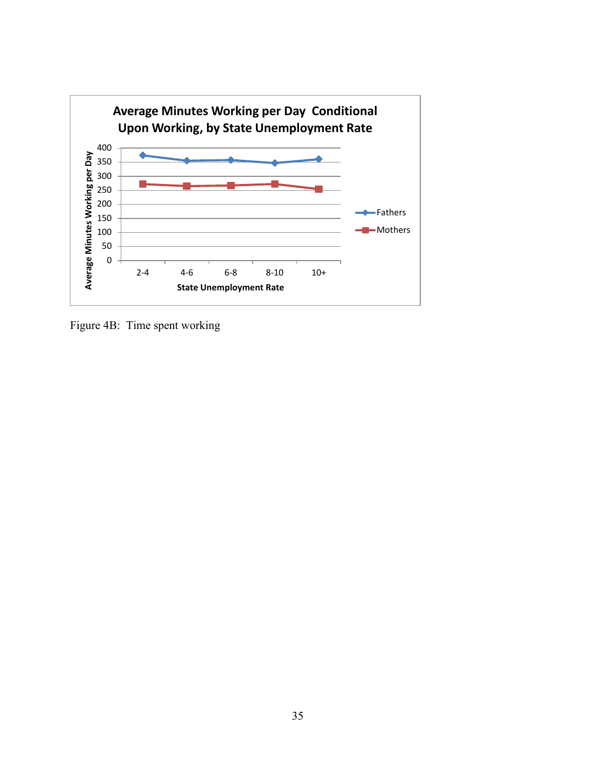Figure 4B: Time spent working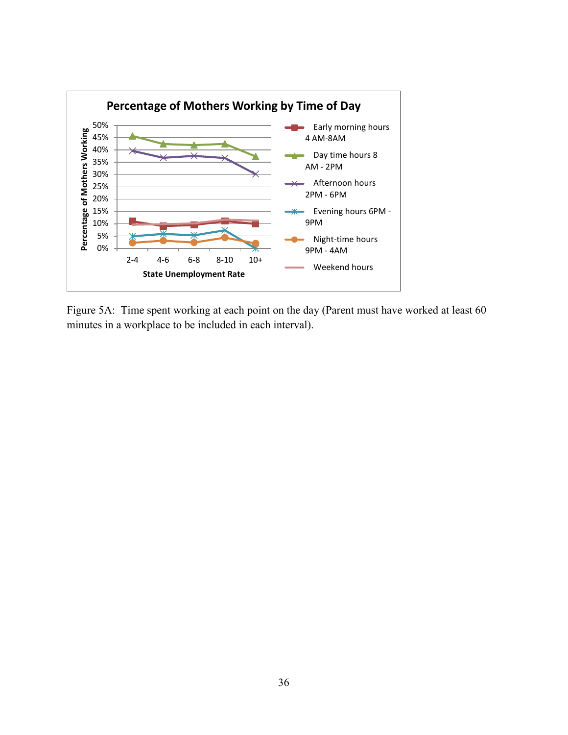Percentage of Mothers Working by Time of Day

Figure 5A: Time spent working at each point on the day (Parent must have worked at least 60 minutes in a workplace to be included in each interval).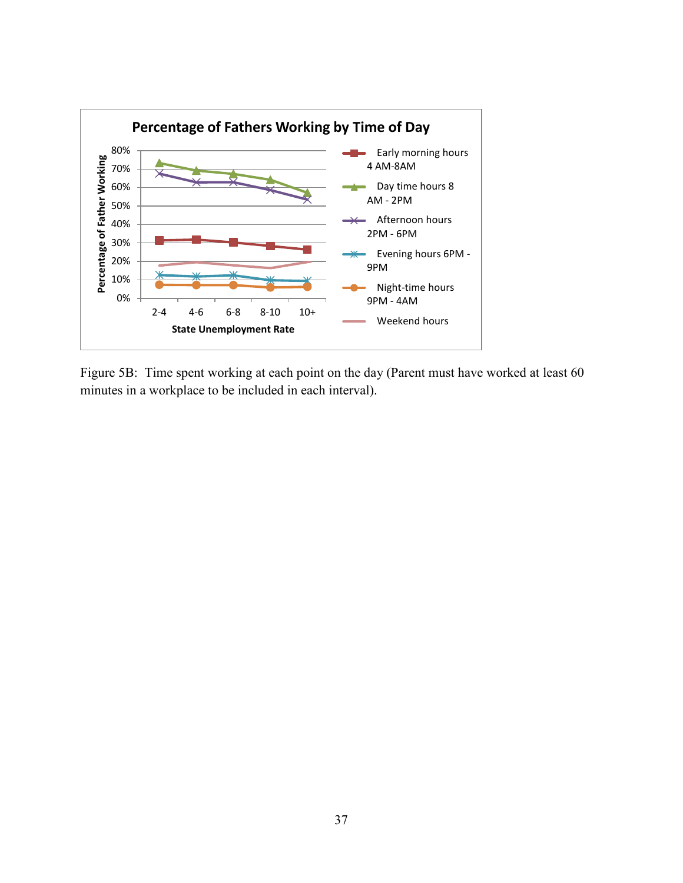Figure 5B: Time spent working at each point on the day (Parent must have worked at least 60 minutes in a workplace to be included in each interval).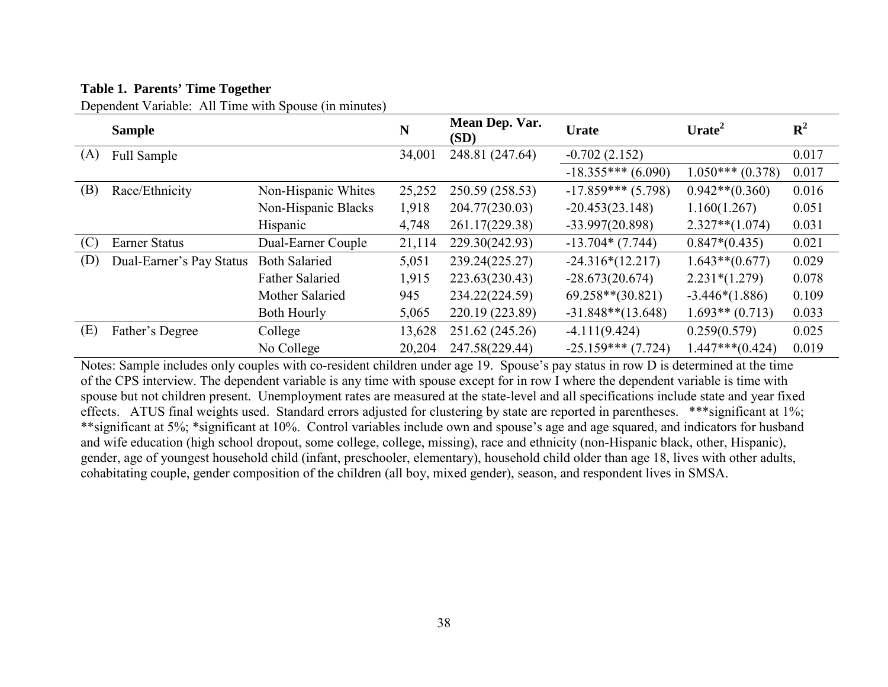**Table 1. Parents' Time Together**

Dependent Variable: All Time with Spouse (in minutes)

| | Sample | | N | Mean Dep. Var. (SD) | Urate | Urate$^2$ | $R^2$ |
|---|---|---|---|---|---|---|---|
| (A) | Full Sample | | 34,001 | 248.81 (247.64) | -0.702 (2.152) | | 0.017 |
| | | | | | -18.355*** (6.090) | 1.050*** (0.378) | 0.017 |
| (B) | Race/Ethnicity | Non-Hispanic Whites | 25,252 | 250.59 (258.53) | -17.859*** (5.798) | 0.942**(0.360) | 0.016 |
| | | Non-Hispanic Blacks | 1,918 | 204.77(230.03) | -20.453(23.148) | 1.160(1.267) | 0.051 |
| | | Hispanic | 4,748 | 261.17(229.38) | -33.997(20.898) | 2.327**(1.074) | 0.031 |
| (C) | Earner Status | Dual-Earner Couple | 21,114 | 229.30(242.93) | -13.704* (7.744) | 0.847*(0.435) | 0.021 |
| (D) | Dual-Earner's Pay Status | Both Salaried | 5,051 | 239.24(225.27) | -24.316*(12.217) | 1.643**(0.677) | 0.029 |
| | | Father Salaried | 1,915 | 223.63(230.43) | -28.673(20.674) | 2.231*(1.279) | 0.078 |
| | | Mother Salaried | 945 | 234.22(224.59) | 69.258**(30.821) | -3.446*(1.886) | 0.109 |
| | | Both Hourly | 5,065 | 220.19 (223.89) | -31.848**(13.648) | 1.693** (0.713) | 0.033 |
| (E) | Father's Degree | College | 13,628 | 251.62 (245.26) | -4.111(9.424) | 0.259(0.579) | 0.025 |
| | | No College | 20,204 | 247.58(229.44) | -25.159*** (7.724) | 1.447***(0.424) | 0.019 |

Notes: Sample includes only couples with co-resident children under age 19. Spouse's pay status in row D is determined at the time of the CPS interview. The dependent variable is any time with spouse except for in row I where the dependent variable is time with spouse but not children present. Unemployment rates are measured at the state-level and all specifications include state and year fixed effects. ATUS final weights used. Standard errors adjusted for clustering by state are reported in parentheses. ***significant at 1%; **significant at 5%; *significant at 10%. Control variables include own and spouse's age and age squared, and indicators for husband and wife education (high school dropout, some college, college, missing), race and ethnicity (non-Hispanic black, other, Hispanic), gender, age of youngest household child (infant, preschooler, elementary), household child older than age 18, lives with other adults, cohabitating couple, gender composition of the children (all boy, mixed gender), season, and respondent lives in SMSA.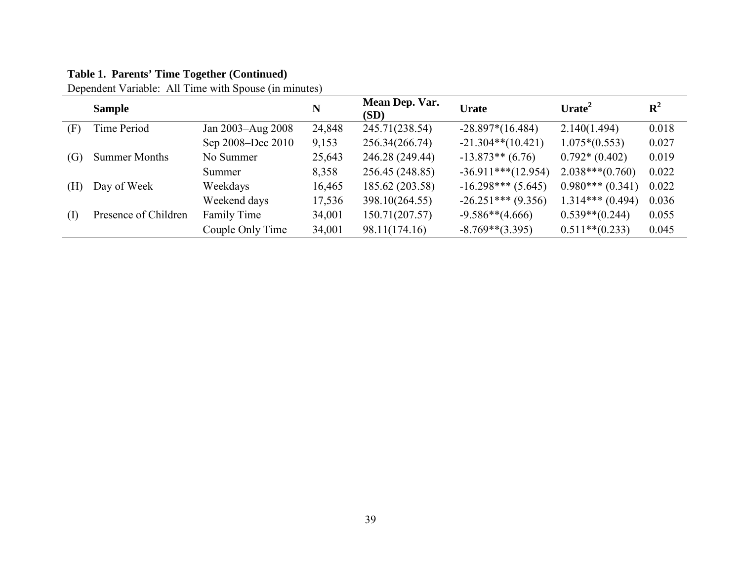**Table 1. Parents' Time Together (Continued)**

Dependent Variable: All Time with Spouse (in minutes)

| | Sample | | N | Mean Dep. Var. (SD) | Urate | $Urate^2$ | $R^2$ |
|---|---|---|---|---|---|---|---|
| (F) | Time Period | Jan 2003–Aug 2008 | 24,848 | 245.71(238.54) | -28.897*(16.484) | 2.140(1.494) | 0.018 |
| | | Sep 2008–Dec 2010 | 9,153 | 256.34(266.74) | -21.304**(10.421) | 1.075*(0.553) | 0.027 |
| (G) | Summer Months | No Summer | 25,643 | 246.28 (249.44) | -13.873** (6.76) | 0.792* (0.402) | 0.019 |
| | | Summer | 8,358 | 256.45 (248.85) | -36.911***(12.954) | 2.038***(0.760) | 0.022 |
| (H) | Day of Week | Weekdays | 16,465 | 185.62 (203.58) | -16.298*** (5.645) | 0.980*** (0.341) | 0.022 |
| | | Weekend days | 17,536 | 398.10(264.55) | -26.251*** (9.356) | 1.314*** (0.494) | 0.036 |
| (I) | Presence of Children | Family Time | 34,001 | 150.71(207.57) | -9.586**(4.666) | 0.539**(0.244) | 0.055 |
| | | Couple Only Time | 34,001 | 98.11(174.16) | -8.769**(3.395) | 0.511**(0.233) | 0.045 |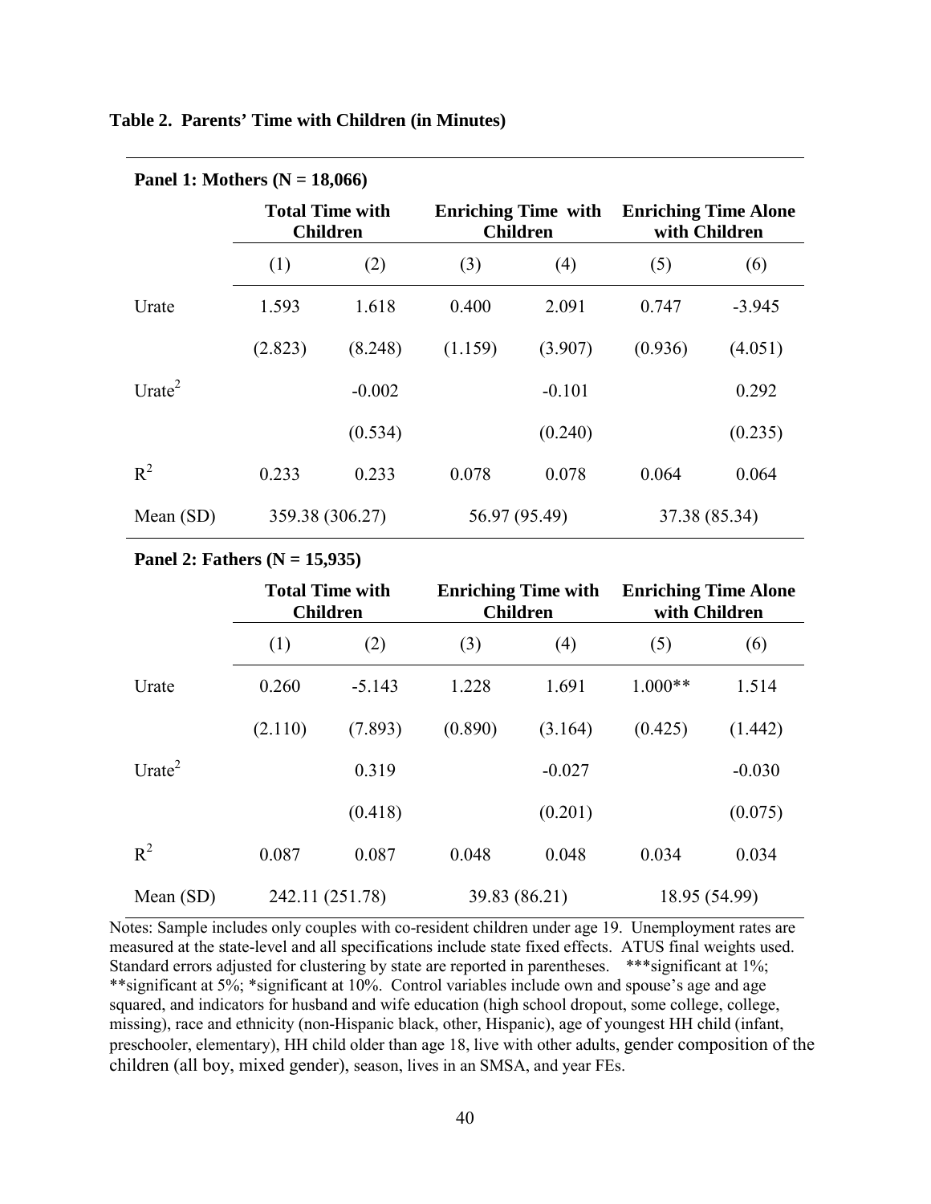**Table 2. Parents' Time with Children (in Minutes)**

**Panel 1: Mothers (N = 18,066)**

| | Total Time with Children | | Enriching Time with Children | | Enriching Time Alone with Children | |
|---|---|---|---|---|---|---|
| | (1) | (2) | (3) | (4) | (5) | (6) |
| Urate | 1.593 | 1.618 | 0.400 | 2.091 | 0.747 | -3.945 |
| | (2.823) | (8.248) | (1.159) | (3.907) | (0.936) | (4.051) |
| Urate$^2$ | | -0.002 | | -0.101 | | 0.292 |
| | | (0.534) | | (0.240) | | (0.235) |
| $R^2$ | 0.233 | 0.233 | 0.078 | 0.078 | 0.064 | 0.064 |
| Mean (SD) | 359.38 (306.27) | | 56.97 (95.49) | | 37.38 (85.34) | |

**Panel 2: Fathers (N = 15,935)**

| | Total Time with Children | | Enriching Time with Children | | Enriching Time Alone with Children | |
|---|---|---|---|---|---|---|
| | (1) | (2) | (3) | (4) | (5) | (6) |
| Urate | 0.260 | -5.143 | 1.228 | 1.691 | 1.000** | 1.514 |
| | (2.110) | (7.893) | (0.890) | (3.164) | (0.425) | (1.442) |
| Urate$^2$ | | 0.319 | | -0.027 | | -0.030 |
| | | (0.418) | | (0.201) | | (0.075) |
| $R^2$ | 0.087 | 0.087 | 0.048 | 0.048 | 0.034 | 0.034 |
| Mean (SD) | 242.11 (251.78) | | 39.83 (86.21) | | 18.95 (54.99) | |

Notes: Sample includes only couples with co-resident children under age 19. Unemployment rates are measured at the state-level and all specifications include state fixed effects. ATUS final weights used. Standard errors adjusted for clustering by state are reported in parentheses. ***significant at 1%; **significant at 5%; *significant at 10%. Control variables include own and spouse's age and age squared, and indicators for husband and wife education (high school dropout, some college, college, missing), race and ethnicity (non-Hispanic black, other, Hispanic), age of youngest HH child (infant, preschooler, elementary), HH child older than age 18, live with other adults, gender composition of the children (all boy, mixed gender), season, lives in an SMSA, and year FEs.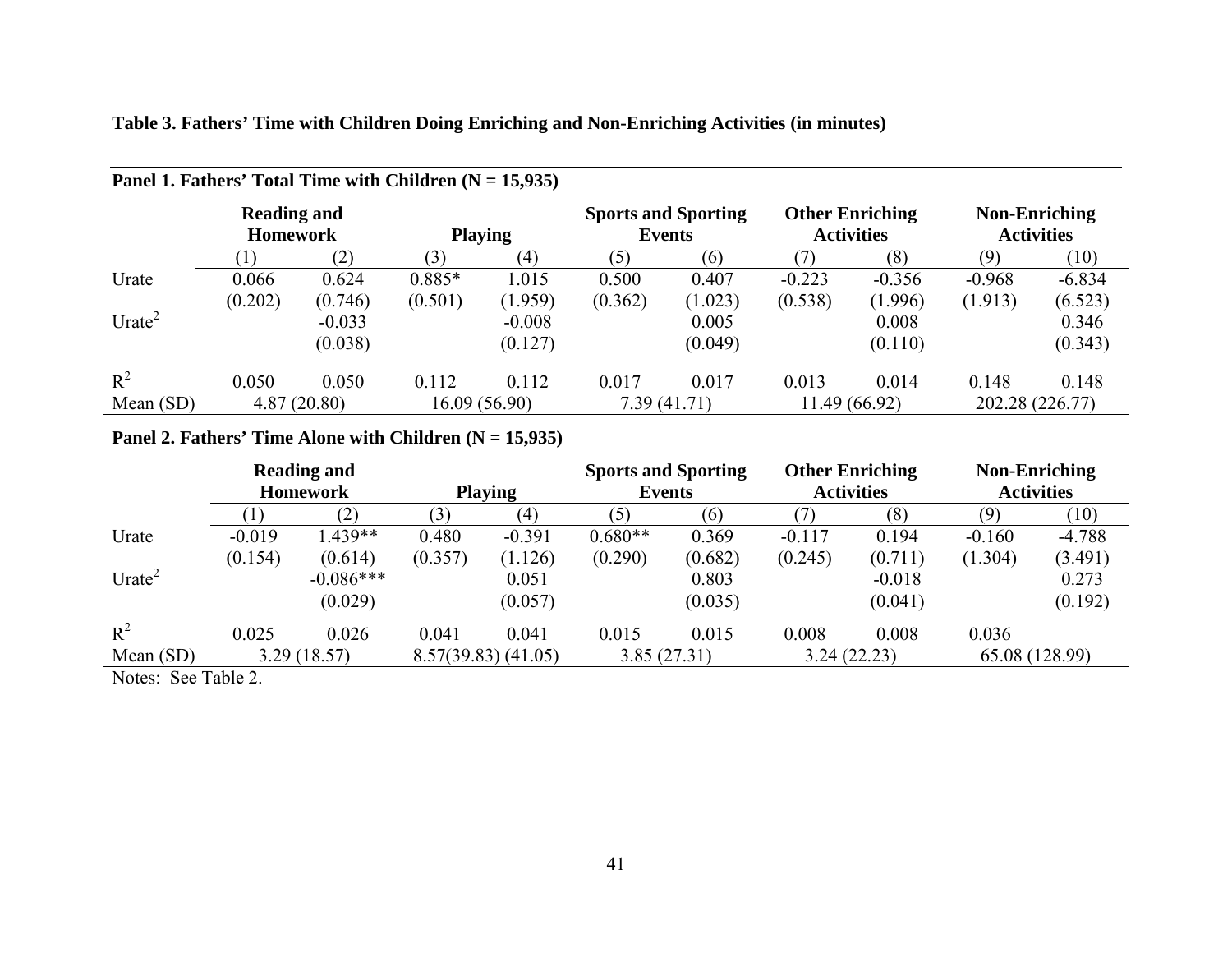**Table 3. Fathers' Time with Children Doing Enriching and Non-Enriching Activities (in minutes)**

**Panel 1. Fathers' Total Time with Children (N = 15,935)**

| | Reading and Homework | | Playing | | Sports and Sporting Events | | Other Enriching Activities | | Non-Enriching Activities | |
|---|---|---|---|---|---|---|---|---|---|---|
| | (1) | (2) | (3) | (4) | (5) | (6) | (7) | (8) | (9) | (10) |
| Urate | 0.066 | 0.624 | 0.885* | 1.015 | 0.500 | 0.407 | -0.223 | -0.356 | -0.968 | -6.834 |
| | (0.202) | (0.746) | (0.501) | (1.959) | (0.362) | (1.023) | (0.538) | (1.996) | (1.913) | (6.523) |
| $Urate^2$ | | -0.033 | | -0.008 | | 0.005 | | 0.008 | | 0.346 |
| | | (0.038) | | (0.127) | | (0.049) | | (0.110) | | (0.343) |
| $R^2$ | 0.050 | 0.050 | 0.112 | 0.112 | 0.017 | 0.017 | 0.013 | 0.014 | 0.148 | 0.148 |
| Mean (SD) | 4.87 (20.80) | | 16.09 (56.90) | | 7.39 (41.71) | | 11.49 (66.92) | | 202.28 (226.77) | |

**Panel 2. Fathers' Time Alone with Children (N = 15,935)**

| | Reading and Homework | | Playing | | Sports and Sporting Events | | Other Enriching Activities | | Non-Enriching Activities | |
|---|---|---|---|---|---|---|---|---|---|---|
| | (1) | (2) | (3) | (4) | (5) | (6) | (7) | (8) | (9) | (10) |
| Urate | -0.019 | 1.439** | 0.480 | -0.391 | 0.680** | 0.369 | -0.117 | 0.194 | -0.160 | -4.788 |
| | (0.154) | (0.614) | (0.357) | (1.126) | (0.290) | (0.682) | (0.245) | (0.711) | (1.304) | (3.491) |
| $Urate^2$ | | -0.086*** | | 0.051 | | 0.803 | | -0.018 | | 0.273 |
| | | (0.029) | | (0.057) | | (0.035) | | (0.041) | | (0.192) |
| $R^2$ | 0.025 | 0.026 | 0.041 | 0.041 | 0.015 | 0.015 | 0.008 | 0.008 | 0.036 | |
| Mean (SD) | 3.29 (18.57) | | 8.57(39.83) (41.05) | | 3.85 (27.31) | | 3.24 (22.23) | | 65.08 (128.99) | |

Notes: See Table 2.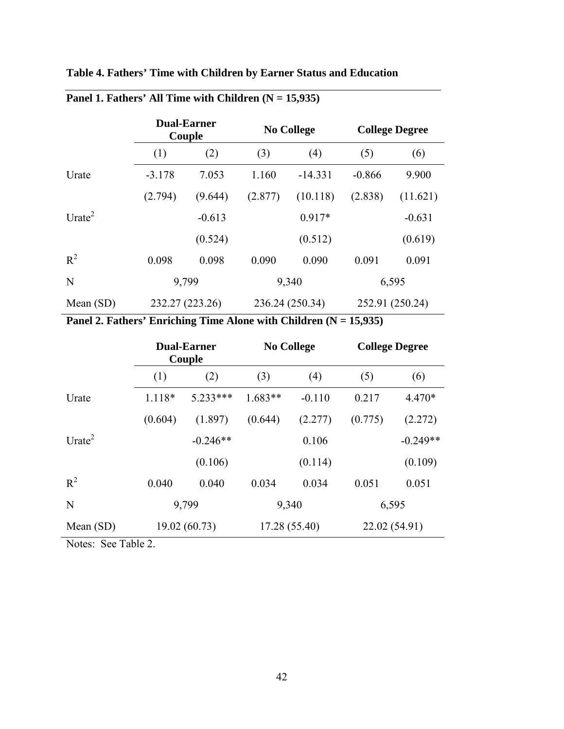**Table 4. Fathers' Time with Children by Earner Status and Education**

**Panel 1. Fathers' All Time with Children (N = 15,935)**

| | Dual-Earner Couple | | No College | | College Degree | |
|---|---|---|---|---|---|---|
| | (1) | (2) | (3) | (4) | (5) | (6) |
| Urate | -3.178 | 7.053 | 1.160 | -14.331 | -0.866 | 9.900 |
| | (2.794) | (9.644) | (2.877) | (10.118) | (2.838) | (11.621) |
| $\text{Urate}^2$ | | -0.613 | | 0.917* | | -0.631 |
| | | (0.524) | | (0.512) | | (0.619) |
| $R^2$ | 0.098 | 0.098 | 0.090 | 0.090 | 0.091 | 0.091 |
| N | 9,799 | | 9,340 | | 6,595 | |
| Mean (SD) | 232.27 (223.26) | | 236.24 (250.34) | | 252.91 (250.24) | |

**Panel 2. Fathers' Enriching Time Alone with Children (N = 15,935)**

| | Dual-Earner Couple | | No College | | College Degree | |
|---|---|---|---|---|---|---|
| | (1) | (2) | (3) | (4) | (5) | (6) |
| Urate | 1.118* | 5.233*** | 1.683** | -0.110 | 0.217 | 4.470* |
| | (0.604) | (1.897) | (0.644) | (2.277) | (0.775) | (2.272) |
| $\text{Urate}^2$ | | -0.246** | | 0.106 | | -0.249** |
| | | (0.106) | | (0.114) | | (0.109) |
| $R^2$ | 0.040 | 0.040 | 0.034 | 0.034 | 0.051 | 0.051 |
| N | 9,799 | | 9,340 | | 6,595 | |
| Mean (SD) | 19.02 (60.73) | | 17.28 (55.40) | | 22.02 (54.91) | |

Notes: See Table 2.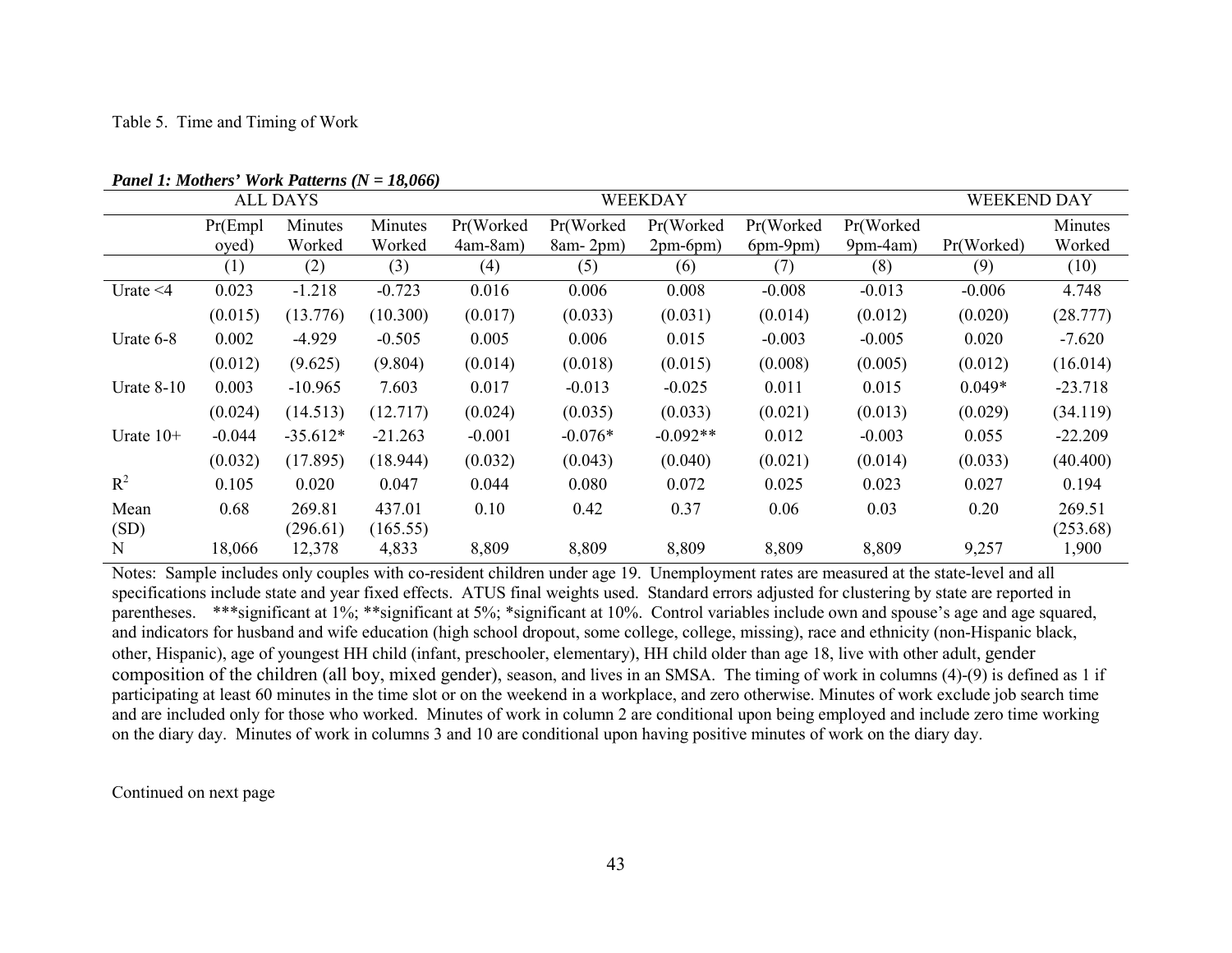Table 5. Time and Timing of Work

***Panel 1: Mothers' Work Patterns (N = 18,066)***

| | ALL DAYS | | | WEEKDAY | | | | | WEEKEND DAY | |
|---|---|---|---|---|---|---|---|---|---|---|
| | Pr(Employed) | Minutes Worked | Minutes Worked | Pr(Worked 4am-8am) | Pr(Worked 8am- 2pm) | Pr(Worked 2pm-6pm) | Pr(Worked 6pm-9pm) | Pr(Worked 9pm-4am) | Pr(Worked) | Minutes Worked |
| | (1) | (2) | (3) | (4) | (5) | (6) | (7) | (8) | (9) | (10) |
| Urate <4 | 0.023 | -1.218 | -0.723 | 0.016 | 0.006 | 0.008 | -0.008 | -0.013 | -0.006 | 4.748 |
| | (0.015) | (13.776) | (10.300) | (0.017) | (0.033) | (0.031) | (0.014) | (0.012) | (0.020) | (28.777) |
| Urate 6-8 | 0.002 | -4.929 | -0.505 | 0.005 | 0.006 | 0.015 | -0.003 | -0.005 | 0.020 | -7.620 |
| | (0.012) | (9.625) | (9.804) | (0.014) | (0.018) | (0.015) | (0.008) | (0.005) | (0.012) | (16.014) |
| Urate 8-10 | 0.003 | -10.965 | 7.603 | 0.017 | -0.013 | -0.025 | 0.011 | 0.015 | 0.049* | -23.718 |
| | (0.024) | (14.513) | (12.717) | (0.024) | (0.035) | (0.033) | (0.021) | (0.013) | (0.029) | (34.119) |
| Urate 10+ | -0.044 | -35.612* | -21.263 | -0.001 | -0.076* | -0.092** | 0.012 | -0.003 | 0.055 | -22.209 |
| | (0.032) | (17.895) | (18.944) | (0.032) | (0.043) | (0.040) | (0.021) | (0.014) | (0.033) | (40.400) |
| $R^2$ | 0.105 | 0.020 | 0.047 | 0.044 | 0.080 | 0.072 | 0.025 | 0.023 | 0.027 | 0.194 |
| Mean | 0.68 | 269.81 | 437.01 | 0.10 | 0.42 | 0.37 | 0.06 | 0.03 | 0.20 | 269.51 |
| (SD) | | (296.61) | (165.55) | | | | | | | (253.68) |
| N | 18,066 | 12,378 | 4,833 | 8,809 | 8,809 | 8,809 | 8,809 | 8,809 | 9,257 | 1,900 |

Notes: Sample includes only couples with co-resident children under age 19. Unemployment rates are measured at the state-level and all specifications include state and year fixed effects. ATUS final weights used. Standard errors adjusted for clustering by state are reported in parentheses. ***significant at 1%; **significant at 5%; *significant at 10%. Control variables include own and spouse's age and age squared, and indicators for husband and wife education (high school dropout, some college, college, missing), race and ethnicity (non-Hispanic black, other, Hispanic), age of youngest HH child (infant, preschooler, elementary), HH child older than age 18, live with other adult, gender composition of the children (all boy, mixed gender), season, and lives in an SMSA. The timing of work in columns (4)-(9) is defined as 1 if participating at least 60 minutes in the time slot or on the weekend in a workplace, and zero otherwise. Minutes of work exclude job search time and are included only for those who worked. Minutes of work in column 2 are conditional upon being employed and include zero time working on the diary day. Minutes of work in columns 3 and 10 are conditional upon having positive minutes of work on the diary day.

Continued on next page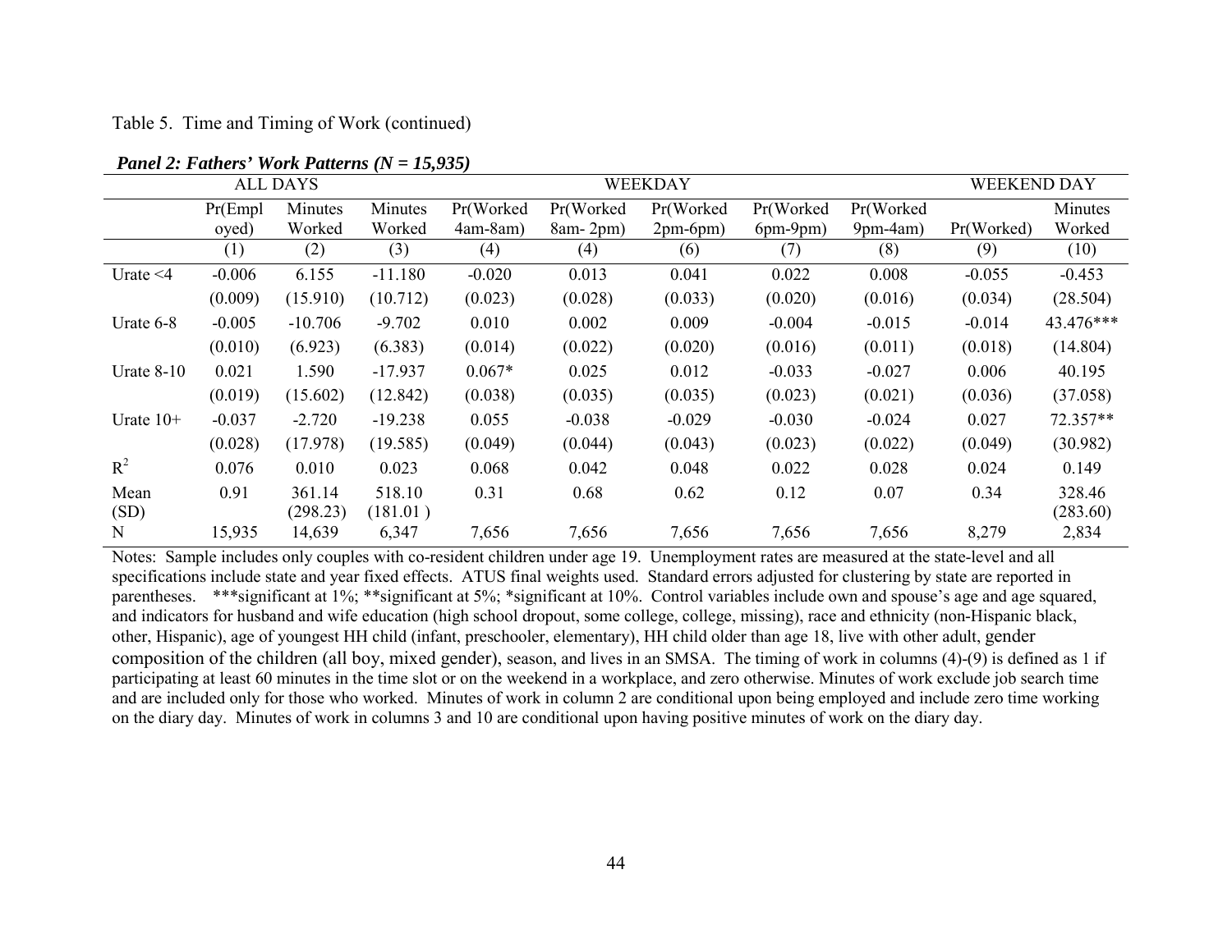Table 5. Time and Timing of Work (continued)

***Panel 2: Fathers' Work Patterns (N = 15,935)***

| | ALL DAYS | | WEEKDAY | | | | | | WEEKEND DAY | |
|---|---|---|---|---|---|---|---|---|---|---|
| | Pr(Employed) | Minutes Worked | Minutes Worked | Pr(Worked 4am-8am) | Pr(Worked 8am- 2pm) | Pr(Worked 2pm-6pm) | Pr(Worked 6pm-9pm) | Pr(Worked 9pm-4am) | Pr(Worked) | Minutes Worked |
| | (1) | (2) | (3) | (4) | (4) | (6) | (7) | (8) | (9) | (10) |
| Urate <4 | -0.006 | 6.155 | -11.180 | -0.020 | 0.013 | 0.041 | 0.022 | 0.008 | -0.055 | -0.453 |
| | (0.009) | (15.910) | (10.712) | (0.023) | (0.028) | (0.033) | (0.020) | (0.016) | (0.034) | (28.504) |
| Urate 6-8 | -0.005 | -10.706 | -9.702 | 0.010 | 0.002 | 0.009 | -0.004 | -0.015 | -0.014 | 43.476*** |
| | (0.010) | (6.923) | (6.383) | (0.014) | (0.022) | (0.020) | (0.016) | (0.011) | (0.018) | (14.804) |
| Urate 8-10 | 0.021 | 1.590 | -17.937 | 0.067* | 0.025 | 0.012 | -0.033 | -0.027 | 0.006 | 40.195 |
| | (0.019) | (15.602) | (12.842) | (0.038) | (0.035) | (0.035) | (0.023) | (0.021) | (0.036) | (37.058) |
| Urate 10+ | -0.037 | -2.720 | -19.238 | 0.055 | -0.038 | -0.029 | -0.030 | -0.024 | 0.027 | 72.357** |
| | (0.028) | (17.978) | (19.585) | (0.049) | (0.044) | (0.043) | (0.023) | (0.022) | (0.049) | (30.982) |
| $R^2$ | 0.076 | 0.010 | 0.023 | 0.068 | 0.042 | 0.048 | 0.022 | 0.028 | 0.024 | 0.149 |
| Mean (SD) | 0.91 | 361.14 (298.23) | 518.10 (181.01 ) | 0.31 | 0.68 | 0.62 | 0.12 | 0.07 | 0.34 | 328.46 (283.60) |
| N | 15,935 | 14,639 | 6,347 | 7,656 | 7,656 | 7,656 | 7,656 | 7,656 | 8,279 | 2,834 |

Notes: Sample includes only couples with co-resident children under age 19. Unemployment rates are measured at the state-level and all specifications include state and year fixed effects. ATUS final weights used. Standard errors adjusted for clustering by state are reported in parentheses. ***significant at 1%; **significant at 5%; *significant at 10%. Control variables include own and spouse's age and age squared, and indicators for husband and wife education (high school dropout, some college, college, missing), race and ethnicity (non-Hispanic black, other, Hispanic), age of youngest HH child (infant, preschooler, elementary), HH child older than age 18, live with other adult, gender composition of the children (all boy, mixed gender), season, and lives in an SMSA. The timing of work in columns (4)-(9) is defined as 1 if participating at least 60 minutes in the time slot or on the weekend in a workplace, and zero otherwise. Minutes of work exclude job search time and are included only for those who worked. Minutes of work in column 2 are conditional upon being employed and include zero time working on the diary day. Minutes of work in columns 3 and 10 are conditional upon having positive minutes of work on the diary day.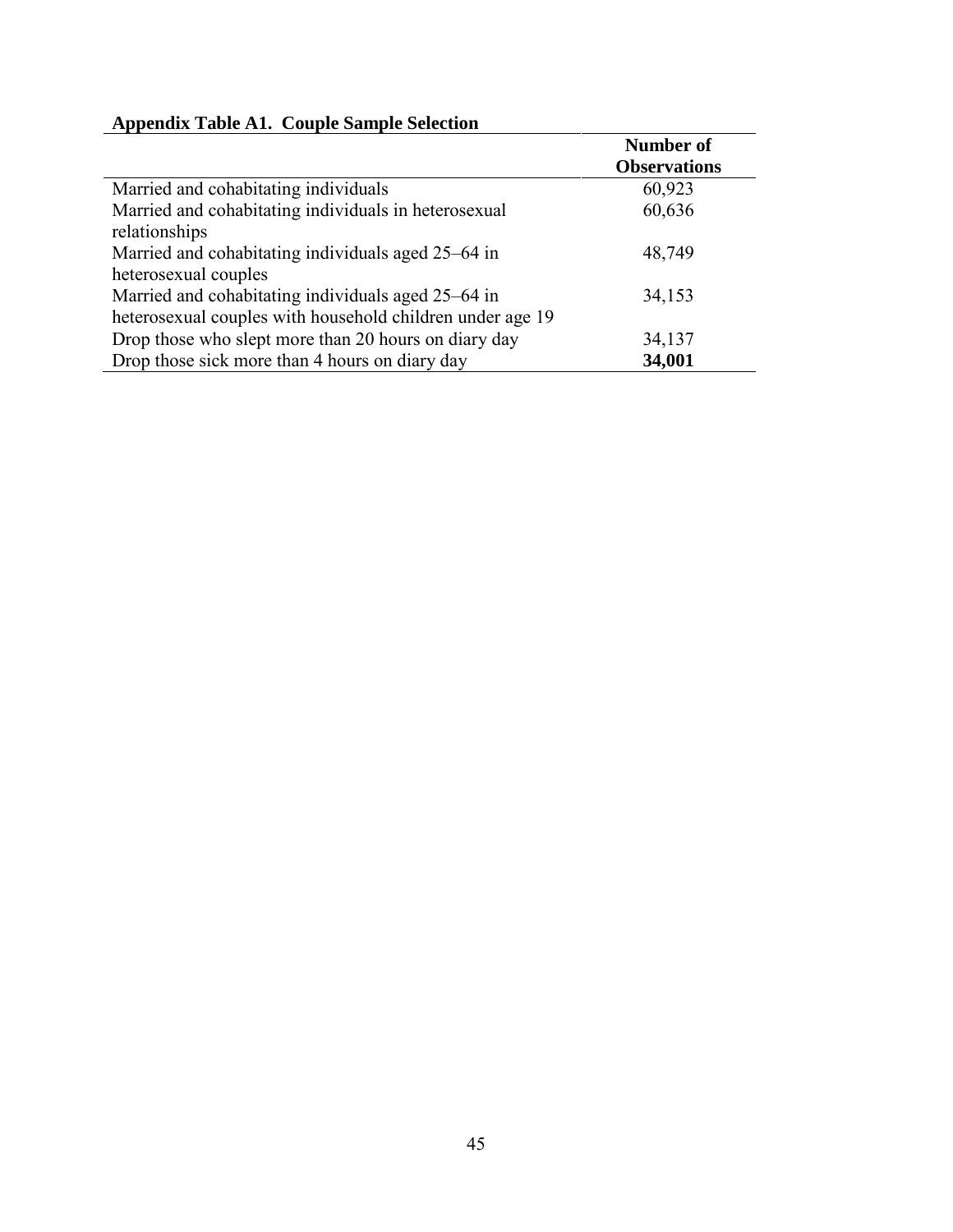**Appendix Table A1. Couple Sample Selection**

| | **Number of Observations** |
|---|---|
| Married and cohabitating individuals | 60,923 |
| Married and cohabitating individuals in heterosexual relationships | 60,636 |
| Married and cohabitating individuals aged 25–64 in heterosexual couples | 48,749 |
| Married and cohabitating individuals aged 25–64 in heterosexual couples with household children under age 19 | 34,153 |
| Drop those who slept more than 20 hours on diary day | 34,137 |
| Drop those sick more than 4 hours on diary day | **34,001** |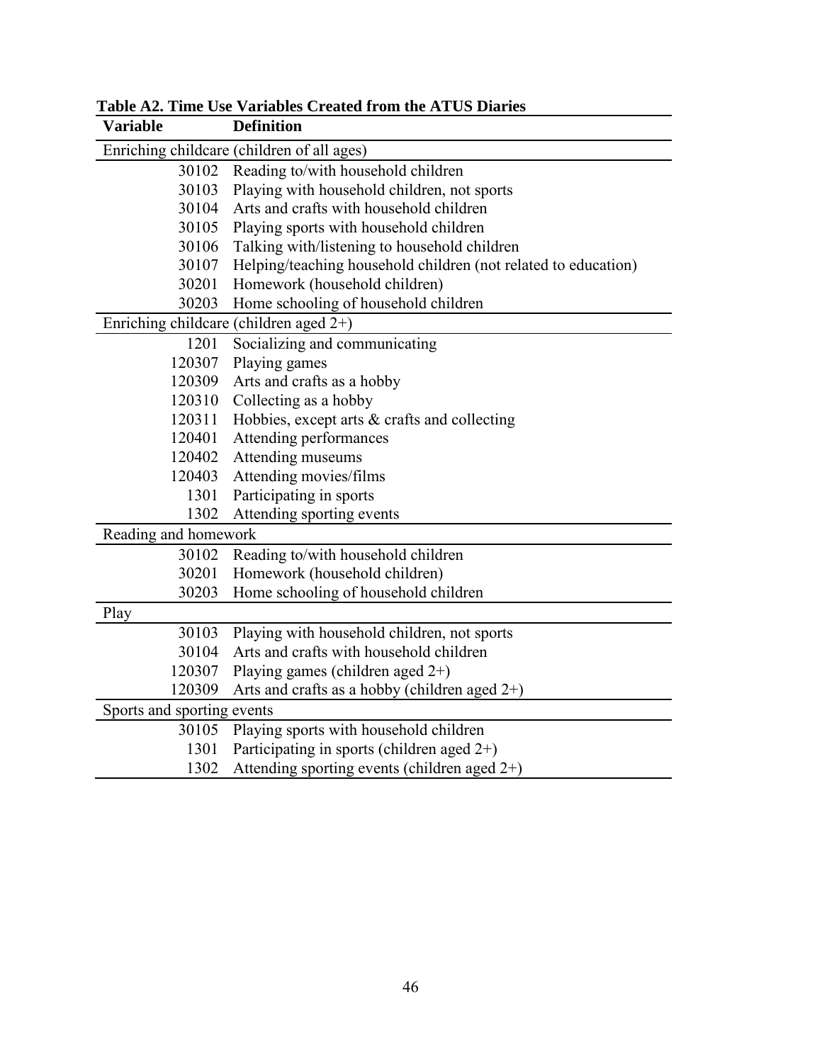**Table A2. Time Use Variables Created from the ATUS Diaries**

| Variable | Definition |
|---|---|
| Enriching childcare (children of all ages) | |
| 30102 | Reading to/with household children |
| 30103 | Playing with household children, not sports |
| 30104 | Arts and crafts with household children |
| 30105 | Playing sports with household children |
| 30106 | Talking with/listening to household children |
| 30107 | Helping/teaching household children (not related to education) |
| 30201 | Homework (household children) |
| 30203 | Home schooling of household children |
| Enriching childcare (children aged 2+) | |
| 1201 | Socializing and communicating |
| 120307 | Playing games |
| 120309 | Arts and crafts as a hobby |
| 120310 | Collecting as a hobby |
| 120311 | Hobbies, except arts & crafts and collecting |
| 120401 | Attending performances |
| 120402 | Attending museums |
| 120403 | Attending movies/films |
| 1301 | Participating in sports |
| 1302 | Attending sporting events |
| Reading and homework | |
| 30102 | Reading to/with household children |
| 30201 | Homework (household children) |
| 30203 | Home schooling of household children |
| Play | |
| 30103 | Playing with household children, not sports |
| 30104 | Arts and crafts with household children |
| 120307 | Playing games (children aged 2+) |
| 120309 | Arts and crafts as a hobby (children aged 2+) |
| Sports and sporting events | |
| 30105 | Playing sports with household children |
| 1301 | Participating in sports (children aged 2+) |
| 1302 | Attending sporting events (children aged 2+) |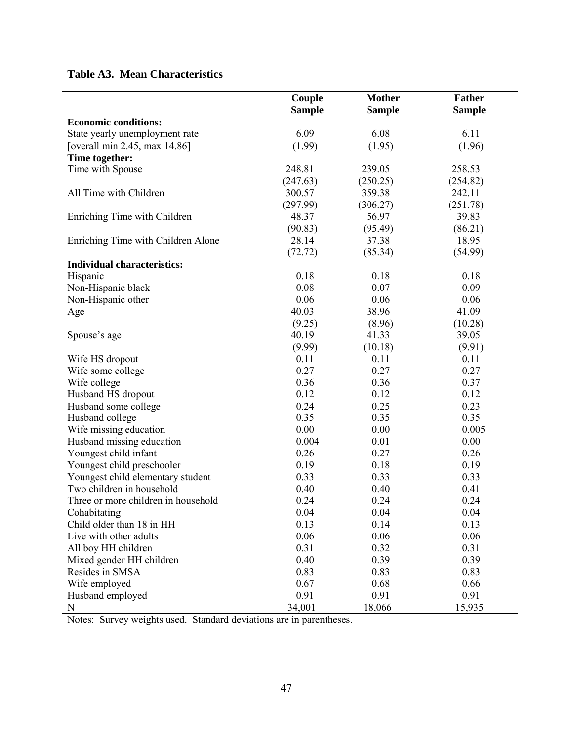**Table A3. Mean Characteristics**

| | Couple Sample | Mother Sample | Father Sample |
|---|---|---|---|
| **Economic conditions:** | | | |
| State yearly unemployment rate | 6.09 | 6.08 | 6.11 |
| [overall min 2.45, max 14.86] | (1.99) | (1.95) | (1.96) |
| **Time together:** | | | |
| Time with Spouse | 248.81 | 239.05 | 258.53 |
| | (247.63) | (250.25) | (254.82) |
| All Time with Children | 300.57 | 359.38 | 242.11 |
| | (297.99) | (306.27) | (251.78) |
| Enriching Time with Children | 48.37 | 56.97 | 39.83 |
| | (90.83) | (95.49) | (86.21) |
| Enriching Time with Children Alone | 28.14 | 37.38 | 18.95 |
| | (72.72) | (85.34) | (54.99) |
| **Individual characteristics:** | | | |
| Hispanic | 0.18 | 0.18 | 0.18 |
| Non-Hispanic black | 0.08 | 0.07 | 0.09 |
| Non-Hispanic other | 0.06 | 0.06 | 0.06 |
| Age | 40.03 | 38.96 | 41.09 |
| | (9.25) | (8.96) | (10.28) |
| Spouse's age | 40.19 | 41.33 | 39.05 |
| | (9.99) | (10.18) | (9.91) |
| Wife HS dropout | 0.11 | 0.11 | 0.11 |
| Wife some college | 0.27 | 0.27 | 0.27 |
| Wife college | 0.36 | 0.36 | 0.37 |
| Husband HS dropout | 0.12 | 0.12 | 0.12 |
| Husband some college | 0.24 | 0.25 | 0.23 |
| Husband college | 0.35 | 0.35 | 0.35 |
| Wife missing education | 0.00 | 0.00 | 0.005 |
| Husband missing education | 0.004 | 0.01 | 0.00 |
| Youngest child infant | 0.26 | 0.27 | 0.26 |
| Youngest child preschooler | 0.19 | 0.18 | 0.19 |
| Youngest child elementary student | 0.33 | 0.33 | 0.33 |
| Two children in household | 0.40 | 0.40 | 0.41 |
| Three or more children in household | 0.24 | 0.24 | 0.24 |
| Cohabitating | 0.04 | 0.04 | 0.04 |
| Child older than 18 in HH | 0.13 | 0.14 | 0.13 |
| Live with other adults | 0.06 | 0.06 | 0.06 |
| All boy HH children | 0.31 | 0.32 | 0.31 |
| Mixed gender HH children | 0.40 | 0.39 | 0.39 |
| Resides in SMSA | 0.83 | 0.83 | 0.83 |
| Wife employed | 0.67 | 0.68 | 0.66 |
| Husband employed | 0.91 | 0.91 | 0.91 |
| N | 34,001 | 18,066 | 15,935 |

Notes: Survey weights used. Standard deviations are in parentheses.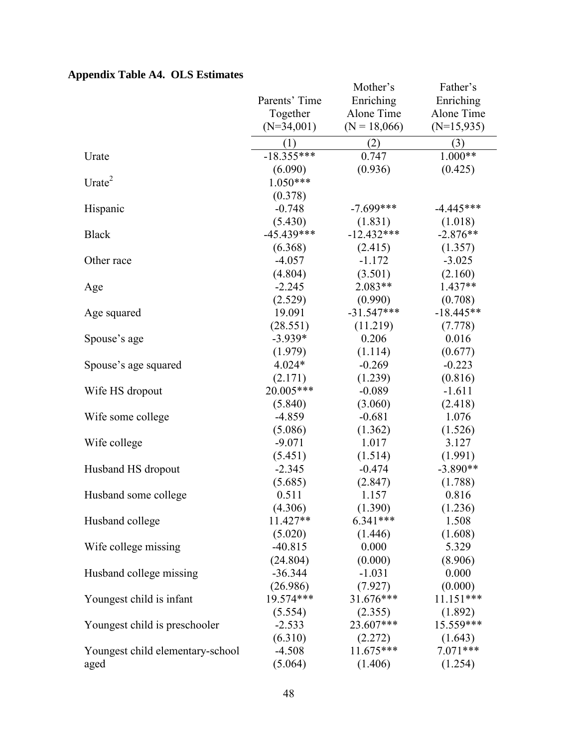**Appendix Table A4. OLS Estimates**

| | Parents' Time Together (N=34,001) | Mother's Enriching Alone Time (N = 18,066) | Father's Enriching Alone Time (N=15,935) |
|---|---|---|---|
| | (1) | (2) | (3) |
| Urate | -18.355*** | 0.747 | 1.000** |
| | (6.090) | (0.936) | (0.425) |
| Urate$^2$ | 1.050*** | | |
| | (0.378) | | |
| Hispanic | -0.748 | -7.699*** | -4.445*** |
| | (5.430) | (1.831) | (1.018) |
| Black | -45.439*** | -12.432*** | -2.876** |
| | (6.368) | (2.415) | (1.357) |
| Other race | -4.057 | -1.172 | -3.025 |
| | (4.804) | (3.501) | (2.160) |
| Age | -2.245 | 2.083** | 1.437** |
| | (2.529) | (0.990) | (0.708) |
| Age squared | 19.091 | -31.547*** | -18.445** |
| | (28.551) | (11.219) | (7.778) |
| Spouse's age | -3.939* | 0.206 | 0.016 |
| | (1.979) | (1.114) | (0.677) |
| Spouse's age squared | 4.024* | -0.269 | -0.223 |
| | (2.171) | (1.239) | (0.816) |
| Wife HS dropout | 20.005*** | -0.089 | -1.611 |
| | (5.840) | (3.060) | (2.418) |
| Wife some college | -4.859 | -0.681 | 1.076 |
| | (5.086) | (1.362) | (1.526) |
| Wife college | -9.071 | 1.017 | 3.127 |
| | (5.451) | (1.514) | (1.991) |
| Husband HS dropout | -2.345 | -0.474 | -3.890** |
| | (5.685) | (2.847) | (1.788) |
| Husband some college | 0.511 | 1.157 | 0.816 |
| | (4.306) | (1.390) | (1.236) |
| Husband college | 11.427** | 6.341*** | 1.508 |
| | (5.020) | (1.446) | (1.608) |
| Wife college missing | -40.815 | 0.000 | 5.329 |
| | (24.804) | (0.000) | (8.906) |
| Husband college missing | -36.344 | -1.031 | 0.000 |
| | (26.986) | (7.927) | (0.000) |
| Youngest child is infant | 19.574*** | 31.676*** | 11.151*** |
| | (5.554) | (2.355) | (1.892) |
| Youngest child is preschooler | -2.533 | 23.607*** | 15.559*** |
| | (6.310) | (2.272) | (1.643) |
| Youngest child elementary-school aged | -4.508 | 11.675*** | 7.071*** |
| | (5.064) | (1.406) | (1.254) |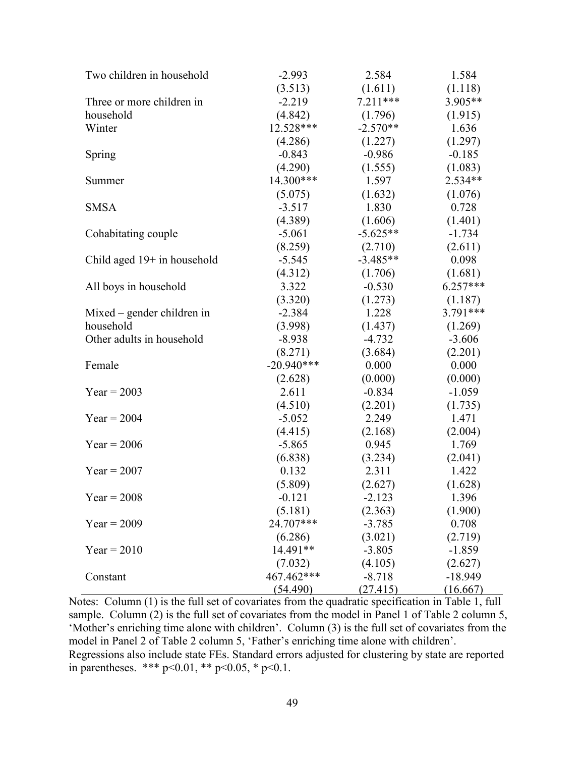| | (1) | (2) | (3) |
|---|---|---|---|
| Two children in household | -2.993 | 2.584 | 1.584 |
| | (3.513) | (1.611) | (1.118) |
| Three or more children in household | -2.219 | 7.211*** | 3.905** |
| | (4.842) | (1.796) | (1.915) |
| Winter | 12.528*** | -2.570** | 1.636 |
| | (4.286) | (1.227) | (1.297) |
| Spring | -0.843 | -0.986 | -0.185 |
| | (4.290) | (1.555) | (1.083) |
| Summer | 14.300*** | 1.597 | 2.534** |
| | (5.075) | (1.632) | (1.076) |
| SMSA | -3.517 | 1.830 | 0.728 |
| | (4.389) | (1.606) | (1.401) |
| Cohabitating couple | -5.061 | -5.625** | -1.734 |
| | (8.259) | (2.710) | (2.611) |
| Child aged 19+ in household | -5.545 | -3.485** | 0.098 |
| | (4.312) | (1.706) | (1.681) |
| All boys in household | 3.322 | -0.530 | 6.257*** |
| | (3.320) | (1.273) | (1.187) |
| Mixed – gender children in household | -2.384 | 1.228 | 3.791*** |
| | (3.998) | (1.437) | (1.269) |
| Other adults in household | -8.938 | -4.732 | -3.606 |
| | (8.271) | (3.684) | (2.201) |
| Female | -20.940*** | 0.000 | 0.000 |
| | (2.628) | (0.000) | (0.000) |
| Year = 2003 | 2.611 | -0.834 | -1.059 |
| | (4.510) | (2.201) | (1.735) |
| Year = 2004 | -5.052 | 2.249 | 1.471 |
| | (4.415) | (2.168) | (2.004) |
| Year = 2006 | -5.865 | 0.945 | 1.769 |
| | (6.838) | (3.234) | (2.041) |
| Year = 2007 | 0.132 | 2.311 | 1.422 |
| | (5.809) | (2.627) | (1.628) |
| Year = 2008 | -0.121 | -2.123 | 1.396 |
| | (5.181) | (2.363) | (1.900) |
| Year = 2009 | 24.707*** | -3.785 | 0.708 |
| | (6.286) | (3.021) | (2.719) |
| Year = 2010 | 14.491** | -3.805 | -1.859 |
| | (7.032) | (4.105) | (2.627) |
| Constant | 467.462*** | -8.718 | -18.949 |
| | (54.490) | (27.415) | (16.667) |

Notes: Column (1) is the full set of covariates from the quadratic specification in Table 1, full sample. Column (2) is the full set of covariates from the model in Panel 1 of Table 2 column 5, 'Mother's enriching time alone with children'. Column (3) is the full set of covariates from the model in Panel 2 of Table 2 column 5, 'Father's enriching time alone with children'. Regressions also include state FEs. Standard errors adjusted for clustering by state are reported in parentheses. *** p<0.01, ** p<0.05, * p<0.1.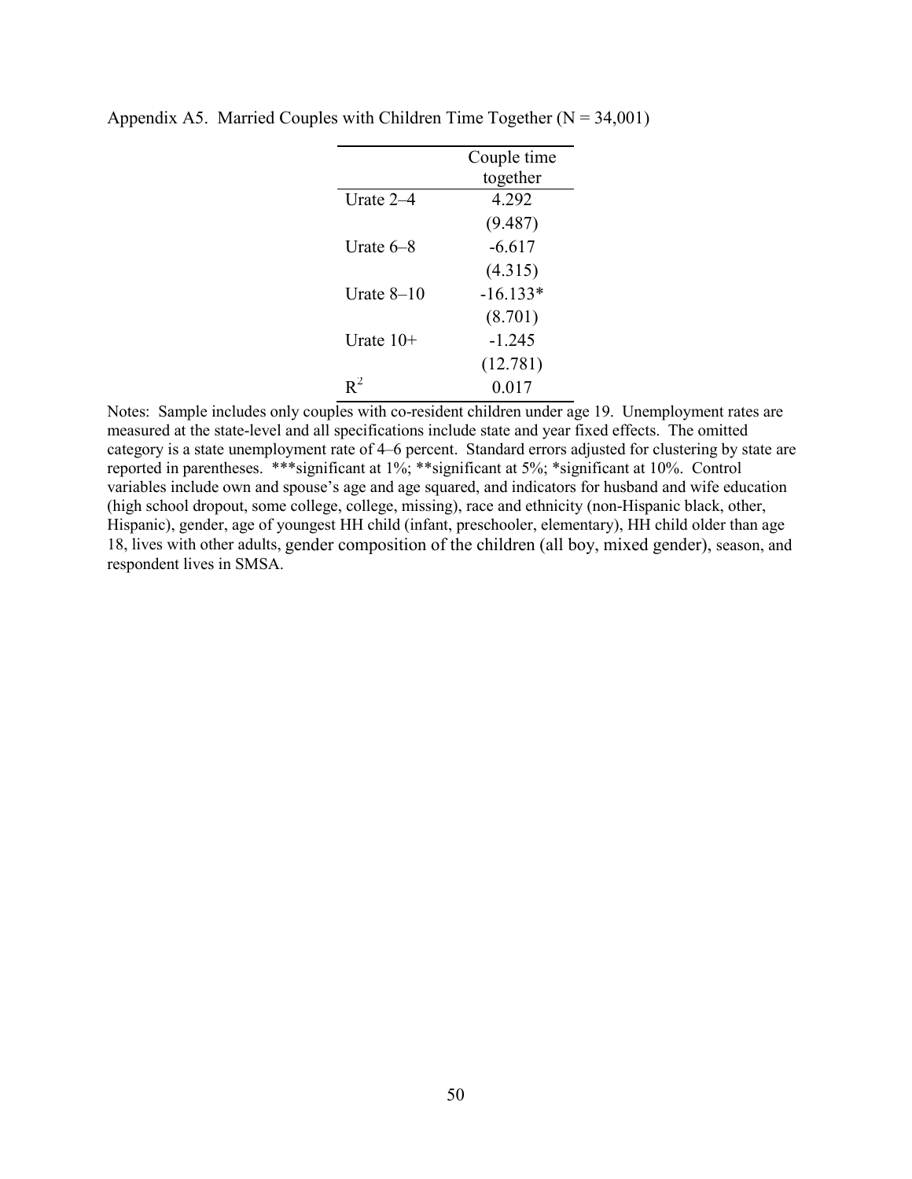Appendix A5. Married Couples with Children Time Together (N = 34,001)

| | Couple time together |
|---|---|
| Urate 2–4 | 4.292 |
| | (9.487) |
| Urate 6–8 | -6.617 |
| | (4.315) |
| Urate 8–10 | -16.133* |
| | (8.701) |
| Urate 10+ | -1.245 |
| | (12.781) |
| $R^2$ | 0.017 |

Notes: Sample includes only couples with co-resident children under age 19. Unemployment rates are measured at the state-level and all specifications include state and year fixed effects. The omitted category is a state unemployment rate of 4–6 percent. Standard errors adjusted for clustering by state are reported in parentheses. ***significant at 1%; **significant at 5%; *significant at 10%. Control variables include own and spouse's age and age squared, and indicators for husband and wife education (high school dropout, some college, college, missing), race and ethnicity (non-Hispanic black, other, Hispanic), gender, age of youngest HH child (infant, preschooler, elementary), HH child older than age 18, lives with other adults, gender composition of the children (all boy, mixed gender), season, and respondent lives in SMSA.